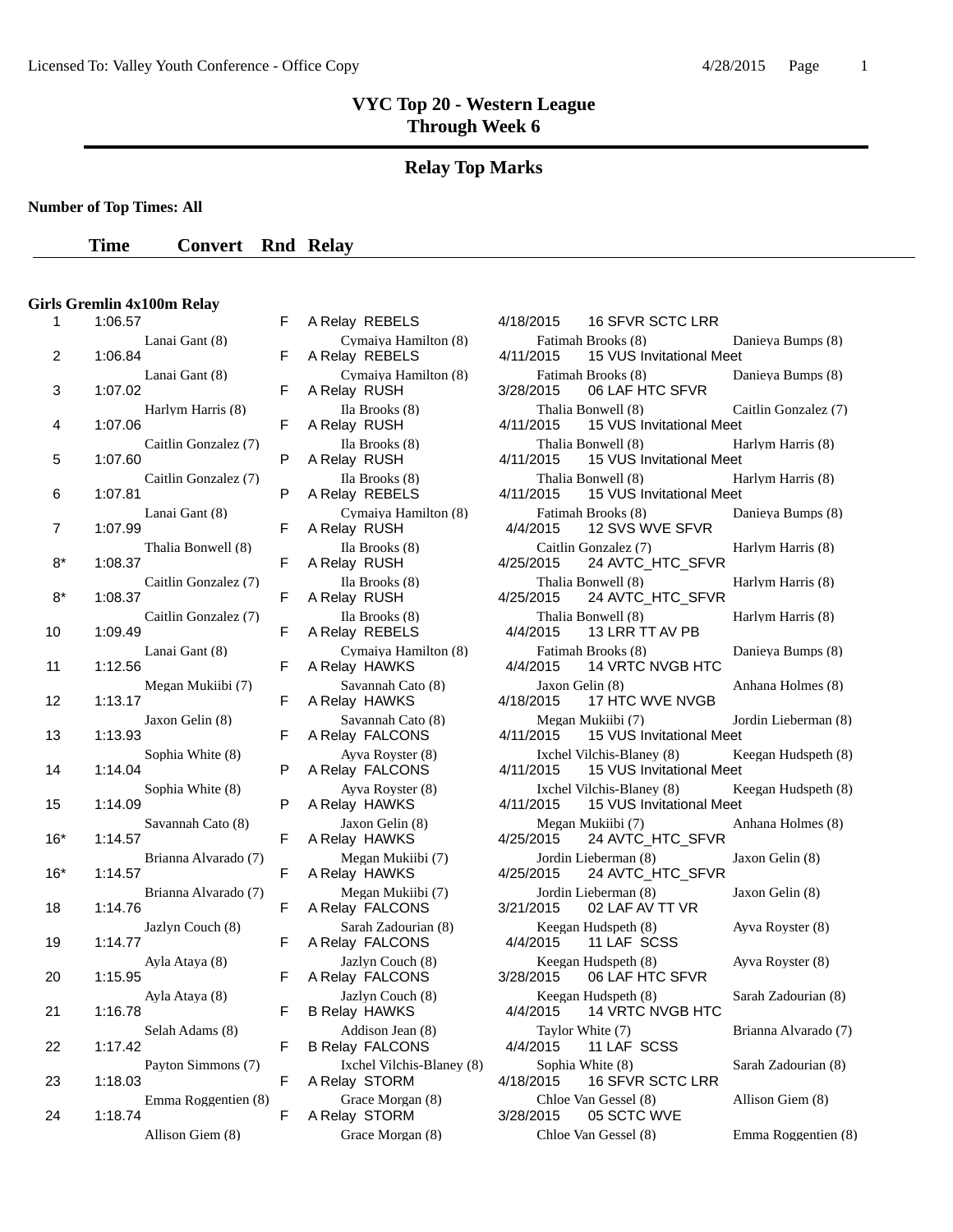# VYC Top 20 - Western League
## Through Week 6

## Relay Top Marks

**Number of Top Times: All**

### Girls Gremlin 4x100m Relay

| | Time | Convert | Rnd | Relay | Date | Meet |
|---|---|---|---|---|---|---|
| 1 | 1:06.57 | | F | A Relay REBELS | 4/18/2015 | 16 SFVR SCTC LRR |
| | Lanai Gant (8) | | | Cymaiya Hamilton (8) | Fatimah Brooks (8) | Danieya Bumps (8) |
| 2 | 1:06.84 | | F | A Relay REBELS | 4/11/2015 | 15 VUS Invitational Meet |
| | Lanai Gant (8) | | | Cymaiya Hamilton (8) | Fatimah Brooks (8) | Danieya Bumps (8) |
| 3 | 1:07.02 | | F | A Relay RUSH | 3/28/2015 | 06 LAF HTC SFVR |
| | Harlym Harris (8) | | | Ila Brooks (8) | Thalia Bonwell (8) | Caitlin Gonzalez (7) |
| 4 | 1:07.06 | | F | A Relay RUSH | 4/11/2015 | 15 VUS Invitational Meet |
| | Caitlin Gonzalez (7) | | | Ila Brooks (8) | Thalia Bonwell (8) | Harlym Harris (8) |
| 5 | 1:07.60 | | P | A Relay RUSH | 4/11/2015 | 15 VUS Invitational Meet |
| | Caitlin Gonzalez (7) | | | Ila Brooks (8) | Thalia Bonwell (8) | Harlym Harris (8) |
| 6 | 1:07.81 | | P | A Relay REBELS | 4/11/2015 | 15 VUS Invitational Meet |
| | Lanai Gant (8) | | | Cymaiya Hamilton (8) | Fatimah Brooks (8) | Danieya Bumps (8) |
| 7 | 1:07.99 | | F | A Relay RUSH | 4/4/2015 | 12 SVS WVE SFVR |
| | Thalia Bonwell (8) | | | Ila Brooks (8) | Caitlin Gonzalez (7) | Harlym Harris (8) |
| 8* | 1:08.37 | | F | A Relay RUSH | 4/25/2015 | 24 AVTC_HTC_SFVR |
| | Caitlin Gonzalez (7) | | | Ila Brooks (8) | Thalia Bonwell (8) | Harlym Harris (8) |
| 8* | 1:08.37 | | F | A Relay RUSH | 4/25/2015 | 24 AVTC_HTC_SFVR |
| | Caitlin Gonzalez (7) | | | Ila Brooks (8) | Thalia Bonwell (8) | Harlym Harris (8) |
| 10 | 1:09.49 | | F | A Relay REBELS | 4/4/2015 | 13 LRR TT AV PB |
| | Lanai Gant (8) | | | Cymaiya Hamilton (8) | Fatimah Brooks (8) | Danieya Bumps (8) |
| 11 | 1:12.56 | | F | A Relay HAWKS | 4/4/2015 | 14 VRTC NVGB HTC |
| | Megan Mukiibi (7) | | | Savannah Cato (8) | Jaxon Gelin (8) | Anhana Holmes (8) |
| 12 | 1:13.17 | | F | A Relay HAWKS | 4/18/2015 | 17 HTC WVE NVGB |
| | Jaxon Gelin (8) | | | Savannah Cato (8) | Megan Mukiibi (7) | Jordin Lieberman (8) |
| 13 | 1:13.93 | | F | A Relay FALCONS | 4/11/2015 | 15 VUS Invitational Meet |
| | Sophia White (8) | | | Ayva Royster (8) | Ixchel Vilchis-Blaney (8) | Keegan Hudspeth (8) |
| 14 | 1:14.04 | | P | A Relay FALCONS | 4/11/2015 | 15 VUS Invitational Meet |
| | Sophia White (8) | | | Ayva Royster (8) | Ixchel Vilchis-Blaney (8) | Keegan Hudspeth (8) |
| 15 | 1:14.09 | | P | A Relay HAWKS | 4/11/2015 | 15 VUS Invitational Meet |
| | Savannah Cato (8) | | | Jaxon Gelin (8) | Megan Mukiibi (7) | Anhana Holmes (8) |
| 16* | 1:14.57 | | F | A Relay HAWKS | 4/25/2015 | 24 AVTC_HTC_SFVR |
| | Brianna Alvarado (7) | | | Megan Mukiibi (7) | Jordin Lieberman (8) | Jaxon Gelin (8) |
| 16* | 1:14.57 | | F | A Relay HAWKS | 4/25/2015 | 24 AVTC_HTC_SFVR |
| | Brianna Alvarado (7) | | | Megan Mukiibi (7) | Jordin Lieberman (8) | Jaxon Gelin (8) |
| 18 | 1:14.76 | | F | A Relay FALCONS | 3/21/2015 | 02 LAF AV TT VR |
| | Jazlyn Couch (8) | | | Sarah Zadourian (8) | Keegan Hudspeth (8) | Ayva Royster (8) |
| 19 | 1:14.77 | | F | A Relay FALCONS | 4/4/2015 | 11 LAF SCSS |
| | Ayla Ataya (8) | | | Jazlyn Couch (8) | Keegan Hudspeth (8) | Ayva Royster (8) |
| 20 | 1:15.95 | | F | A Relay FALCONS | 3/28/2015 | 06 LAF HTC SFVR |
| | Ayla Ataya (8) | | | Jazlyn Couch (8) | Keegan Hudspeth (8) | Sarah Zadourian (8) |
| 21 | 1:16.78 | | F | B Relay HAWKS | 4/4/2015 | 14 VRTC NVGB HTC |
| | Selah Adams (8) | | | Addison Jean (8) | Taylor White (7) | Brianna Alvarado (7) |
| 22 | 1:17.42 | | F | B Relay FALCONS | 4/4/2015 | 11 LAF SCSS |
| | Payton Simmons (7) | | | Ixchel Vilchis-Blaney (8) | Sophia White (8) | Sarah Zadourian (8) |
| 23 | 1:18.03 | | F | A Relay STORM | 4/18/2015 | 16 SFVR SCTC LRR |
| | Emma Roggentien (8) | | | Grace Morgan (8) | Chloe Van Gessel (8) | Allison Giem (8) |
| 24 | 1:18.74 | | F | A Relay STORM | 3/28/2015 | 05 SCTC WVE |
| | Allison Giem (8) | | | Grace Morgan (8) | Chloe Van Gessel (8) | Emma Roggentien (8) |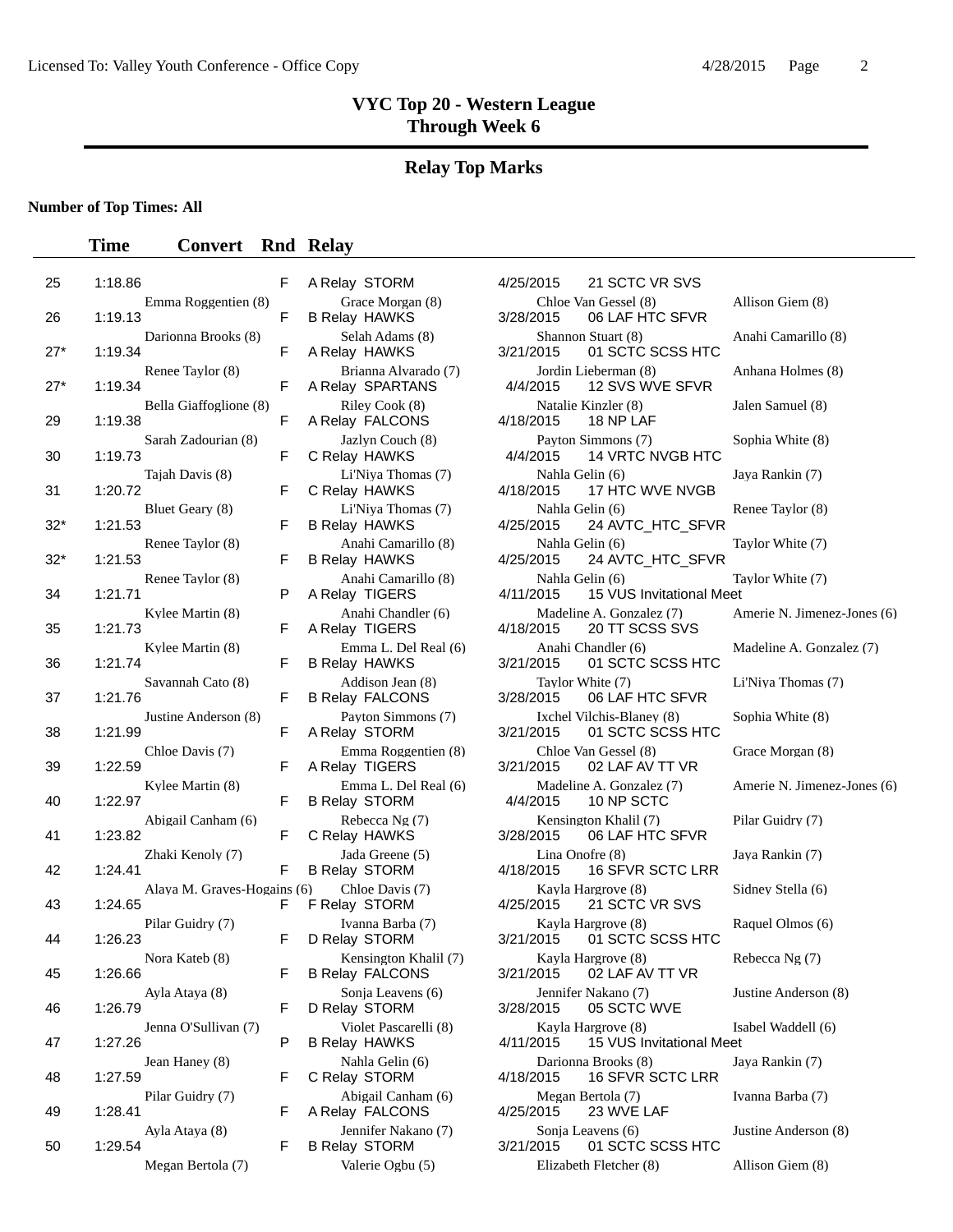# VYC Top 20 - Western League
## Through Week 6

## Relay Top Marks

**Number of Top Times: All**

| | Time | Convert | Rnd | Relay | | | |
|---|---|---|---|---|---|---|---|
| 25 | 1:18.86 | | F | A Relay STORM | 4/25/2015 | 21 SCTC VR SVS | |
| | Emma Roggentien (8) | | | Grace Morgan (8) | Chloe Van Gessel (8) | | Allison Giem (8) |
| 26 | 1:19.13 | | F | B Relay HAWKS | 3/28/2015 | 06 LAF HTC SFVR | |
| | Darionna Brooks (8) | | | Selah Adams (8) | Shannon Stuart (8) | | Anahi Camarillo (8) |
| 27* | 1:19.34 | | F | A Relay HAWKS | 3/21/2015 | 01 SCTC SCSS HTC | |
| | Renee Taylor (8) | | | Brianna Alvarado (7) | Jordin Lieberman (8) | | Anhana Holmes (8) |
| 27* | 1:19.34 | | F | A Relay SPARTANS | 4/4/2015 | 12 SVS WVE SFVR | |
| | Bella Giaffoglione (8) | | | Riley Cook (8) | Natalie Kinzler (8) | | Jalen Samuel (8) |
| 29 | 1:19.38 | | F | A Relay FALCONS | 4/18/2015 | 18 NP LAF | |
| | Sarah Zadourian (8) | | | Jazlyn Couch (8) | Payton Simmons (7) | | Sophia White (8) |
| 30 | 1:19.73 | | F | C Relay HAWKS | 4/4/2015 | 14 VRTC NVGB HTC | |
| | Tajah Davis (8) | | | Li'Niya Thomas (7) | Nahla Gelin (6) | | Jaya Rankin (7) |
| 31 | 1:20.72 | | F | C Relay HAWKS | 4/18/2015 | 17 HTC WVE NVGB | |
| | Bluet Geary (8) | | | Li'Niya Thomas (7) | Nahla Gelin (6) | | Renee Taylor (8) |
| 32* | 1:21.53 | | F | B Relay HAWKS | 4/25/2015 | 24 AVTC_HTC_SFVR | |
| | Renee Taylor (8) | | | Anahi Camarillo (8) | Nahla Gelin (6) | | Taylor White (7) |
| 32* | 1:21.53 | | F | B Relay HAWKS | 4/25/2015 | 24 AVTC_HTC_SFVR | |
| | Renee Taylor (8) | | | Anahi Camarillo (8) | Nahla Gelin (6) | | Taylor White (7) |
| 34 | 1:21.71 | | P | A Relay TIGERS | 4/11/2015 | 15 VUS Invitational Meet | |
| | Kylee Martin (8) | | | Anahi Chandler (6) | Madeline A. Gonzalez (7) | | Amerie N. Jimenez-Jones (6) |
| 35 | 1:21.73 | | F | A Relay TIGERS | 4/18/2015 | 20 TT SCSS SVS | |
| | Kylee Martin (8) | | | Emma L. Del Real (6) | Anahi Chandler (6) | | Madeline A. Gonzalez (7) |
| 36 | 1:21.74 | | F | B Relay HAWKS | 3/21/2015 | 01 SCTC SCSS HTC | |
| | Savannah Cato (8) | | | Addison Jean (8) | Taylor White (7) | | Li'Niya Thomas (7) |
| 37 | 1:21.76 | | F | B Relay FALCONS | 3/28/2015 | 06 LAF HTC SFVR | |
| | Justine Anderson (8) | | | Payton Simmons (7) | Ixchel Vilchis-Blaney (8) | | Sophia White (8) |
| 38 | 1:21.99 | | F | A Relay STORM | 3/21/2015 | 01 SCTC SCSS HTC | |
| | Chloe Davis (7) | | | Emma Roggentien (8) | Chloe Van Gessel (8) | | Grace Morgan (8) |
| 39 | 1:22.59 | | F | A Relay TIGERS | 3/21/2015 | 02 LAF AV TT VR | |
| | Kylee Martin (8) | | | Emma L. Del Real (6) | Madeline A. Gonzalez (7) | | Amerie N. Jimenez-Jones (6) |
| 40 | 1:22.97 | | F | B Relay STORM | 4/4/2015 | 10 NP SCTC | |
| | Abigail Canham (6) | | | Rebecca Ng (7) | Kensington Khalil (7) | | Pilar Guidry (7) |
| 41 | 1:23.82 | | F | C Relay HAWKS | 3/28/2015 | 06 LAF HTC SFVR | |
| | Zhaki Kenoly (7) | | | Jada Greene (5) | Lina Onofre (8) | | Jaya Rankin (7) |
| 42 | 1:24.41 | | F | B Relay STORM | 4/18/2015 | 16 SFVR SCTC LRR | |
| | Alaya M. Graves-Hogains (6) | | | Chloe Davis (7) | Kayla Hargrove (8) | | Sidney Stella (6) |
| 43 | 1:24.65 | | F | F Relay STORM | 4/25/2015 | 21 SCTC VR SVS | |
| | Pilar Guidry (7) | | | Ivanna Barba (7) | Kayla Hargrove (8) | | Raquel Olmos (6) |
| 44 | 1:26.23 | | F | D Relay STORM | 3/21/2015 | 01 SCTC SCSS HTC | |
| | Nora Kateb (8) | | | Kensington Khalil (7) | Kayla Hargrove (8) | | Rebecca Ng (7) |
| 45 | 1:26.66 | | F | B Relay FALCONS | 3/21/2015 | 02 LAF AV TT VR | |
| | Ayla Ataya (8) | | | Sonja Leavens (6) | Jennifer Nakano (7) | | Justine Anderson (8) |
| 46 | 1:26.79 | | F | D Relay STORM | 3/28/2015 | 05 SCTC WVE | |
| | Jenna O'Sullivan (7) | | | Violet Pascarelli (8) | Kayla Hargrove (8) | | Isabel Waddell (6) |
| 47 | 1:27.26 | | P | B Relay HAWKS | 4/11/2015 | 15 VUS Invitational Meet | |
| | Jean Haney (8) | | | Nahla Gelin (6) | Darionna Brooks (8) | | Jaya Rankin (7) |
| 48 | 1:27.59 | | F | C Relay STORM | 4/18/2015 | 16 SFVR SCTC LRR | |
| | Pilar Guidry (7) | | | Abigail Canham (6) | Megan Bertola (7) | | Ivanna Barba (7) |
| 49 | 1:28.41 | | F | A Relay FALCONS | 4/25/2015 | 23 WVE LAF | |
| | Ayla Ataya (8) | | | Jennifer Nakano (7) | Sonja Leavens (6) | | Justine Anderson (8) |
| 50 | 1:29.54 | | F | B Relay STORM | 3/21/2015 | 01 SCTC SCSS HTC | |
| | Megan Bertola (7) | | | Valerie Ogbu (5) | Elizabeth Fletcher (8) | | Allison Giem (8) |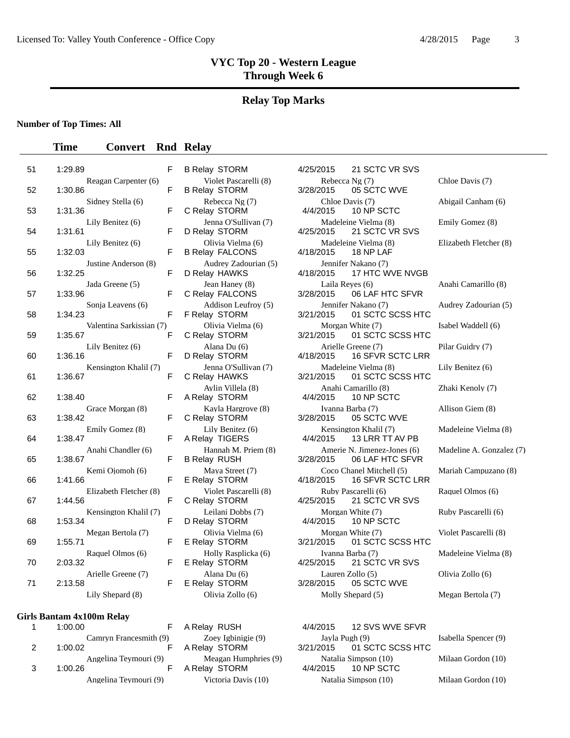# VYC Top 20 - Western League
## Through Week 6

## Relay Top Marks

**Number of Top Times: All**

| # | Time | Convert | Rnd | Relay | Date | Meet | |
|---|---|---|---|---|---|---|---|
| 51 | 1:29.89 | | F | B Relay STORM | 4/25/2015 | 21 SCTC VR SVS | |
| | Reagan Carpenter (6) | | | Violet Pascarelli (8) | Rebecca Ng (7) | | Chloe Davis (7) |
| 52 | 1:30.86 | | F | B Relay STORM | 3/28/2015 | 05 SCTC WVE | |
| | Sidney Stella (6) | | | Rebecca Ng (7) | Chloe Davis (7) | | Abigail Canham (6) |
| 53 | 1:31.36 | | F | C Relay STORM | 4/4/2015 | 10 NP SCTC | |
| | Lily Benitez (6) | | | Jenna O'Sullivan (7) | Madeleine Vielma (8) | | Emily Gomez (8) |
| 54 | 1:31.61 | | F | D Relay STORM | 4/25/2015 | 21 SCTC VR SVS | |
| | Lily Benitez (6) | | | Olivia Vielma (6) | Madeleine Vielma (8) | | Elizabeth Fletcher (8) |
| 55 | 1:32.03 | | F | B Relay FALCONS | 4/18/2015 | 18 NP LAF | |
| | Justine Anderson (8) | | | Audrey Zadourian (5) | Jennifer Nakano (7) | | |
| 56 | 1:32.25 | | F | D Relay HAWKS | 4/18/2015 | 17 HTC WVE NVGB | |
| | Jada Greene (5) | | | Jean Haney (8) | Laila Reyes (6) | | Anahi Camarillo (8) |
| 57 | 1:33.96 | | F | C Relay FALCONS | 3/28/2015 | 06 LAF HTC SFVR | |
| | Sonja Leavens (6) | | | Addison Leufroy (5) | Jennifer Nakano (7) | | Audrey Zadourian (5) |
| 58 | 1:34.23 | | F | F Relay STORM | 3/21/2015 | 01 SCTC SCSS HTC | |
| | Valentina Sarkissian (7) | | | Olivia Vielma (6) | Morgan White (7) | | Isabel Waddell (6) |
| 59 | 1:35.67 | | F | C Relay STORM | 3/21/2015 | 01 SCTC SCSS HTC | |
| | Lily Benitez (6) | | | Alana Du (6) | Arielle Greene (7) | | Pilar Guidry (7) |
| 60 | 1:36.16 | | F | D Relay STORM | 4/18/2015 | 16 SFVR SCTC LRR | |
| | Kensington Khalil (7) | | | Jenna O'Sullivan (7) | Madeleine Vielma (8) | | Lily Benitez (6) |
| 61 | 1:36.67 | | F | C Relay HAWKS | 3/21/2015 | 01 SCTC SCSS HTC | |
| | | | | Aylin Villela (8) | Anahi Camarillo (8) | | Zhaki Kenoly (7) |
| 62 | 1:38.40 | | F | A Relay STORM | 4/4/2015 | 10 NP SCTC | |
| | Grace Morgan (8) | | | Kayla Hargrove (8) | Ivanna Barba (7) | | Allison Giem (8) |
| 63 | 1:38.42 | | F | C Relay STORM | 3/28/2015 | 05 SCTC WVE | |
| | Emily Gomez (8) | | | Lily Benitez (6) | Kensington Khalil (7) | | Madeleine Vielma (8) |
| 64 | 1:38.47 | | F | A Relay TIGERS | 4/4/2015 | 13 LRR TT AV PB | |
| | Anahi Chandler (6) | | | Hannah M. Priem (8) | Amerie N. Jimenez-Jones (6) | | Madeline A. Gonzalez (7) |
| 65 | 1:38.67 | | F | B Relay RUSH | 3/28/2015 | 06 LAF HTC SFVR | |
| | Kemi Ojomoh (6) | | | Maya Street (7) | Coco Chanel Mitchell (5) | | Mariah Campuzano (8) |
| 66 | 1:41.66 | | F | E Relay STORM | 4/18/2015 | 16 SFVR SCTC LRR | |
| | Elizabeth Fletcher (8) | | | Violet Pascarelli (8) | Ruby Pascarelli (6) | | Raquel Olmos (6) |
| 67 | 1:44.56 | | F | C Relay STORM | 4/25/2015 | 21 SCTC VR SVS | |
| | Kensington Khalil (7) | | | Leilani Dobbs (7) | Morgan White (7) | | Ruby Pascarelli (6) |
| 68 | 1:53.34 | | F | D Relay STORM | 4/4/2015 | 10 NP SCTC | |
| | Megan Bertola (7) | | | Olivia Vielma (6) | Morgan White (7) | | Violet Pascarelli (8) |
| 69 | 1:55.71 | | F | E Relay STORM | 3/21/2015 | 01 SCTC SCSS HTC | |
| | Raquel Olmos (6) | | | Holly Rasplicka (6) | Ivanna Barba (7) | | Madeleine Vielma (8) |
| 70 | 2:03.32 | | F | E Relay STORM | 4/25/2015 | 21 SCTC VR SVS | |
| | Arielle Greene (7) | | | Alana Du (6) | Lauren Zollo (5) | | Olivia Zollo (6) |
| 71 | 2:13.58 | | F | E Relay STORM | 3/28/2015 | 05 SCTC WVE | |
| | Lily Shepard (8) | | | Olivia Zollo (6) | Molly Shepard (5) | | Megan Bertola (7) |

**Girls Bantam 4x100m Relay**

| # | Time | Convert | Rnd | Relay | Date | Meet | |
|---|---|---|---|---|---|---|---|
| 1 | 1:00.00 | | F | A Relay RUSH | 4/4/2015 | 12 SVS WVE SFVR | |
| | Camryn Francesmith (9) | | | Zoey Igbinigie (9) | Jayla Pugh (9) | | Isabella Spencer (9) |
| 2 | 1:00.02 | | F | A Relay STORM | 3/21/2015 | 01 SCTC SCSS HTC | |
| | Angelina Teymouri (9) | | | Meagan Humphries (9) | Natalia Simpson (10) | | Milaan Gordon (10) |
| 3 | 1:00.26 | | F | A Relay STORM | 4/4/2015 | 10 NP SCTC | |
| | Angelina Teymouri (9) | | | Victoria Davis (10) | Natalia Simpson (10) | | Milaan Gordon (10) |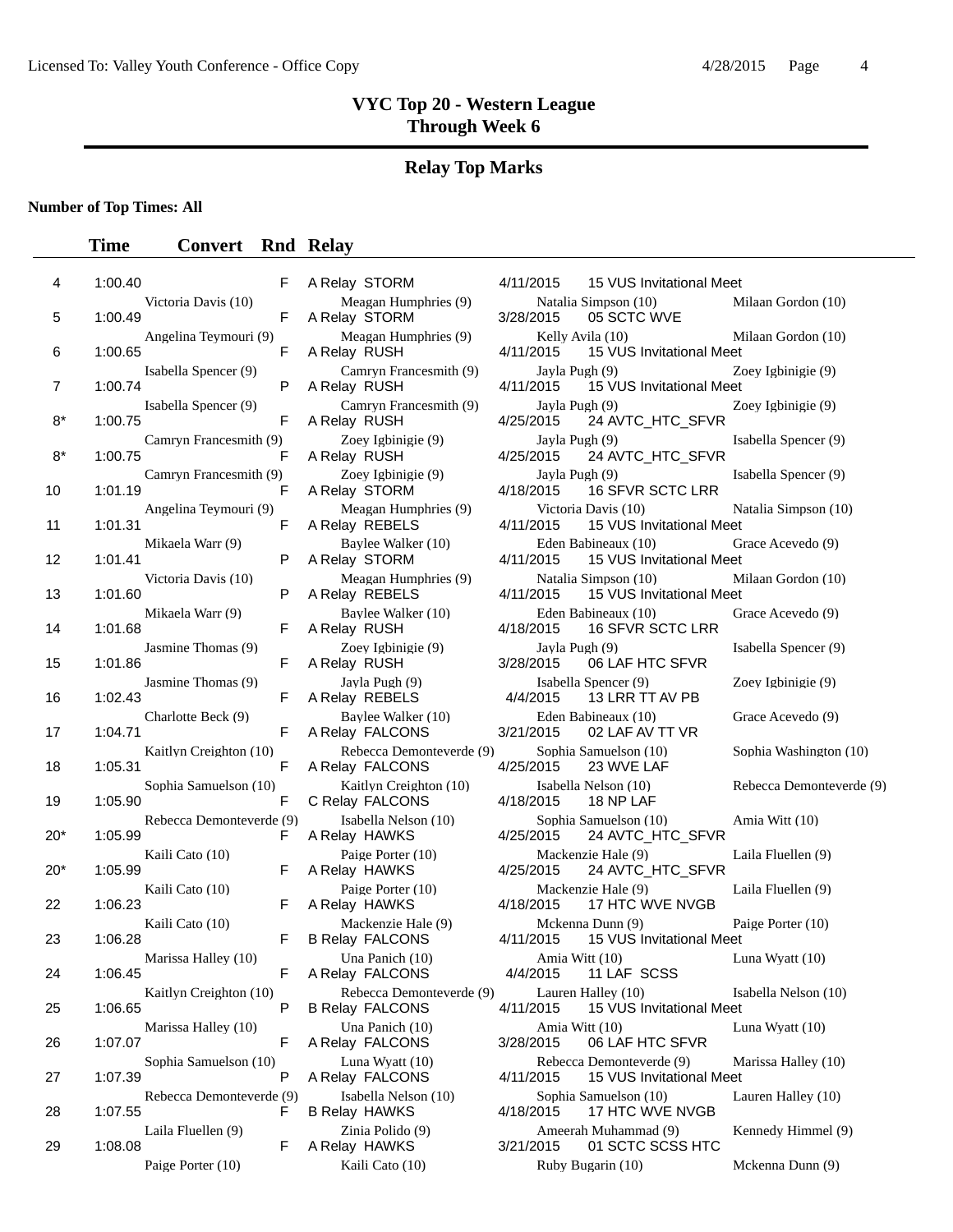# VYC Top 20 - Western League
## Through Week 6

## Relay Top Marks

**Number of Top Times: All**

| | Time | Convert | Rnd | Relay | Date | Meet | |
|---|---|---|---|---|---|---|---|
| 4 | 1:00.40 | | F | A Relay STORM | 4/11/2015 | 15 VUS Invitational Meet | |
| | Victoria Davis (10) | | | Meagan Humphries (9) | Natalia Simpson (10) | | Milaan Gordon (10) |
| 5 | 1:00.49 | | F | A Relay STORM | 3/28/2015 | 05 SCTC WVE | |
| | Angelina Teymouri (9) | | | Meagan Humphries (9) | Kelly Avila (10) | | Milaan Gordon (10) |
| 6 | 1:00.65 | | F | A Relay RUSH | 4/11/2015 | 15 VUS Invitational Meet | |
| | Isabella Spencer (9) | | | Camryn Francesmith (9) | Jayla Pugh (9) | | Zoey Igbinigie (9) |
| 7 | 1:00.74 | | P | A Relay RUSH | 4/11/2015 | 15 VUS Invitational Meet | |
| | Isabella Spencer (9) | | | Camryn Francesmith (9) | Jayla Pugh (9) | | Zoey Igbinigie (9) |
| 8* | 1:00.75 | | F | A Relay RUSH | 4/25/2015 | 24 AVTC_HTC_SFVR | |
| | Camryn Francesmith (9) | | | Zoey Igbinigie (9) | Jayla Pugh (9) | | Isabella Spencer (9) |
| 8* | 1:00.75 | | F | A Relay RUSH | 4/25/2015 | 24 AVTC_HTC_SFVR | |
| | Camryn Francesmith (9) | | | Zoey Igbinigie (9) | Jayla Pugh (9) | | Isabella Spencer (9) |
| 10 | 1:01.19 | | F | A Relay STORM | 4/18/2015 | 16 SFVR SCTC LRR | |
| | Angelina Teymouri (9) | | | Meagan Humphries (9) | Victoria Davis (10) | | Natalia Simpson (10) |
| 11 | 1:01.31 | | F | A Relay REBELS | 4/11/2015 | 15 VUS Invitational Meet | |
| | Mikaela Warr (9) | | | Baylee Walker (10) | Eden Babineaux (10) | | Grace Acevedo (9) |
| 12 | 1:01.41 | | P | A Relay STORM | 4/11/2015 | 15 VUS Invitational Meet | |
| | Victoria Davis (10) | | | Meagan Humphries (9) | Natalia Simpson (10) | | Milaan Gordon (10) |
| 13 | 1:01.60 | | P | A Relay REBELS | 4/11/2015 | 15 VUS Invitational Meet | |
| | Mikaela Warr (9) | | | Baylee Walker (10) | Eden Babineaux (10) | | Grace Acevedo (9) |
| 14 | 1:01.68 | | F | A Relay RUSH | 4/18/2015 | 16 SFVR SCTC LRR | |
| | Jasmine Thomas (9) | | | Zoey Igbinigie (9) | Jayla Pugh (9) | | Isabella Spencer (9) |
| 15 | 1:01.86 | | F | A Relay RUSH | 3/28/2015 | 06 LAF HTC SFVR | |
| | Jasmine Thomas (9) | | | Jayla Pugh (9) | Isabella Spencer (9) | | Zoey Igbinigie (9) |
| 16 | 1:02.43 | | F | A Relay REBELS | 4/4/2015 | 13 LRR TT AV PB | |
| | Charlotte Beck (9) | | | Baylee Walker (10) | Eden Babineaux (10) | | Grace Acevedo (9) |
| 17 | 1:04.71 | | F | A Relay FALCONS | 3/21/2015 | 02 LAF AV TT VR | |
| | Kaitlyn Creighton (10) | | | Rebecca Demonteverde (9) | Sophia Samuelson (10) | | Sophia Washington (10) |
| 18 | 1:05.31 | | F | A Relay FALCONS | 4/25/2015 | 23 WVE LAF | |
| | Sophia Samuelson (10) | | | Kaitlyn Creighton (10) | Isabella Nelson (10) | | Rebecca Demonteverde (9) |
| 19 | 1:05.90 | | F | C Relay FALCONS | 4/18/2015 | 18 NP LAF | |
| | Rebecca Demonteverde (9) | | | Isabella Nelson (10) | Sophia Samuelson (10) | | Amia Witt (10) |
| 20* | 1:05.99 | | F | A Relay HAWKS | 4/25/2015 | 24 AVTC_HTC_SFVR | |
| | Kaili Cato (10) | | | Paige Porter (10) | Mackenzie Hale (9) | | Laila Fluellen (9) |
| 20* | 1:05.99 | | F | A Relay HAWKS | 4/25/2015 | 24 AVTC_HTC_SFVR | |
| | Kaili Cato (10) | | | Paige Porter (10) | Mackenzie Hale (9) | | Laila Fluellen (9) |
| 22 | 1:06.23 | | F | A Relay HAWKS | 4/18/2015 | 17 HTC WVE NVGB | |
| | Kaili Cato (10) | | | Mackenzie Hale (9) | Mckenna Dunn (9) | | Paige Porter (10) |
| 23 | 1:06.28 | | F | B Relay FALCONS | 4/11/2015 | 15 VUS Invitational Meet | |
| | Marissa Halley (10) | | | Una Panich (10) | Amia Witt (10) | | Luna Wyatt (10) |
| 24 | 1:06.45 | | F | A Relay FALCONS | 4/4/2015 | 11 LAF SCSS | |
| | Kaitlyn Creighton (10) | | | Rebecca Demonteverde (9) | Lauren Halley (10) | | Isabella Nelson (10) |
| 25 | 1:06.65 | | P | B Relay FALCONS | 4/11/2015 | 15 VUS Invitational Meet | |
| | Marissa Halley (10) | | | Una Panich (10) | Amia Witt (10) | | Luna Wyatt (10) |
| 26 | 1:07.07 | | F | A Relay FALCONS | 3/28/2015 | 06 LAF HTC SFVR | |
| | Sophia Samuelson (10) | | | Luna Wyatt (10) | Rebecca Demonteverde (9) | | Marissa Halley (10) |
| 27 | 1:07.39 | | P | A Relay FALCONS | 4/11/2015 | 15 VUS Invitational Meet | |
| | Rebecca Demonteverde (9) | | | Isabella Nelson (10) | Sophia Samuelson (10) | | Lauren Halley (10) |
| 28 | 1:07.55 | | F | B Relay HAWKS | 4/18/2015 | 17 HTC WVE NVGB | |
| | Laila Fluellen (9) | | | Zinia Polido (9) | Ameerah Muhammad (9) | | Kennedy Himmel (9) |
| 29 | 1:08.08 | | F | A Relay HAWKS | 3/21/2015 | 01 SCTC SCSS HTC | |
| | Paige Porter (10) | | | Kaili Cato (10) | Ruby Bugarin (10) | | Mckenna Dunn (9) |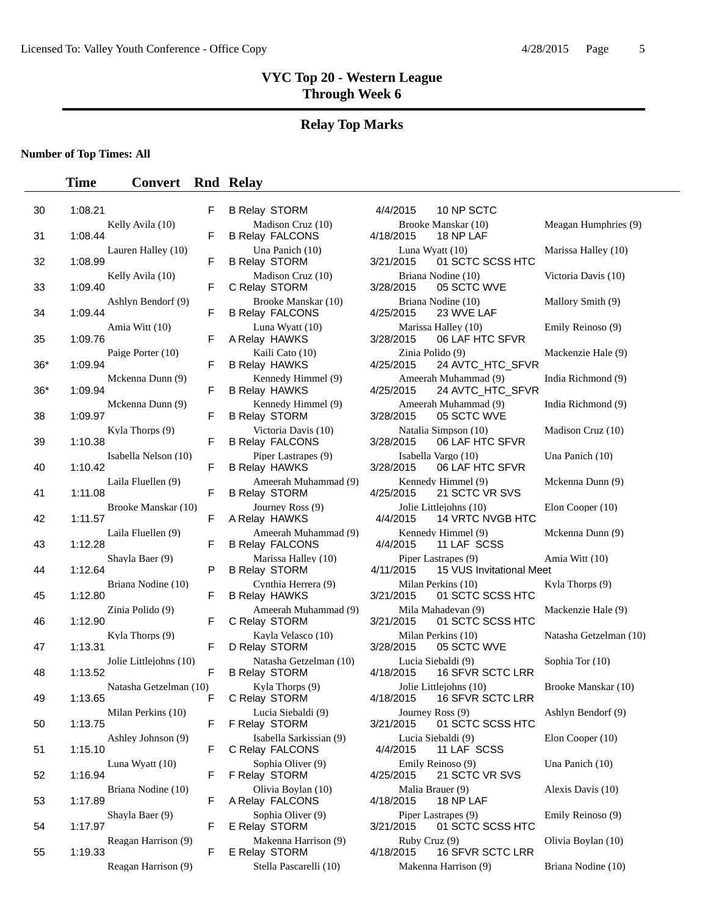# VYC Top 20 - Western League
## Through Week 6

## Relay Top Marks

**Number of Top Times: All**

| | Time | Convert | Rnd | Relay | | |
|---|---|---|---|---|---|---|
| 30 | 1:08.21 | | F | B Relay STORM | 4/4/2015 | 10 NP SCTC |
| | Kelly Avila (10) | | | Madison Cruz (10) | Brooke Manskar (10) | Meagan Humphries (9) |
| 31 | 1:08.44 | | F | B Relay FALCONS | 4/18/2015 | 18 NP LAF |
| | Lauren Halley (10) | | | Una Panich (10) | Luna Wyatt (10) | Marissa Halley (10) |
| 32 | 1:08.99 | | F | B Relay STORM | 3/21/2015 | 01 SCTC SCSS HTC |
| | Kelly Avila (10) | | | Madison Cruz (10) | Briana Nodine (10) | Victoria Davis (10) |
| 33 | 1:09.40 | | F | C Relay STORM | 3/28/2015 | 05 SCTC WVE |
| | Ashlyn Bendorf (9) | | | Brooke Manskar (10) | Briana Nodine (10) | Mallory Smith (9) |
| 34 | 1:09.44 | | F | B Relay FALCONS | 4/25/2015 | 23 WVE LAF |
| | Amia Witt (10) | | | Luna Wyatt (10) | Marissa Halley (10) | Emily Reinoso (9) |
| 35 | 1:09.76 | | F | A Relay HAWKS | 3/28/2015 | 06 LAF HTC SFVR |
| | Paige Porter (10) | | | Kaili Cato (10) | Zinia Polido (9) | Mackenzie Hale (9) |
| 36* | 1:09.94 | | F | B Relay HAWKS | 4/25/2015 | 24 AVTC_HTC_SFVR |
| | Mckenna Dunn (9) | | | Kennedy Himmel (9) | Ameerah Muhammad (9) | India Richmond (9) |
| 36* | 1:09.94 | | F | B Relay HAWKS | 4/25/2015 | 24 AVTC_HTC_SFVR |
| | Mckenna Dunn (9) | | | Kennedy Himmel (9) | Ameerah Muhammad (9) | India Richmond (9) |
| 38 | 1:09.97 | | F | B Relay STORM | 3/28/2015 | 05 SCTC WVE |
| | Kyla Thorps (9) | | | Victoria Davis (10) | Natalia Simpson (10) | Madison Cruz (10) |
| 39 | 1:10.38 | | F | B Relay FALCONS | 3/28/2015 | 06 LAF HTC SFVR |
| | Isabella Nelson (10) | | | Piper Lastrapes (9) | Isabella Vargo (10) | Una Panich (10) |
| 40 | 1:10.42 | | F | B Relay HAWKS | 3/28/2015 | 06 LAF HTC SFVR |
| | Laila Fluellen (9) | | | Ameerah Muhammad (9) | Kennedy Himmel (9) | Mckenna Dunn (9) |
| 41 | 1:11.08 | | F | B Relay STORM | 4/25/2015 | 21 SCTC VR SVS |
| | Brooke Manskar (10) | | | Journey Ross (9) | Jolie Littlejohns (10) | Elon Cooper (10) |
| 42 | 1:11.57 | | F | A Relay HAWKS | 4/4/2015 | 14 VRTC NVGB HTC |
| | Laila Fluellen (9) | | | Ameerah Muhammad (9) | Kennedy Himmel (9) | Mckenna Dunn (9) |
| 43 | 1:12.28 | | F | B Relay FALCONS | 4/4/2015 | 11 LAF SCSS |
| | Shayla Baer (9) | | | Marissa Halley (10) | Piper Lastrapes (9) | Amia Witt (10) |
| 44 | 1:12.64 | | P | B Relay STORM | 4/11/2015 | 15 VUS Invitational Meet |
| | Briana Nodine (10) | | | Cynthia Herrera (9) | Milan Perkins (10) | Kyla Thorps (9) |
| 45 | 1:12.80 | | F | B Relay HAWKS | 3/21/2015 | 01 SCTC SCSS HTC |
| | Zinia Polido (9) | | | Ameerah Muhammad (9) | Mila Mahadevan (9) | Mackenzie Hale (9) |
| 46 | 1:12.90 | | F | C Relay STORM | 3/21/2015 | 01 SCTC SCSS HTC |
| | Kyla Thorps (9) | | | Kayla Velasco (10) | Milan Perkins (10) | Natasha Getzelman (10) |
| 47 | 1:13.31 | | F | D Relay STORM | 3/28/2015 | 05 SCTC WVE |
| | Jolie Littlejohns (10) | | | Natasha Getzelman (10) | Lucia Siebaldi (9) | Sophia Tor (10) |
| 48 | 1:13.52 | | F | B Relay STORM | 4/18/2015 | 16 SFVR SCTC LRR |
| | Natasha Getzelman (10) | | | Kyla Thorps (9) | Jolie Littlejohns (10) | Brooke Manskar (10) |
| 49 | 1:13.65 | | F | C Relay STORM | 4/18/2015 | 16 SFVR SCTC LRR |
| | Milan Perkins (10) | | | Lucia Siebaldi (9) | Journey Ross (9) | Ashlyn Bendorf (9) |
| 50 | 1:13.75 | | F | F Relay STORM | 3/21/2015 | 01 SCTC SCSS HTC |
| | Ashley Johnson (9) | | | Isabella Sarkissian (9) | Lucia Siebaldi (9) | Elon Cooper (10) |
| 51 | 1:15.10 | | F | C Relay FALCONS | 4/4/2015 | 11 LAF SCSS |
| | Luna Wyatt (10) | | | Sophia Oliver (9) | Emily Reinoso (9) | Una Panich (10) |
| 52 | 1:16.94 | | F | F Relay STORM | 4/25/2015 | 21 SCTC VR SVS |
| | Briana Nodine (10) | | | Olivia Boylan (10) | Malia Brauer (9) | Alexis Davis (10) |
| 53 | 1:17.89 | | F | A Relay FALCONS | 4/18/2015 | 18 NP LAF |
| | Shayla Baer (9) | | | Sophia Oliver (9) | Piper Lastrapes (9) | Emily Reinoso (9) |
| 54 | 1:17.97 | | F | E Relay STORM | 3/21/2015 | 01 SCTC SCSS HTC |
| | Reagan Harrison (9) | | | Makenna Harrison (9) | Ruby Cruz (9) | Olivia Boylan (10) |
| 55 | 1:19.33 | | F | E Relay STORM | 4/18/2015 | 16 SFVR SCTC LRR |
| | Reagan Harrison (9) | | | Stella Pascarelli (10) | Makenna Harrison (9) | Briana Nodine (10) |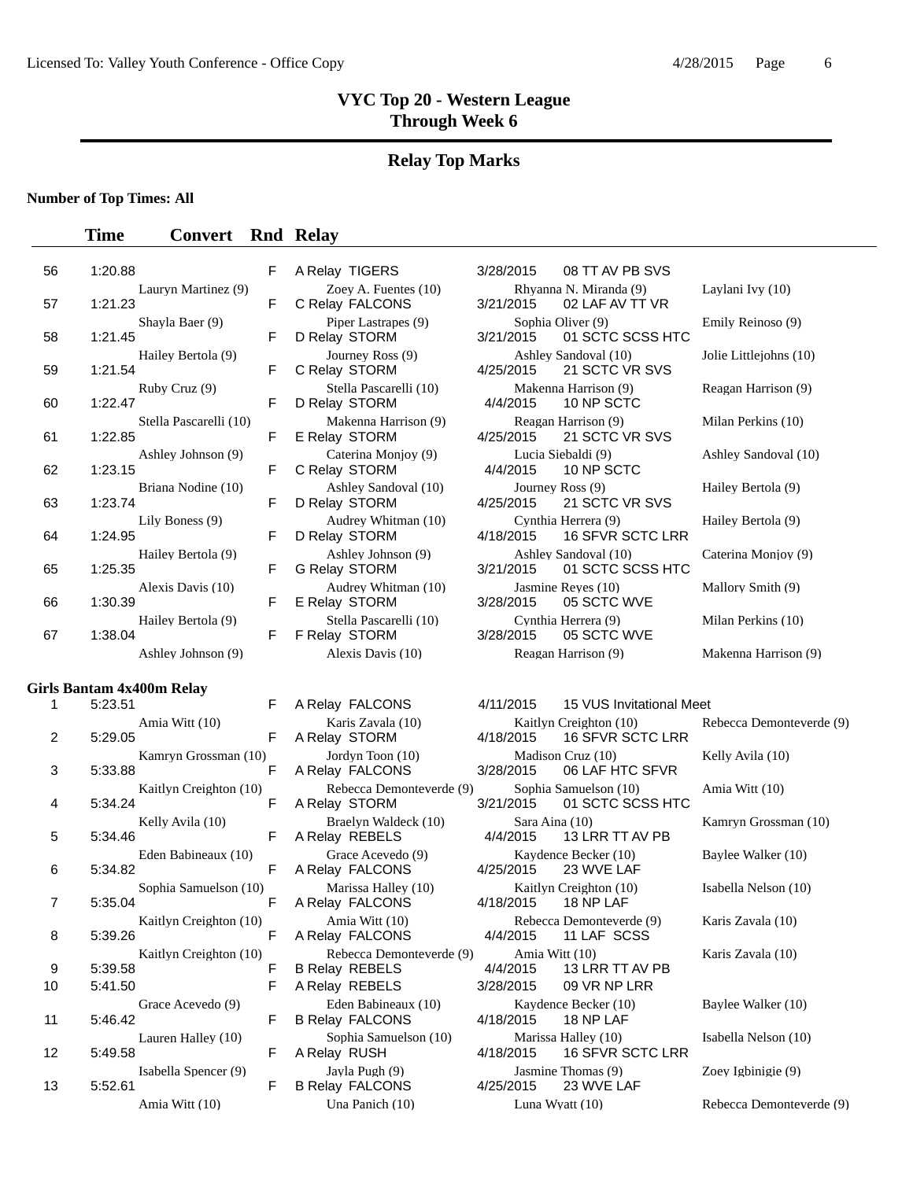# VYC Top 20 - Western League
## Through Week 6

## Relay Top Marks

**Number of Top Times: All**

| | Time | Convert | Rnd | Relay | Date | Meet | |
|---|---|---|---|---|---|---|---|
| 56 | 1:20.88 | | F | A Relay TIGERS | 3/28/2015 | 08 TT AV PB SVS | |
| | Lauryn Martinez (9) | | | Zoey A. Fuentes (10) | Rhyanna N. Miranda (9) | | Laylani Ivy (10) |
| 57 | 1:21.23 | | F | C Relay FALCONS | 3/21/2015 | 02 LAF AV TT VR | |
| | Shayla Baer (9) | | | Piper Lastrapes (9) | Sophia Oliver (9) | | Emily Reinoso (9) |
| 58 | 1:21.45 | | F | D Relay STORM | 3/21/2015 | 01 SCTC SCSS HTC | |
| | Hailey Bertola (9) | | | Journey Ross (9) | Ashley Sandoval (10) | | Jolie Littlejohns (10) |
| 59 | 1:21.54 | | F | C Relay STORM | 4/25/2015 | 21 SCTC VR SVS | |
| | Ruby Cruz (9) | | | Stella Pascarelli (10) | Makenna Harrison (9) | | Reagan Harrison (9) |
| 60 | 1:22.47 | | F | D Relay STORM | 4/4/2015 | 10 NP SCTC | |
| | Stella Pascarelli (10) | | | Makenna Harrison (9) | Reagan Harrison (9) | | Milan Perkins (10) |
| 61 | 1:22.85 | | F | E Relay STORM | 4/25/2015 | 21 SCTC VR SVS | |
| | Ashley Johnson (9) | | | Caterina Monjoy (9) | Lucia Siebaldi (9) | | Ashley Sandoval (10) |
| 62 | 1:23.15 | | F | C Relay STORM | 4/4/2015 | 10 NP SCTC | |
| | Briana Nodine (10) | | | Ashley Sandoval (10) | Journey Ross (9) | | Hailey Bertola (9) |
| 63 | 1:23.74 | | F | D Relay STORM | 4/25/2015 | 21 SCTC VR SVS | |
| | Lily Boness (9) | | | Audrey Whitman (10) | Cynthia Herrera (9) | | Hailey Bertola (9) |
| 64 | 1:24.95 | | F | D Relay STORM | 4/18/2015 | 16 SFVR SCTC LRR | |
| | Hailey Bertola (9) | | | Ashley Johnson (9) | Ashley Sandoval (10) | | Caterina Monjoy (9) |
| 65 | 1:25.35 | | F | G Relay STORM | 3/21/2015 | 01 SCTC SCSS HTC | |
| | Alexis Davis (10) | | | Audrey Whitman (10) | Jasmine Reyes (10) | | Mallory Smith (9) |
| 66 | 1:30.39 | | F | E Relay STORM | 3/28/2015 | 05 SCTC WVE | |
| | Hailey Bertola (9) | | | Stella Pascarelli (10) | Cynthia Herrera (9) | | Milan Perkins (10) |
| 67 | 1:38.04 | | F | F Relay STORM | 3/28/2015 | 05 SCTC WVE | |
| | Ashley Johnson (9) | | | Alexis Davis (10) | Reagan Harrison (9) | | Makenna Harrison (9) |

**Girls Bantam 4x400m Relay**

| | Time | Convert | Rnd | Relay | Date | Meet | |
|---|---|---|---|---|---|---|---|
| 1 | 5:23.51 | | F | A Relay FALCONS | 4/11/2015 | 15 VUS Invitational Meet | |
| | Amia Witt (10) | | | Karis Zavala (10) | Kaitlyn Creighton (10) | | Rebecca Demonteverde (9) |
| 2 | 5:29.05 | | F | A Relay STORM | 4/18/2015 | 16 SFVR SCTC LRR | |
| | Kamryn Grossman (10) | | | Jordyn Toon (10) | Madison Cruz (10) | | Kelly Avila (10) |
| 3 | 5:33.88 | | F | A Relay FALCONS | 3/28/2015 | 06 LAF HTC SFVR | |
| | Kaitlyn Creighton (10) | | | Rebecca Demonteverde (9) | Sophia Samuelson (10) | | Amia Witt (10) |
| 4 | 5:34.24 | | F | A Relay STORM | 3/21/2015 | 01 SCTC SCSS HTC | |
| | Kelly Avila (10) | | | Braelyn Waldeck (10) | Sara Aina (10) | | Kamryn Grossman (10) |
| 5 | 5:34.46 | | F | A Relay REBELS | 4/4/2015 | 13 LRR TT AV PB | |
| | Eden Babineaux (10) | | | Grace Acevedo (9) | Kaydence Becker (10) | | Baylee Walker (10) |
| 6 | 5:34.82 | | F | A Relay FALCONS | 4/25/2015 | 23 WVE LAF | |
| | Sophia Samuelson (10) | | | Marissa Halley (10) | Kaitlyn Creighton (10) | | Isabella Nelson (10) |
| 7 | 5:35.04 | | F | A Relay FALCONS | 4/18/2015 | 18 NP LAF | |
| | Kaitlyn Creighton (10) | | | Amia Witt (10) | Rebecca Demonteverde (9) | | Karis Zavala (10) |
| 8 | 5:39.26 | | F | A Relay FALCONS | 4/4/2015 | 11 LAF SCSS | |
| | Kaitlyn Creighton (10) | | | Rebecca Demonteverde (9) | Amia Witt (10) | | Karis Zavala (10) |
| 9 | 5:39.58 | | F | B Relay REBELS | 4/4/2015 | 13 LRR TT AV PB | |
| 10 | 5:41.50 | | F | A Relay REBELS | 3/28/2015 | 09 VR NP LRR | |
| | Grace Acevedo (9) | | | Eden Babineaux (10) | Kaydence Becker (10) | | Baylee Walker (10) |
| 11 | 5:46.42 | | F | B Relay FALCONS | 4/18/2015 | 18 NP LAF | |
| | Lauren Halley (10) | | | Sophia Samuelson (10) | Marissa Halley (10) | | Isabella Nelson (10) |
| 12 | 5:49.58 | | F | A Relay RUSH | 4/18/2015 | 16 SFVR SCTC LRR | |
| | Isabella Spencer (9) | | | Jayla Pugh (9) | Jasmine Thomas (9) | | Zoey Igbinigie (9) |
| 13 | 5:52.61 | | F | B Relay FALCONS | 4/25/2015 | 23 WVE LAF | |
| | Amia Witt (10) | | | Una Panich (10) | Luna Wyatt (10) | | Rebecca Demonteverde (9) |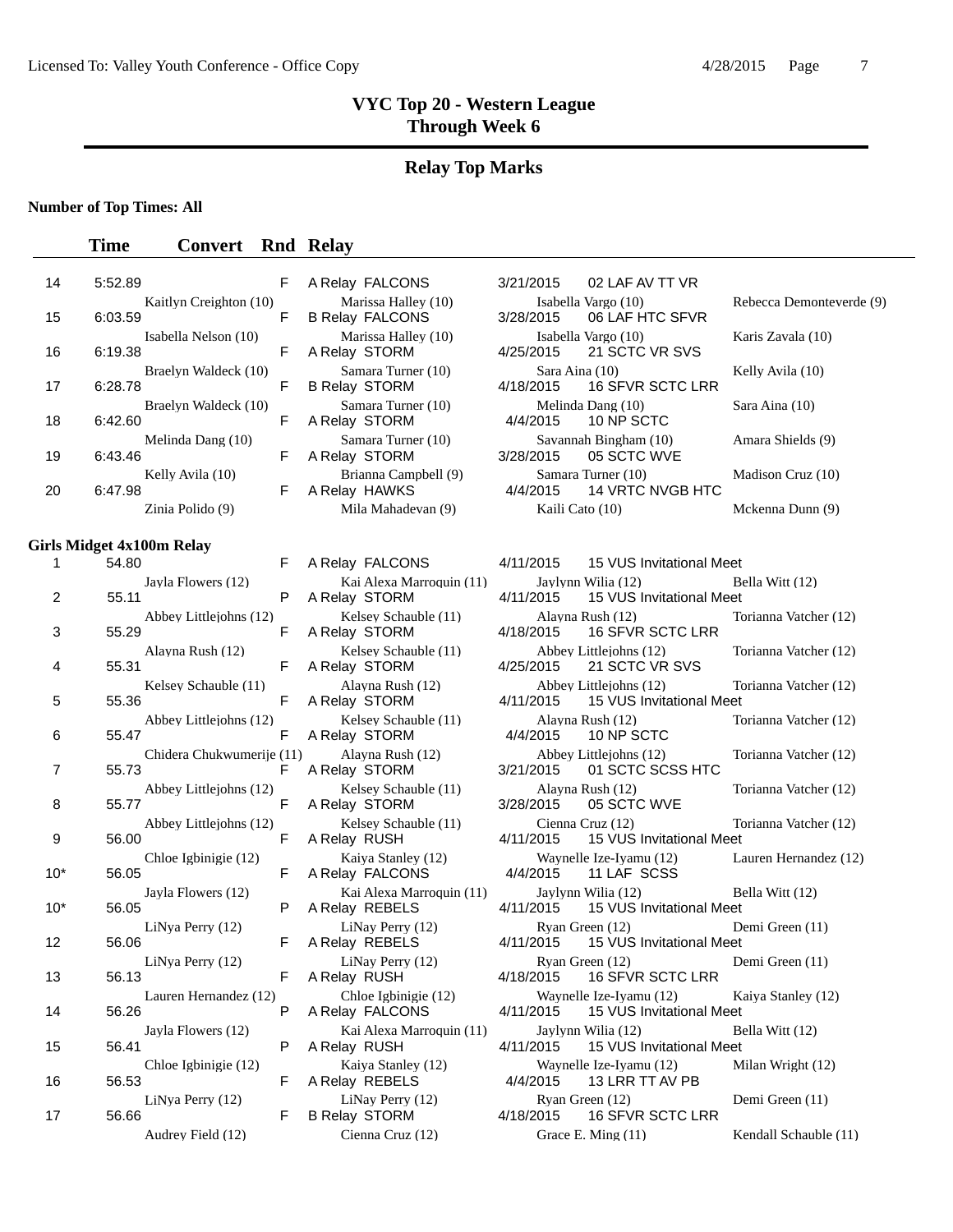# VYC Top 20 - Western League
## Through Week 6

## Relay Top Marks

**Number of Top Times: All**

| | Time | Convert | Rnd | Relay | Date | Meet |
|---|---|---|---|---|---|---|
| 14 | 5:52.89 | | F | A Relay FALCONS | 3/21/2015 | 02 LAF AV TT VR |
| | Kaitlyn Creighton (10) | | | Marissa Halley (10) | Isabella Vargo (10) | Rebecca Demonteverde (9) |
| 15 | 6:03.59 | | F | B Relay FALCONS | 3/28/2015 | 06 LAF HTC SFVR |
| | Isabella Nelson (10) | | | Marissa Halley (10) | Isabella Vargo (10) | Karis Zavala (10) |
| 16 | 6:19.38 | | F | A Relay STORM | 4/25/2015 | 21 SCTC VR SVS |
| | Braelyn Waldeck (10) | | | Samara Turner (10) | Sara Aina (10) | Kelly Avila (10) |
| 17 | 6:28.78 | | F | B Relay STORM | 4/18/2015 | 16 SFVR SCTC LRR |
| | Braelyn Waldeck (10) | | | Samara Turner (10) | Melinda Dang (10) | Sara Aina (10) |
| 18 | 6:42.60 | | F | A Relay STORM | 4/4/2015 | 10 NP SCTC |
| | Melinda Dang (10) | | | Samara Turner (10) | Savannah Bingham (10) | Amara Shields (9) |
| 19 | 6:43.46 | | F | A Relay STORM | 3/28/2015 | 05 SCTC WVE |
| | Kelly Avila (10) | | | Brianna Campbell (9) | Samara Turner (10) | Madison Cruz (10) |
| 20 | 6:47.98 | | F | A Relay HAWKS | 4/4/2015 | 14 VRTC NVGB HTC |
| | Zinia Polido (9) | | | Mila Mahadevan (9) | Kaili Cato (10) | Mckenna Dunn (9) |

**Girls Midget 4x100m Relay**

| | Time | Convert | Rnd | Relay | Date | Meet |
|---|---|---|---|---|---|---|
| 1 | 54.80 | | F | A Relay FALCONS | 4/11/2015 | 15 VUS Invitational Meet |
| | Jayla Flowers (12) | | | Kai Alexa Marroquin (11) | Jaylynn Wilia (12) | Bella Witt (12) |
| 2 | 55.11 | | P | A Relay STORM | 4/11/2015 | 15 VUS Invitational Meet |
| | Abbey Littlejohns (12) | | | Kelsey Schauble (11) | Alayna Rush (12) | Torianna Vatcher (12) |
| 3 | 55.29 | | F | A Relay STORM | 4/18/2015 | 16 SFVR SCTC LRR |
| | Alayna Rush (12) | | | Kelsey Schauble (11) | Abbey Littlejohns (12) | Torianna Vatcher (12) |
| 4 | 55.31 | | F | A Relay STORM | 4/25/2015 | 21 SCTC VR SVS |
| | Kelsey Schauble (11) | | | Alayna Rush (12) | Abbey Littlejohns (12) | Torianna Vatcher (12) |
| 5 | 55.36 | | F | A Relay STORM | 4/11/2015 | 15 VUS Invitational Meet |
| | Abbey Littlejohns (12) | | | Kelsey Schauble (11) | Alayna Rush (12) | Torianna Vatcher (12) |
| 6 | 55.47 | | F | A Relay STORM | 4/4/2015 | 10 NP SCTC |
| | Chidera Chukwumerije (11) | | | Alayna Rush (12) | Abbey Littlejohns (12) | Torianna Vatcher (12) |
| 7 | 55.73 | | F | A Relay STORM | 3/21/2015 | 01 SCTC SCSS HTC |
| | Abbey Littlejohns (12) | | | Kelsey Schauble (11) | Alayna Rush (12) | Torianna Vatcher (12) |
| 8 | 55.77 | | F | A Relay STORM | 3/28/2015 | 05 SCTC WVE |
| | Abbey Littlejohns (12) | | | Kelsey Schauble (11) | Cienna Cruz (12) | Torianna Vatcher (12) |
| 9 | 56.00 | | F | A Relay RUSH | 4/11/2015 | 15 VUS Invitational Meet |
| | Chloe Igbinigie (12) | | | Kaiya Stanley (12) | Waynelle Ize-Iyamu (12) | Lauren Hernandez (12) |
| 10* | 56.05 | | F | A Relay FALCONS | 4/4/2015 | 11 LAF SCSS |
| | Jayla Flowers (12) | | | Kai Alexa Marroquin (11) | Jaylynn Wilia (12) | Bella Witt (12) |
| 10* | 56.05 | | P | A Relay REBELS | 4/11/2015 | 15 VUS Invitational Meet |
| | LiNya Perry (12) | | | LiNay Perry (12) | Ryan Green (12) | Demi Green (11) |
| 12 | 56.06 | | F | A Relay REBELS | 4/11/2015 | 15 VUS Invitational Meet |
| | LiNya Perry (12) | | | LiNay Perry (12) | Ryan Green (12) | Demi Green (11) |
| 13 | 56.13 | | F | A Relay RUSH | 4/18/2015 | 16 SFVR SCTC LRR |
| | Lauren Hernandez (12) | | | Chloe Igbinigie (12) | Waynelle Ize-Iyamu (12) | Kaiya Stanley (12) |
| 14 | 56.26 | | P | A Relay FALCONS | 4/11/2015 | 15 VUS Invitational Meet |
| | Jayla Flowers (12) | | | Kai Alexa Marroquin (11) | Jaylynn Wilia (12) | Bella Witt (12) |
| 15 | 56.41 | | P | A Relay RUSH | 4/11/2015 | 15 VUS Invitational Meet |
| | Chloe Igbinigie (12) | | | Kaiya Stanley (12) | Waynelle Ize-Iyamu (12) | Milan Wright (12) |
| 16 | 56.53 | | F | A Relay REBELS | 4/4/2015 | 13 LRR TT AV PB |
| | LiNya Perry (12) | | | LiNay Perry (12) | Ryan Green (12) | Demi Green (11) |
| 17 | 56.66 | | F | B Relay STORM | 4/18/2015 | 16 SFVR SCTC LRR |
| | Audrey Field (12) | | | Cienna Cruz (12) | Grace E. Ming (11) | Kendall Schauble (11) |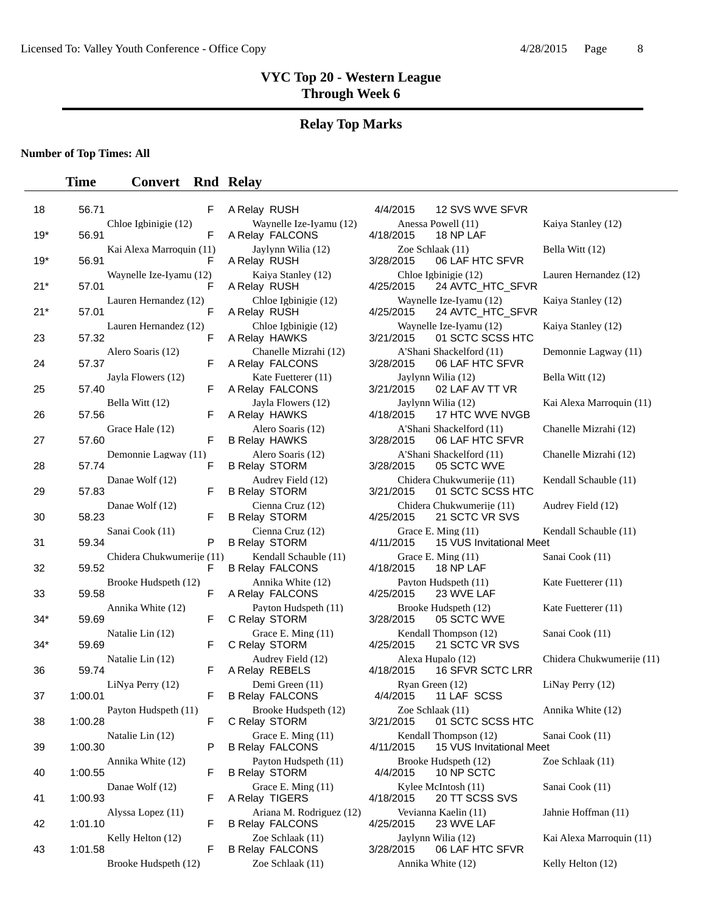# VYC Top 20 - Western League
## Through Week 6

## Relay Top Marks

**Number of Top Times: All**

| | Time | Convert | Rnd | Relay | | | |
|---|---|---|---|---|---|---|---|
| 18 | 56.71 | | F | A Relay RUSH | 4/4/2015 | 12 SVS WVE SFVR | |
| | Chloe Igbinigie (12) | | | Waynelle Ize-Iyamu (12) | Anessa Powell (11) | | Kaiya Stanley (12) |
| 19* | 56.91 | | F | A Relay FALCONS | 4/18/2015 | 18 NP LAF | |
| | Kai Alexa Marroquin (11) | | | Jaylynn Wilia (12) | Zoe Schlaak (11) | | Bella Witt (12) |
| 19* | 56.91 | | F | A Relay RUSH | 3/28/2015 | 06 LAF HTC SFVR | |
| | Waynelle Ize-Iyamu (12) | | | Kaiya Stanley (12) | Chloe Igbinigie (12) | | Lauren Hernandez (12) |
| 21* | 57.01 | | F | A Relay RUSH | 4/25/2015 | 24 AVTC_HTC_SFVR | |
| | Lauren Hernandez (12) | | | Chloe Igbinigie (12) | Waynelle Ize-Iyamu (12) | | Kaiya Stanley (12) |
| 21* | 57.01 | | F | A Relay RUSH | 4/25/2015 | 24 AVTC_HTC_SFVR | |
| | Lauren Hernandez (12) | | | Chloe Igbinigie (12) | Waynelle Ize-Iyamu (12) | | Kaiya Stanley (12) |
| 23 | 57.32 | | F | A Relay HAWKS | 3/21/2015 | 01 SCTC SCSS HTC | |
| | Alero Soaris (12) | | | Chanelle Mizrahi (12) | A'Shani Shackelford (11) | | Demonnie Lagway (11) |
| 24 | 57.37 | | F | A Relay FALCONS | 3/28/2015 | 06 LAF HTC SFVR | |
| | Jayla Flowers (12) | | | Kate Fuetterer (11) | Jaylynn Wilia (12) | | Bella Witt (12) |
| 25 | 57.40 | | F | A Relay FALCONS | 3/21/2015 | 02 LAF AV TT VR | |
| | Bella Witt (12) | | | Jayla Flowers (12) | Jaylynn Wilia (12) | | Kai Alexa Marroquin (11) |
| 26 | 57.56 | | F | A Relay HAWKS | 4/18/2015 | 17 HTC WVE NVGB | |
| | Grace Hale (12) | | | Alero Soaris (12) | A'Shani Shackelford (11) | | Chanelle Mizrahi (12) |
| 27 | 57.60 | | F | B Relay HAWKS | 3/28/2015 | 06 LAF HTC SFVR | |
| | Demonnie Lagway (11) | | | Alero Soaris (12) | A'Shani Shackelford (11) | | Chanelle Mizrahi (12) |
| 28 | 57.74 | | F | B Relay STORM | 3/28/2015 | 05 SCTC WVE | |
| | Danae Wolf (12) | | | Audrey Field (12) | Chidera Chukwumerije (11) | | Kendall Schauble (11) |
| 29 | 57.83 | | F | B Relay STORM | 3/21/2015 | 01 SCTC SCSS HTC | |
| | Danae Wolf (12) | | | Cienna Cruz (12) | Chidera Chukwumerije (11) | | Audrey Field (12) |
| 30 | 58.23 | | F | B Relay STORM | 4/25/2015 | 21 SCTC VR SVS | |
| | Sanai Cook (11) | | | Cienna Cruz (12) | Grace E. Ming (11) | | Kendall Schauble (11) |
| 31 | 59.34 | | P | B Relay STORM | 4/11/2015 | 15 VUS Invitational Meet | |
| | Chidera Chukwumerije (11) | | | Kendall Schauble (11) | Grace E. Ming (11) | | Sanai Cook (11) |
| 32 | 59.52 | | F | B Relay FALCONS | 4/18/2015 | 18 NP LAF | |
| | Brooke Hudspeth (12) | | | Annika White (12) | Payton Hudspeth (11) | | Kate Fuetterer (11) |
| 33 | 59.58 | | F | A Relay FALCONS | 4/25/2015 | 23 WVE LAF | |
| | Annika White (12) | | | Payton Hudspeth (11) | Brooke Hudspeth (12) | | Kate Fuetterer (11) |
| 34* | 59.69 | | F | C Relay STORM | 3/28/2015 | 05 SCTC WVE | |
| | Natalie Lin (12) | | | Grace E. Ming (11) | Kendall Thompson (12) | | Sanai Cook (11) |
| 34* | 59.69 | | F | C Relay STORM | 4/25/2015 | 21 SCTC VR SVS | |
| | Natalie Lin (12) | | | Audrey Field (12) | Alexa Hupalo (12) | | Chidera Chukwumerije (11) |
| 36 | 59.74 | | F | A Relay REBELS | 4/18/2015 | 16 SFVR SCTC LRR | |
| | LiNya Perry (12) | | | Demi Green (11) | Ryan Green (12) | | LiNay Perry (12) |
| 37 | 1:00.01 | | F | B Relay FALCONS | 4/4/2015 | 11 LAF SCSS | |
| | Payton Hudspeth (11) | | | Brooke Hudspeth (12) | Zoe Schlaak (11) | | Annika White (12) |
| 38 | 1:00.28 | | F | C Relay STORM | 3/21/2015 | 01 SCTC SCSS HTC | |
| | Natalie Lin (12) | | | Grace E. Ming (11) | Kendall Thompson (12) | | Sanai Cook (11) |
| 39 | 1:00.30 | | P | B Relay FALCONS | 4/11/2015 | 15 VUS Invitational Meet | |
| | Annika White (12) | | | Payton Hudspeth (11) | Brooke Hudspeth (12) | | Zoe Schlaak (11) |
| 40 | 1:00.55 | | F | B Relay STORM | 4/4/2015 | 10 NP SCTC | |
| | Danae Wolf (12) | | | Grace E. Ming (11) | Kylee McIntosh (11) | | Sanai Cook (11) |
| 41 | 1:00.93 | | F | A Relay TIGERS | 4/18/2015 | 20 TT SCSS SVS | |
| | Alyssa Lopez (11) | | | Ariana M. Rodriguez (12) | Vevianna Kaelin (11) | | Jahnie Hoffman (11) |
| 42 | 1:01.10 | | F | B Relay FALCONS | 4/25/2015 | 23 WVE LAF | |
| | Kelly Helton (12) | | | Zoe Schlaak (11) | Jaylynn Wilia (12) | | Kai Alexa Marroquin (11) |
| 43 | 1:01.58 | | F | B Relay FALCONS | 3/28/2015 | 06 LAF HTC SFVR | |
| | Brooke Hudspeth (12) | | | Zoe Schlaak (11) | Annika White (12) | | Kelly Helton (12) |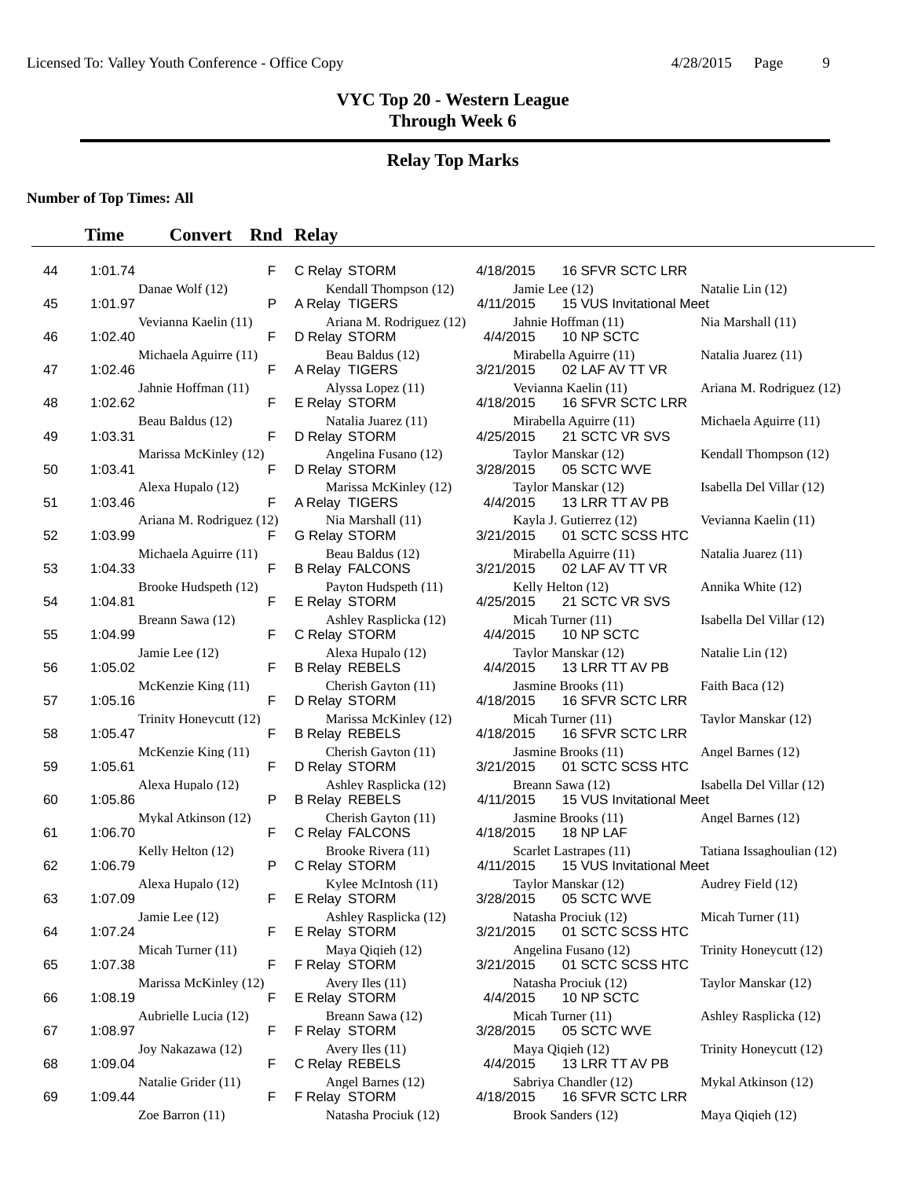**VYC Top 20 - Western League**
**Through Week 6**

## Relay Top Marks

**Number of Top Times: All**

| | Time | Convert | Rnd | Relay | | |
|---|---|---|---|---|---|---|
| 44 | 1:01.74 | | F | C Relay STORM | 4/18/2015 | 16 SFVR SCTC LRR |
| | Danae Wolf (12) | | | Kendall Thompson (12) | Jamie Lee (12) | Natalie Lin (12) |
| 45 | 1:01.97 | | P | A Relay TIGERS | 4/11/2015 | 15 VUS Invitational Meet |
| | Vevianna Kaelin (11) | | | Ariana M. Rodriguez (12) | Jahnie Hoffman (11) | Nia Marshall (11) |
| 46 | 1:02.40 | | F | D Relay STORM | 4/4/2015 | 10 NP SCTC |
| | Michaela Aguirre (11) | | | Beau Baldus (12) | Mirabella Aguirre (11) | Natalia Juarez (11) |
| 47 | 1:02.46 | | F | A Relay TIGERS | 3/21/2015 | 02 LAF AV TT VR |
| | Jahnie Hoffman (11) | | | Alyssa Lopez (11) | Vevianna Kaelin (11) | Ariana M. Rodriguez (12) |
| 48 | 1:02.62 | | F | E Relay STORM | 4/18/2015 | 16 SFVR SCTC LRR |
| | Beau Baldus (12) | | | Natalia Juarez (11) | Mirabella Aguirre (11) | Michaela Aguirre (11) |
| 49 | 1:03.31 | | F | D Relay STORM | 4/25/2015 | 21 SCTC VR SVS |
| | Marissa McKinley (12) | | | Angelina Fusano (12) | Taylor Manskar (12) | Kendall Thompson (12) |
| 50 | 1:03.41 | | F | D Relay STORM | 3/28/2015 | 05 SCTC WVE |
| | Alexa Hupalo (12) | | | Marissa McKinley (12) | Taylor Manskar (12) | Isabella Del Villar (12) |
| 51 | 1:03.46 | | F | A Relay TIGERS | 4/4/2015 | 13 LRR TT AV PB |
| | Ariana M. Rodriguez (12) | | | Nia Marshall (11) | Kayla J. Gutierrez (12) | Vevianna Kaelin (11) |
| 52 | 1:03.99 | | F | G Relay STORM | 3/21/2015 | 01 SCTC SCSS HTC |
| | Michaela Aguirre (11) | | | Beau Baldus (12) | Mirabella Aguirre (11) | Natalia Juarez (11) |
| 53 | 1:04.33 | | F | B Relay FALCONS | 3/21/2015 | 02 LAF AV TT VR |
| | Brooke Hudspeth (12) | | | Payton Hudspeth (11) | Kelly Helton (12) | Annika White (12) |
| 54 | 1:04.81 | | F | E Relay STORM | 4/25/2015 | 21 SCTC VR SVS |
| | Breann Sawa (12) | | | Ashley Rasplicka (12) | Micah Turner (11) | Isabella Del Villar (12) |
| 55 | 1:04.99 | | F | C Relay STORM | 4/4/2015 | 10 NP SCTC |
| | Jamie Lee (12) | | | Alexa Hupalo (12) | Taylor Manskar (12) | Natalie Lin (12) |
| 56 | 1:05.02 | | F | B Relay REBELS | 4/4/2015 | 13 LRR TT AV PB |
| | McKenzie King (11) | | | Cherish Gayton (11) | Jasmine Brooks (11) | Faith Baca (12) |
| 57 | 1:05.16 | | F | D Relay STORM | 4/18/2015 | 16 SFVR SCTC LRR |
| | Trinity Honeycutt (12) | | | Marissa McKinley (12) | Micah Turner (11) | Taylor Manskar (12) |
| 58 | 1:05.47 | | F | B Relay REBELS | 4/18/2015 | 16 SFVR SCTC LRR |
| | McKenzie King (11) | | | Cherish Gayton (11) | Jasmine Brooks (11) | Angel Barnes (12) |
| 59 | 1:05.61 | | F | D Relay STORM | 3/21/2015 | 01 SCTC SCSS HTC |
| | Alexa Hupalo (12) | | | Ashley Rasplicka (12) | Breann Sawa (12) | Isabella Del Villar (12) |
| 60 | 1:05.86 | | P | B Relay REBELS | 4/11/2015 | 15 VUS Invitational Meet |
| | Mykal Atkinson (12) | | | Cherish Gayton (11) | Jasmine Brooks (11) | Angel Barnes (12) |
| 61 | 1:06.70 | | F | C Relay FALCONS | 4/18/2015 | 18 NP LAF |
| | Kelly Helton (12) | | | Brooke Rivera (11) | Scarlet Lastrapes (11) | Tatiana Issaghoulian (12) |
| 62 | 1:06.79 | | P | C Relay STORM | 4/11/2015 | 15 VUS Invitational Meet |
| | Alexa Hupalo (12) | | | Kylee McIntosh (11) | Taylor Manskar (12) | Audrey Field (12) |
| 63 | 1:07.09 | | F | E Relay STORM | 3/28/2015 | 05 SCTC WVE |
| | Jamie Lee (12) | | | Ashley Rasplicka (12) | Natasha Prociuk (12) | Micah Turner (11) |
| 64 | 1:07.24 | | F | E Relay STORM | 3/21/2015 | 01 SCTC SCSS HTC |
| | Micah Turner (11) | | | Maya Qiqieh (12) | Angelina Fusano (12) | Trinity Honeycutt (12) |
| 65 | 1:07.38 | | F | F Relay STORM | 3/21/2015 | 01 SCTC SCSS HTC |
| | Marissa McKinley (12) | | | Avery Iles (11) | Natasha Prociuk (12) | Taylor Manskar (12) |
| 66 | 1:08.19 | | F | E Relay STORM | 4/4/2015 | 10 NP SCTC |
| | Aubrielle Lucia (12) | | | Breann Sawa (12) | Micah Turner (11) | Ashley Rasplicka (12) |
| 67 | 1:08.97 | | F | F Relay STORM | 3/28/2015 | 05 SCTC WVE |
| | Joy Nakazawa (12) | | | Avery Iles (11) | Maya Qiqieh (12) | Trinity Honeycutt (12) |
| 68 | 1:09.04 | | F | C Relay REBELS | 4/4/2015 | 13 LRR TT AV PB |
| | Natalie Grider (11) | | | Angel Barnes (12) | Sabriya Chandler (12) | Mykal Atkinson (12) |
| 69 | 1:09.44 | | F | F Relay STORM | 4/18/2015 | 16 SFVR SCTC LRR |
| | Zoe Barron (11) | | | Natasha Prociuk (12) | Brook Sanders (12) | Maya Qiqieh (12) |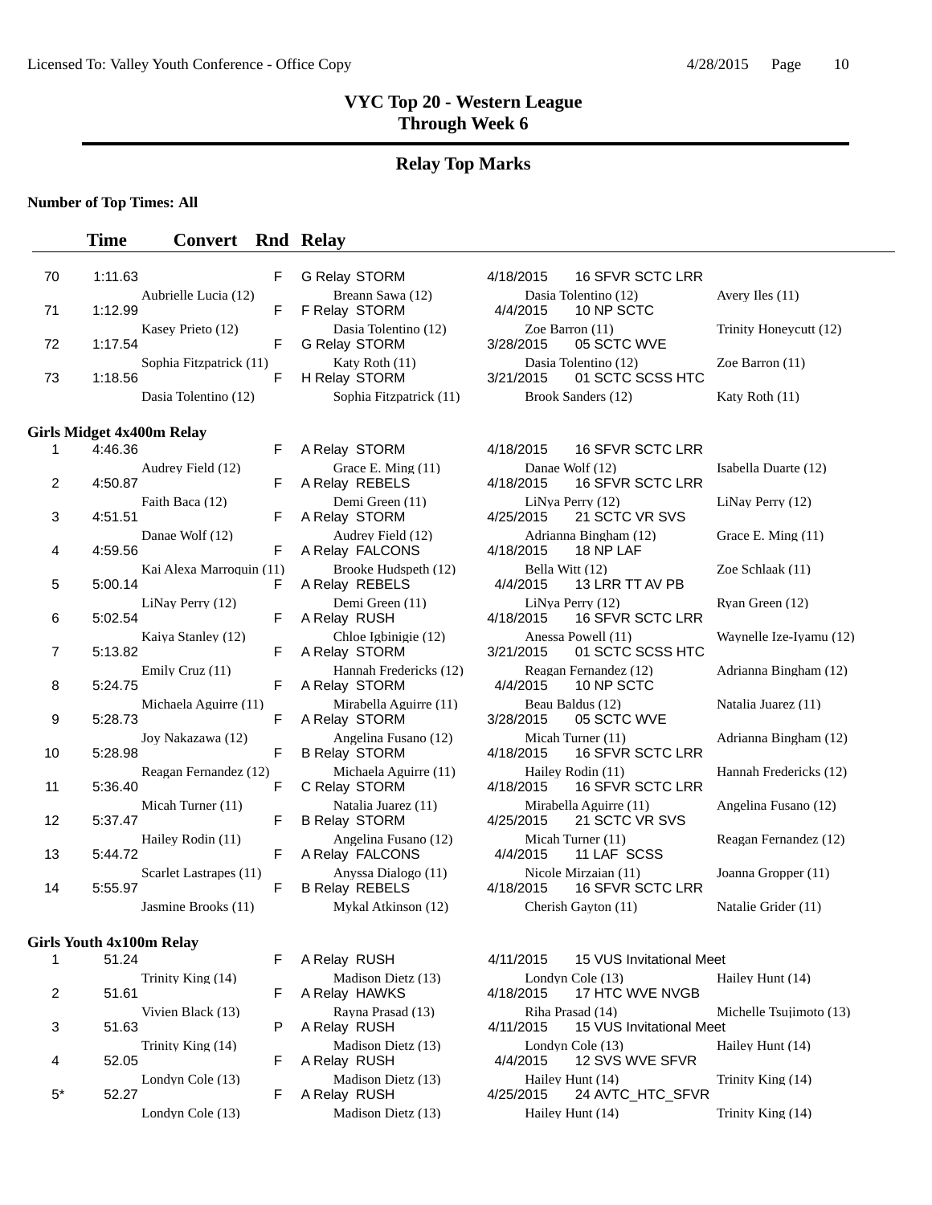# VYC Top 20 - Western League
## Through Week 6

## Relay Top Marks

**Number of Top Times: All**

| | Time | Convert | Rnd | Relay | | | |
|---|---|---|---|---|---|---|---|
| 70 | 1:11.63 | | F | G Relay STORM | 4/18/2015 | 16 SFVR SCTC LRR | |
| | | Aubrielle Lucia (12) | | Breann Sawa (12) | Dasia Tolentino (12) | | Avery Iles (11) |
| 71 | 1:12.99 | | F | F Relay STORM | 4/4/2015 | 10 NP SCTC | |
| | | Kasey Prieto (12) | | Dasia Tolentino (12) | Zoe Barron (11) | | Trinity Honeycutt (12) |
| 72 | 1:17.54 | | F | G Relay STORM | 3/28/2015 | 05 SCTC WVE | |
| | | Sophia Fitzpatrick (11) | | Katy Roth (11) | Dasia Tolentino (12) | | Zoe Barron (11) |
| 73 | 1:18.56 | | F | H Relay STORM | 3/21/2015 | 01 SCTC SCSS HTC | |
| | | Dasia Tolentino (12) | | Sophia Fitzpatrick (11) | Brook Sanders (12) | | Katy Roth (11) |

**Girls Midget 4x400m Relay**

| | Time | Convert | Rnd | Relay | | | |
|---|---|---|---|---|---|---|---|
| 1 | 4:46.36 | | F | A Relay STORM | 4/18/2015 | 16 SFVR SCTC LRR | |
| | | Audrey Field (12) | | Grace E. Ming (11) | Danae Wolf (12) | | Isabella Duarte (12) |
| 2 | 4:50.87 | | F | A Relay REBELS | 4/18/2015 | 16 SFVR SCTC LRR | |
| | | Faith Baca (12) | | Demi Green (11) | LiNya Perry (12) | | LiNay Perry (12) |
| 3 | 4:51.51 | | F | A Relay STORM | 4/25/2015 | 21 SCTC VR SVS | |
| | | Danae Wolf (12) | | Audrey Field (12) | Adrianna Bingham (12) | | Grace E. Ming (11) |
| 4 | 4:59.56 | | F | A Relay FALCONS | 4/18/2015 | 18 NP LAF | |
| | | Kai Alexa Marroquin (11) | | Brooke Hudspeth (12) | Bella Witt (12) | | Zoe Schlaak (11) |
| 5 | 5:00.14 | | F | A Relay REBELS | 4/4/2015 | 13 LRR TT AV PB | |
| | | LiNay Perry (12) | | Demi Green (11) | LiNya Perry (12) | | Ryan Green (12) |
| 6 | 5:02.54 | | F | A Relay RUSH | 4/18/2015 | 16 SFVR SCTC LRR | |
| | | Kaiya Stanley (12) | | Chloe Igbinigie (12) | Anessa Powell (11) | | Waynelle Ize-Iyamu (12) |
| 7 | 5:13.82 | | F | A Relay STORM | 3/21/2015 | 01 SCTC SCSS HTC | |
| | | Emily Cruz (11) | | Hannah Fredericks (12) | Reagan Fernandez (12) | | Adrianna Bingham (12) |
| 8 | 5:24.75 | | F | A Relay STORM | 4/4/2015 | 10 NP SCTC | |
| | | Michaela Aguirre (11) | | Mirabella Aguirre (11) | Beau Baldus (12) | | Natalia Juarez (11) |
| 9 | 5:28.73 | | F | A Relay STORM | 3/28/2015 | 05 SCTC WVE | |
| | | Joy Nakazawa (12) | | Angelina Fusano (12) | Micah Turner (11) | | Adrianna Bingham (12) |
| 10 | 5:28.98 | | F | B Relay STORM | 4/18/2015 | 16 SFVR SCTC LRR | |
| | | Reagan Fernandez (12) | | Michaela Aguirre (11) | Hailey Rodin (11) | | Hannah Fredericks (12) |
| 11 | 5:36.40 | | F | C Relay STORM | 4/18/2015 | 16 SFVR SCTC LRR | |
| | | Micah Turner (11) | | Natalia Juarez (11) | Mirabella Aguirre (11) | | Angelina Fusano (12) |
| 12 | 5:37.47 | | F | B Relay STORM | 4/25/2015 | 21 SCTC VR SVS | |
| | | Hailey Rodin (11) | | Angelina Fusano (12) | Micah Turner (11) | | Reagan Fernandez (12) |
| 13 | 5:44.72 | | F | A Relay FALCONS | 4/4/2015 | 11 LAF SCSS | |
| | | Scarlet Lastrapes (11) | | Anyssa Dialogo (11) | Nicole Mirzaian (11) | | Joanna Gropper (11) |
| 14 | 5:55.97 | | F | B Relay REBELS | 4/18/2015 | 16 SFVR SCTC LRR | |
| | | Jasmine Brooks (11) | | Mykal Atkinson (12) | Cherish Gayton (11) | | Natalie Grider (11) |

**Girls Youth 4x100m Relay**

| | Time | Convert | Rnd | Relay | | | |
|---|---|---|---|---|---|---|---|
| 1 | 51.24 | | F | A Relay RUSH | 4/11/2015 | 15 VUS Invitational Meet | |
| | | Trinity King (14) | | Madison Dietz (13) | Londyn Cole (13) | | Hailey Hunt (14) |
| 2 | 51.61 | | F | A Relay HAWKS | 4/18/2015 | 17 HTC WVE NVGB | |
| | | Vivien Black (13) | | Rayna Prasad (13) | Riha Prasad (14) | | Michelle Tsujimoto (13) |
| 3 | 51.63 | | P | A Relay RUSH | 4/11/2015 | 15 VUS Invitational Meet | |
| | | Trinity King (14) | | Madison Dietz (13) | Londyn Cole (13) | | Hailey Hunt (14) |
| 4 | 52.05 | | F | A Relay RUSH | 4/4/2015 | 12 SVS WVE SFVR | |
| | | Londyn Cole (13) | | Madison Dietz (13) | Hailey Hunt (14) | | Trinity King (14) |
| 5* | 52.27 | | F | A Relay RUSH | 4/25/2015 | 24 AVTC_HTC_SFVR | |
| | | Londyn Cole (13) | | Madison Dietz (13) | Hailey Hunt (14) | | Trinity King (14) |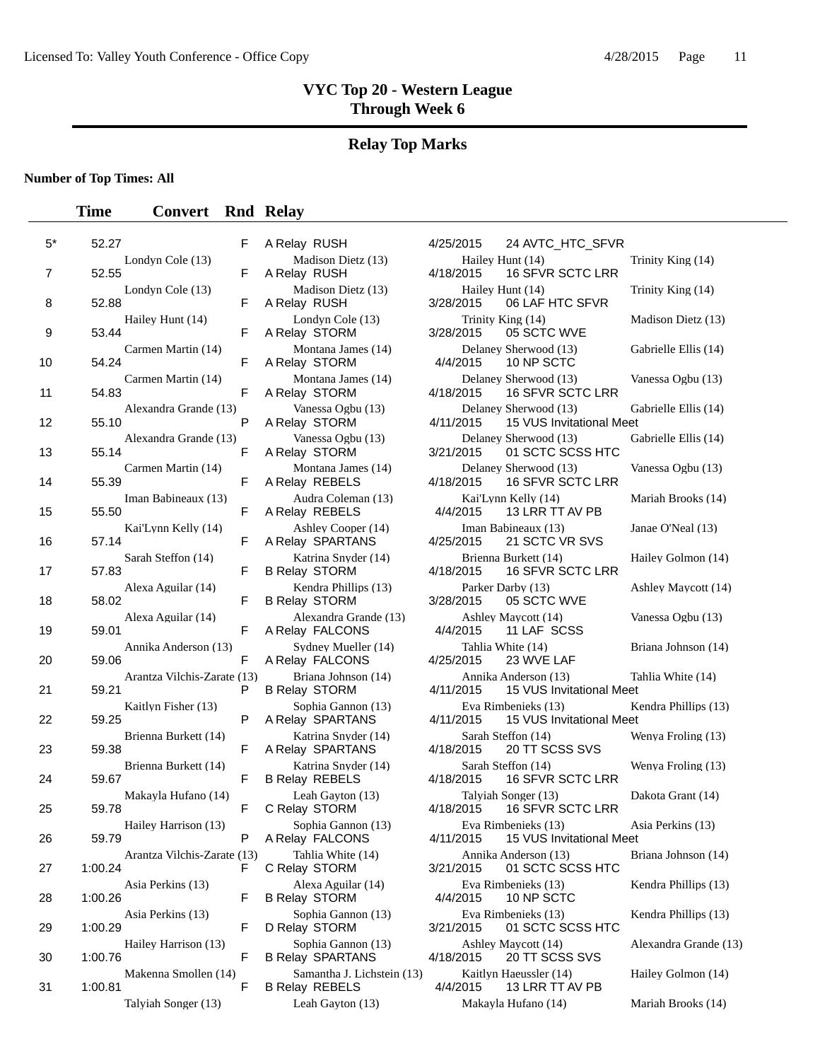# VYC Top 20 - Western League
## Through Week 6

## Relay Top Marks

**Number of Top Times: All**

| | Time | Convert | Rnd | Relay | | | |
|---|---|---|---|---|---|---|---|
| 5* | 52.27 | | F | A Relay RUSH | 4/25/2015 | 24 AVTC_HTC_SFVR | |
| | Londyn Cole (13) | | | Madison Dietz (13) | Hailey Hunt (14) | | Trinity King (14) |
| 7 | 52.55 | | F | A Relay RUSH | 4/18/2015 | 16 SFVR SCTC LRR | |
| | Londyn Cole (13) | | | Madison Dietz (13) | Hailey Hunt (14) | | Trinity King (14) |
| 8 | 52.88 | | F | A Relay RUSH | 3/28/2015 | 06 LAF HTC SFVR | |
| | Hailey Hunt (14) | | | Londyn Cole (13) | Trinity King (14) | | Madison Dietz (13) |
| 9 | 53.44 | | F | A Relay STORM | 3/28/2015 | 05 SCTC WVE | |
| | Carmen Martin (14) | | | Montana James (14) | Delaney Sherwood (13) | | Gabrielle Ellis (14) |
| 10 | 54.24 | | F | A Relay STORM | 4/4/2015 | 10 NP SCTC | |
| | Carmen Martin (14) | | | Montana James (14) | Delaney Sherwood (13) | | Vanessa Ogbu (13) |
| 11 | 54.83 | | F | A Relay STORM | 4/18/2015 | 16 SFVR SCTC LRR | |
| | Alexandra Grande (13) | | | Vanessa Ogbu (13) | Delaney Sherwood (13) | | Gabrielle Ellis (14) |
| 12 | 55.10 | | P | A Relay STORM | 4/11/2015 | 15 VUS Invitational Meet | |
| | Alexandra Grande (13) | | | Vanessa Ogbu (13) | Delaney Sherwood (13) | | Gabrielle Ellis (14) |
| 13 | 55.14 | | F | A Relay STORM | 3/21/2015 | 01 SCTC SCSS HTC | |
| | Carmen Martin (14) | | | Montana James (14) | Delaney Sherwood (13) | | Vanessa Ogbu (13) |
| 14 | 55.39 | | F | A Relay REBELS | 4/18/2015 | 16 SFVR SCTC LRR | |
| | Iman Babineaux (13) | | | Audra Coleman (13) | Kai'Lynn Kelly (14) | | Mariah Brooks (14) |
| 15 | 55.50 | | F | A Relay REBELS | 4/4/2015 | 13 LRR TT AV PB | |
| | Kai'Lynn Kelly (14) | | | Ashley Cooper (14) | Iman Babineaux (13) | | Janae O'Neal (13) |
| 16 | 57.14 | | F | A Relay SPARTANS | 4/25/2015 | 21 SCTC VR SVS | |
| | Sarah Steffon (14) | | | Katrina Snyder (14) | Brienna Burkett (14) | | Hailey Golmon (14) |
| 17 | 57.83 | | F | B Relay STORM | 4/18/2015 | 16 SFVR SCTC LRR | |
| | Alexa Aguilar (14) | | | Kendra Phillips (13) | Parker Darby (13) | | Ashley Maycott (14) |
| 18 | 58.02 | | F | B Relay STORM | 3/28/2015 | 05 SCTC WVE | |
| | Alexa Aguilar (14) | | | Alexandra Grande (13) | Ashley Maycott (14) | | Vanessa Ogbu (13) |
| 19 | 59.01 | | F | A Relay FALCONS | 4/4/2015 | 11 LAF SCSS | |
| | Annika Anderson (13) | | | Sydney Mueller (14) | Tahlia White (14) | | Briana Johnson (14) |
| 20 | 59.06 | | F | A Relay FALCONS | 4/25/2015 | 23 WVE LAF | |
| | Arantza Vilchis-Zarate (13) | | | Briana Johnson (14) | Annika Anderson (13) | | Tahlia White (14) |
| 21 | 59.21 | | P | B Relay STORM | 4/11/2015 | 15 VUS Invitational Meet | |
| | Kaitlyn Fisher (13) | | | Sophia Gannon (13) | Eva Rimbenieks (13) | | Kendra Phillips (13) |
| 22 | 59.25 | | P | A Relay SPARTANS | 4/11/2015 | 15 VUS Invitational Meet | |
| | Brienna Burkett (14) | | | Katrina Snyder (14) | Sarah Steffon (14) | | Wenya Froling (13) |
| 23 | 59.38 | | F | A Relay SPARTANS | 4/18/2015 | 20 TT SCSS SVS | |
| | Brienna Burkett (14) | | | Katrina Snyder (14) | Sarah Steffon (14) | | Wenya Froling (13) |
| 24 | 59.67 | | F | B Relay REBELS | 4/18/2015 | 16 SFVR SCTC LRR | |
| | Makayla Hufano (14) | | | Leah Gayton (13) | Talyiah Songer (13) | | Dakota Grant (14) |
| 25 | 59.78 | | F | C Relay STORM | 4/18/2015 | 16 SFVR SCTC LRR | |
| | Hailey Harrison (13) | | | Sophia Gannon (13) | Eva Rimbenieks (13) | | Asia Perkins (13) |
| 26 | 59.79 | | P | A Relay FALCONS | 4/11/2015 | 15 VUS Invitational Meet | |
| | Arantza Vilchis-Zarate (13) | | | Tahlia White (14) | Annika Anderson (13) | | Briana Johnson (14) |
| 27 | 1:00.24 | | F | C Relay STORM | 3/21/2015 | 01 SCTC SCSS HTC | |
| | Asia Perkins (13) | | | Alexa Aguilar (14) | Eva Rimbenieks (13) | | Kendra Phillips (13) |
| 28 | 1:00.26 | | F | B Relay STORM | 4/4/2015 | 10 NP SCTC | |
| | Asia Perkins (13) | | | Sophia Gannon (13) | Eva Rimbenieks (13) | | Kendra Phillips (13) |
| 29 | 1:00.29 | | F | D Relay STORM | 3/21/2015 | 01 SCTC SCSS HTC | |
| | Hailey Harrison (13) | | | Sophia Gannon (13) | Ashley Maycott (14) | | Alexandra Grande (13) |
| 30 | 1:00.76 | | F | B Relay SPARTANS | 4/18/2015 | 20 TT SCSS SVS | |
| | Makenna Smollen (14) | | | Samantha J. Lichstein (13) | Kaitlyn Haeussler (14) | | Hailey Golmon (14) |
| 31 | 1:00.81 | | F | B Relay REBELS | 4/4/2015 | 13 LRR TT AV PB | |
| | Talyiah Songer (13) | | | Leah Gayton (13) | Makayla Hufano (14) | | Mariah Brooks (14) |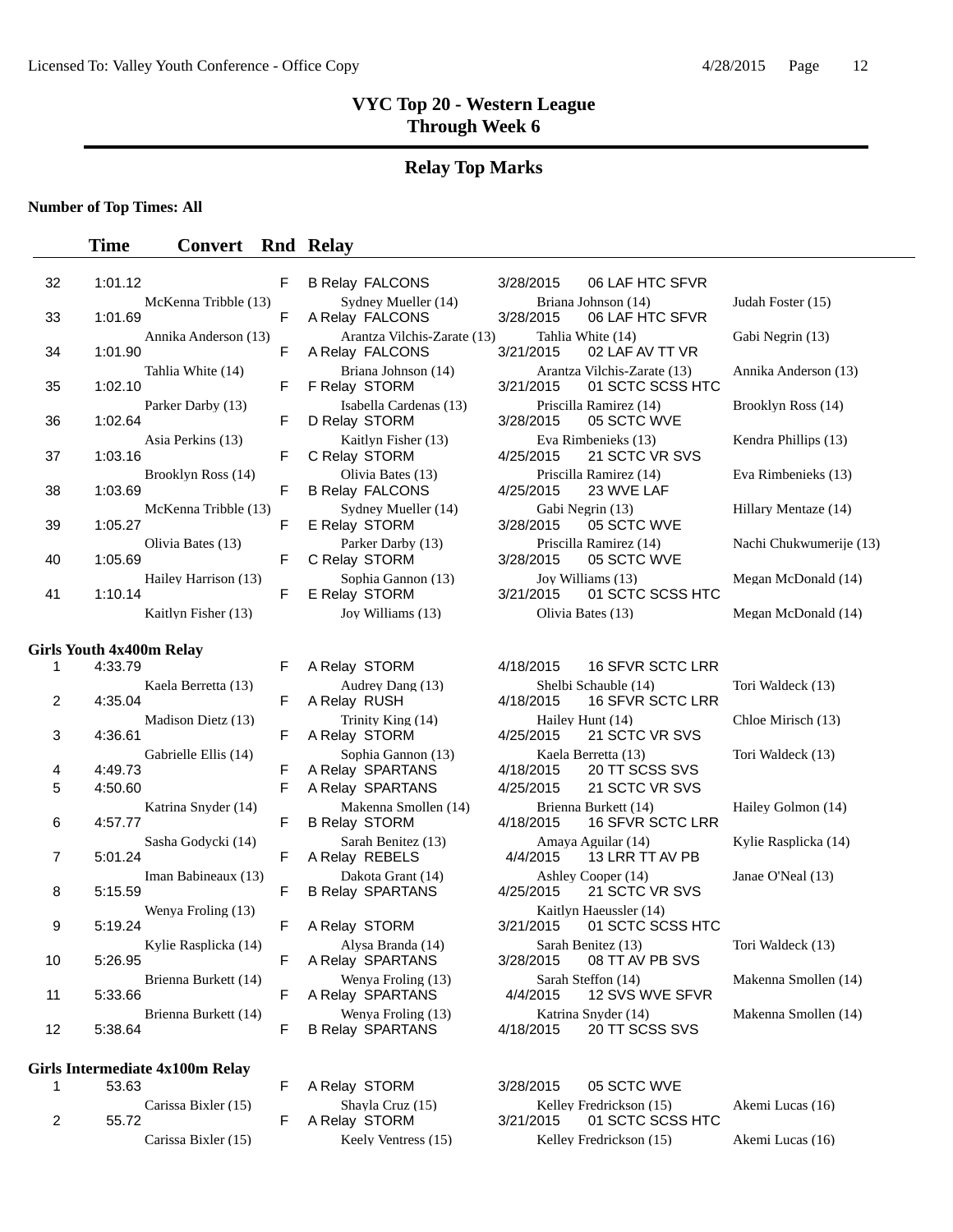# VYC Top 20 - Western League
## Through Week 6

## Relay Top Marks

**Number of Top Times: All**

| | Time | Convert | Rnd | Relay | | | |
|---|---|---|---|---|---|---|---|
| 32 | 1:01.12 | | F | B Relay FALCONS | 3/28/2015 | 06 LAF HTC SFVR | |
| | McKenna Tribble (13) | | | Sydney Mueller (14) | Briana Johnson (14) | | Judah Foster (15) |
| 33 | 1:01.69 | | F | A Relay FALCONS | 3/28/2015 | 06 LAF HTC SFVR | |
| | Annika Anderson (13) | | | Arantza Vilchis-Zarate (13) | Tahlia White (14) | | Gabi Negrin (13) |
| 34 | 1:01.90 | | F | A Relay FALCONS | 3/21/2015 | 02 LAF AV TT VR | |
| | Tahlia White (14) | | | Briana Johnson (14) | Arantza Vilchis-Zarate (13) | | Annika Anderson (13) |
| 35 | 1:02.10 | | F | F Relay STORM | 3/21/2015 | 01 SCTC SCSS HTC | |
| | Parker Darby (13) | | | Isabella Cardenas (13) | Priscilla Ramirez (14) | | Brooklyn Ross (14) |
| 36 | 1:02.64 | | F | D Relay STORM | 3/28/2015 | 05 SCTC WVE | |
| | Asia Perkins (13) | | | Kaitlyn Fisher (13) | Eva Rimbenieks (13) | | Kendra Phillips (13) |
| 37 | 1:03.16 | | F | C Relay STORM | 4/25/2015 | 21 SCTC VR SVS | |
| | Brooklyn Ross (14) | | | Olivia Bates (13) | Priscilla Ramirez (14) | | Eva Rimbenieks (13) |
| 38 | 1:03.69 | | F | B Relay FALCONS | 4/25/2015 | 23 WVE LAF | |
| | McKenna Tribble (13) | | | Sydney Mueller (14) | Gabi Negrin (13) | | Hillary Mentaze (14) |
| 39 | 1:05.27 | | F | E Relay STORM | 3/28/2015 | 05 SCTC WVE | |
| | Olivia Bates (13) | | | Parker Darby (13) | Priscilla Ramirez (14) | | Nachi Chukwumerije (13) |
| 40 | 1:05.69 | | F | C Relay STORM | 3/28/2015 | 05 SCTC WVE | |
| | Hailey Harrison (13) | | | Sophia Gannon (13) | Joy Williams (13) | | Megan McDonald (14) |
| 41 | 1:10.14 | | F | E Relay STORM | 3/21/2015 | 01 SCTC SCSS HTC | |
| | Kaitlyn Fisher (13) | | | Joy Williams (13) | Olivia Bates (13) | | Megan McDonald (14) |

**Girls Youth 4x400m Relay**

| | Time | Convert | Rnd | Relay | | | |
|---|---|---|---|---|---|---|---|
| 1 | 4:33.79 | | F | A Relay STORM | 4/18/2015 | 16 SFVR SCTC LRR | |
| | Kaela Berretta (13) | | | Audrey Dang (13) | Shelbi Schauble (14) | | Tori Waldeck (13) |
| 2 | 4:35.04 | | F | A Relay RUSH | 4/18/2015 | 16 SFVR SCTC LRR | |
| | Madison Dietz (13) | | | Trinity King (14) | Hailey Hunt (14) | | Chloe Mirisch (13) |
| 3 | 4:36.61 | | F | A Relay STORM | 4/25/2015 | 21 SCTC VR SVS | |
| | Gabrielle Ellis (14) | | | Sophia Gannon (13) | Kaela Berretta (13) | | Tori Waldeck (13) |
| 4 | 4:49.73 | | F | A Relay SPARTANS | 4/18/2015 | 20 TT SCSS SVS | |
| 5 | 4:50.60 | | F | A Relay SPARTANS | 4/25/2015 | 21 SCTC VR SVS | |
| | Katrina Snyder (14) | | | Makenna Smollen (14) | Brienna Burkett (14) | | Hailey Golmon (14) |
| 6 | 4:57.77 | | F | B Relay STORM | 4/18/2015 | 16 SFVR SCTC LRR | |
| | Sasha Godycki (14) | | | Sarah Benitez (13) | Amaya Aguilar (14) | | Kylie Rasplicka (14) |
| 7 | 5:01.24 | | F | A Relay REBELS | 4/4/2015 | 13 LRR TT AV PB | |
| | Iman Babineaux (13) | | | Dakota Grant (14) | Ashley Cooper (14) | | Janae O'Neal (13) |
| 8 | 5:15.59 | | F | B Relay SPARTANS | 4/25/2015 | 21 SCTC VR SVS | |
| | Wenya Froling (13) | | | | Kaitlyn Haeussler (14) | | |
| 9 | 5:19.24 | | F | A Relay STORM | 3/21/2015 | 01 SCTC SCSS HTC | |
| | Kylie Rasplicka (14) | | | Alysa Branda (14) | Sarah Benitez (13) | | Tori Waldeck (13) |
| 10 | 5:26.95 | | F | A Relay SPARTANS | 3/28/2015 | 08 TT AV PB SVS | |
| | Brienna Burkett (14) | | | Wenya Froling (13) | Sarah Steffon (14) | | Makenna Smollen (14) |
| 11 | 5:33.66 | | F | A Relay SPARTANS | 4/4/2015 | 12 SVS WVE SFVR | |
| | Brienna Burkett (14) | | | Wenya Froling (13) | Katrina Snyder (14) | | Makenna Smollen (14) |
| 12 | 5:38.64 | | F | B Relay SPARTANS | 4/18/2015 | 20 TT SCSS SVS | |

**Girls Intermediate 4x100m Relay**

| | Time | Convert | Rnd | Relay | | | |
|---|---|---|---|---|---|---|---|
| 1 | 53.63 | | F | A Relay STORM | 3/28/2015 | 05 SCTC WVE | |
| | Carissa Bixler (15) | | | Shayla Cruz (15) | Kelley Fredrickson (15) | | Akemi Lucas (16) |
| 2 | 55.72 | | F | A Relay STORM | 3/21/2015 | 01 SCTC SCSS HTC | |
| | Carissa Bixler (15) | | | Keely Ventress (15) | Kelley Fredrickson (15) | | Akemi Lucas (16) |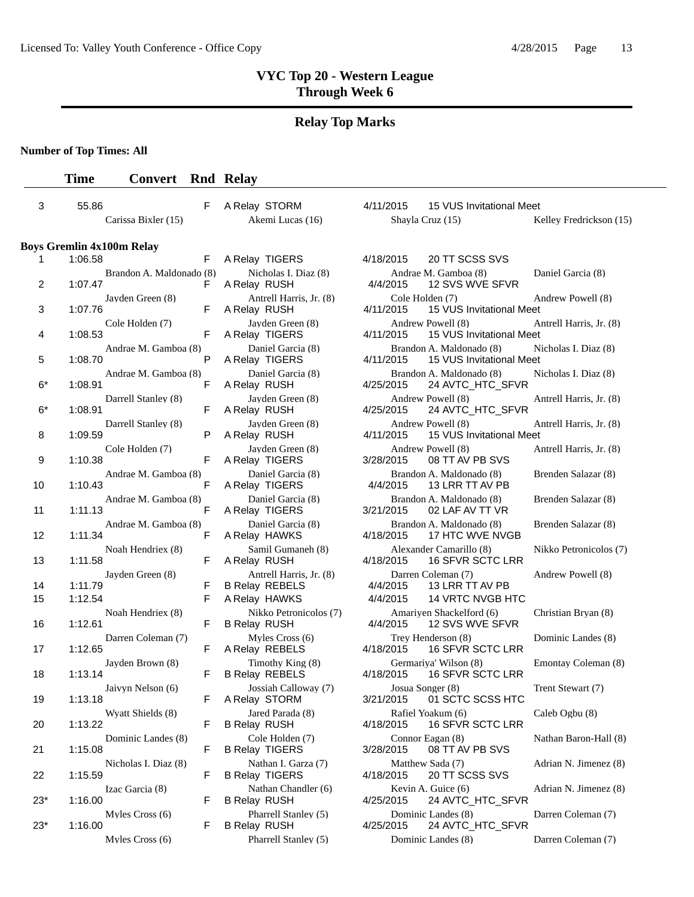# VYC Top 20 - Western League
## Through Week 6

## Relay Top Marks

**Number of Top Times: All**

| | Time | Convert | Rnd | Relay | Date | Meet |
|---|---|---|---|---|---|---|
| 3 | 55.86 | | F | A Relay STORM | 4/11/2015 | 15 VUS Invitational Meet |
| | Carissa Bixler (15) | | | Akemi Lucas (16) | Shayla Cruz (15) | Kelley Fredrickson (15) |

**Boys Gremlin 4x100m Relay**

| | Time | Convert | Rnd | Relay | Date | Meet |
|---|---|---|---|---|---|---|
| 1 | 1:06.58 | | F | A Relay TIGERS | 4/18/2015 | 20 TT SCSS SVS |
| | Brandon A. Maldonado (8) | | | Nicholas I. Diaz (8) | Andrae M. Gamboa (8) | Daniel Garcia (8) |
| 2 | 1:07.47 | | F | A Relay RUSH | 4/4/2015 | 12 SVS WVE SFVR |
| | Jayden Green (8) | | | Antrell Harris, Jr. (8) | Cole Holden (7) | Andrew Powell (8) |
| 3 | 1:07.76 | | F | A Relay RUSH | 4/11/2015 | 15 VUS Invitational Meet |
| | Cole Holden (7) | | | Jayden Green (8) | Andrew Powell (8) | Antrell Harris, Jr. (8) |
| 4 | 1:08.53 | | F | A Relay TIGERS | 4/11/2015 | 15 VUS Invitational Meet |
| | Andrae M. Gamboa (8) | | | Daniel Garcia (8) | Brandon A. Maldonado (8) | Nicholas I. Diaz (8) |
| 5 | 1:08.70 | | P | A Relay TIGERS | 4/11/2015 | 15 VUS Invitational Meet |
| | Andrae M. Gamboa (8) | | | Daniel Garcia (8) | Brandon A. Maldonado (8) | Nicholas I. Diaz (8) |
| 6* | 1:08.91 | | F | A Relay RUSH | 4/25/2015 | 24 AVTC_HTC_SFVR |
| | Darrell Stanley (8) | | | Jayden Green (8) | Andrew Powell (8) | Antrell Harris, Jr. (8) |
| 6* | 1:08.91 | | F | A Relay RUSH | 4/25/2015 | 24 AVTC_HTC_SFVR |
| | Darrell Stanley (8) | | | Jayden Green (8) | Andrew Powell (8) | Antrell Harris, Jr. (8) |
| 8 | 1:09.59 | | P | A Relay RUSH | 4/11/2015 | 15 VUS Invitational Meet |
| | Cole Holden (7) | | | Jayden Green (8) | Andrew Powell (8) | Antrell Harris, Jr. (8) |
| 9 | 1:10.38 | | F | A Relay TIGERS | 3/28/2015 | 08 TT AV PB SVS |
| | Andrae M. Gamboa (8) | | | Daniel Garcia (8) | Brandon A. Maldonado (8) | Brenden Salazar (8) |
| 10 | 1:10.43 | | F | A Relay TIGERS | 4/4/2015 | 13 LRR TT AV PB |
| | Andrae M. Gamboa (8) | | | Daniel Garcia (8) | Brandon A. Maldonado (8) | Brenden Salazar (8) |
| 11 | 1:11.13 | | F | A Relay TIGERS | 3/21/2015 | 02 LAF AV TT VR |
| | Andrae M. Gamboa (8) | | | Daniel Garcia (8) | Brandon A. Maldonado (8) | Brenden Salazar (8) |
| 12 | 1:11.34 | | F | A Relay HAWKS | 4/18/2015 | 17 HTC WVE NVGB |
| | Noah Hendriex (8) | | | Samil Gumaneh (8) | Alexander Camarillo (8) | Nikko Petronicolos (7) |
| 13 | 1:11.58 | | F | A Relay RUSH | 4/18/2015 | 16 SFVR SCTC LRR |
| | Jayden Green (8) | | | Antrell Harris, Jr. (8) | Darren Coleman (7) | Andrew Powell (8) |
| 14 | 1:11.79 | | F | B Relay REBELS | 4/4/2015 | 13 LRR TT AV PB |
| 15 | 1:12.54 | | F | A Relay HAWKS | 4/4/2015 | 14 VRTC NVGB HTC |
| | Noah Hendriex (8) | | | Nikko Petronicolos (7) | Amariyen Shackelford (6) | Christian Bryan (8) |
| 16 | 1:12.61 | | F | B Relay RUSH | 4/4/2015 | 12 SVS WVE SFVR |
| | Darren Coleman (7) | | | Myles Cross (6) | Trey Henderson (8) | Dominic Landes (8) |
| 17 | 1:12.65 | | F | A Relay REBELS | 4/18/2015 | 16 SFVR SCTC LRR |
| | Jayden Brown (8) | | | Timothy King (8) | Germariya' Wilson (8) | Emontay Coleman (8) |
| 18 | 1:13.14 | | F | B Relay REBELS | 4/18/2015 | 16 SFVR SCTC LRR |
| | Jaivyn Nelson (6) | | | Jossiah Calloway (7) | Josua Songer (8) | Trent Stewart (7) |
| 19 | 1:13.18 | | F | A Relay STORM | 3/21/2015 | 01 SCTC SCSS HTC |
| | Wyatt Shields (8) | | | Jared Parada (8) | Rafiel Yoakum (6) | Caleb Ogbu (8) |
| 20 | 1:13.22 | | F | B Relay RUSH | 4/18/2015 | 16 SFVR SCTC LRR |
| | Dominic Landes (8) | | | Cole Holden (7) | Connor Eagan (8) | Nathan Baron-Hall (8) |
| 21 | 1:15.08 | | F | B Relay TIGERS | 3/28/2015 | 08 TT AV PB SVS |
| | Nicholas I. Diaz (8) | | | Nathan I. Garza (7) | Matthew Sada (7) | Adrian N. Jimenez (8) |
| 22 | 1:15.59 | | F | B Relay TIGERS | 4/18/2015 | 20 TT SCSS SVS |
| | Izac Garcia (8) | | | Nathan Chandler (6) | Kevin A. Guice (6) | Adrian N. Jimenez (8) |
| 23* | 1:16.00 | | F | B Relay RUSH | 4/25/2015 | 24 AVTC_HTC_SFVR |
| | Myles Cross (6) | | | Pharrell Stanley (5) | Dominic Landes (8) | Darren Coleman (7) |
| 23* | 1:16.00 | | F | B Relay RUSH | 4/25/2015 | 24 AVTC_HTC_SFVR |
| | Myles Cross (6) | | | Pharrell Stanley (5) | Dominic Landes (8) | Darren Coleman (7) |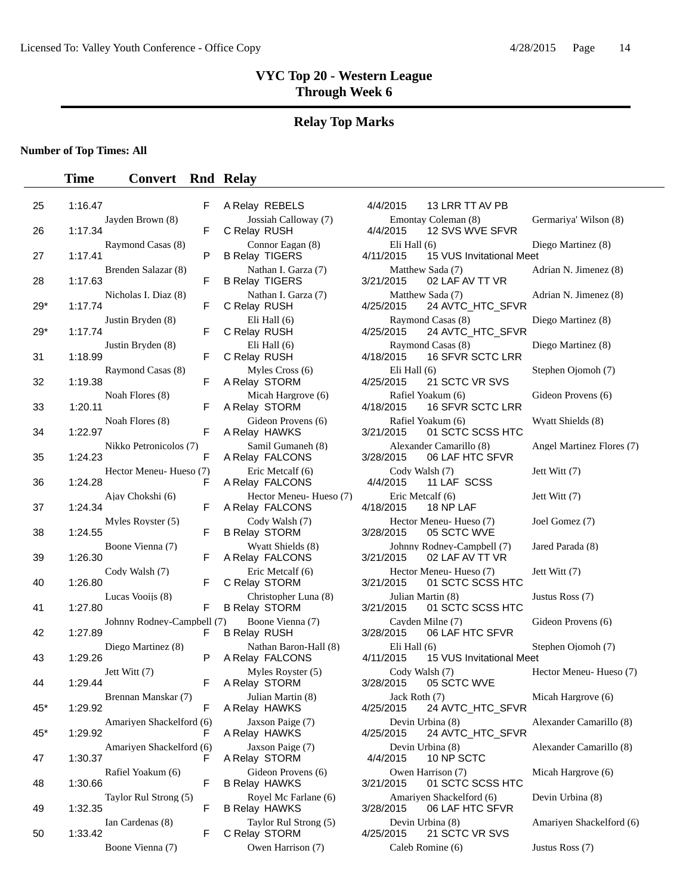## VYC Top 20 - Western League
## Through Week 6

### Relay Top Marks

**Number of Top Times: All**

| | Time | Convert | Rnd | Relay | | | | |
|---|---|---|---|---|---|---|---|---|
| 25 | 1:16.47 | | F | A Relay REBELS | 4/4/2015 | 13 LRR TT AV PB | | |
| | | Jayden Brown (8) | | Jossiah Calloway (7) | | Emontay Coleman (8) | | Germariya' Wilson (8) |
| 26 | 1:17.34 | | F | C Relay RUSH | 4/4/2015 | 12 SVS WVE SFVR | | |
| | | Raymond Casas (8) | | Connor Eagan (8) | | Eli Hall (6) | | Diego Martinez (8) |
| 27 | 1:17.41 | | P | B Relay TIGERS | 4/11/2015 | 15 VUS Invitational Meet | | |
| | | Brenden Salazar (8) | | Nathan I. Garza (7) | | Matthew Sada (7) | | Adrian N. Jimenez (8) |
| 28 | 1:17.63 | | F | B Relay TIGERS | 3/21/2015 | 02 LAF AV TT VR | | |
| | | Nicholas I. Diaz (8) | | Nathan I. Garza (7) | | Matthew Sada (7) | | Adrian N. Jimenez (8) |
| 29* | 1:17.74 | | F | C Relay RUSH | 4/25/2015 | 24 AVTC_HTC_SFVR | | |
| | | Justin Bryden (8) | | Eli Hall (6) | | Raymond Casas (8) | | Diego Martinez (8) |
| 29* | 1:17.74 | | F | C Relay RUSH | 4/25/2015 | 24 AVTC_HTC_SFVR | | |
| | | Justin Bryden (8) | | Eli Hall (6) | | Raymond Casas (8) | | Diego Martinez (8) |
| 31 | 1:18.99 | | F | C Relay RUSH | 4/18/2015 | 16 SFVR SCTC LRR | | |
| | | Raymond Casas (8) | | Myles Cross (6) | | Eli Hall (6) | | Stephen Ojomoh (7) |
| 32 | 1:19.38 | | F | A Relay STORM | 4/25/2015 | 21 SCTC VR SVS | | |
| | | Noah Flores (8) | | Micah Hargrove (6) | | Rafiel Yoakum (6) | | Gideon Provens (6) |
| 33 | 1:20.11 | | F | A Relay STORM | 4/18/2015 | 16 SFVR SCTC LRR | | |
| | | Noah Flores (8) | | Gideon Provens (6) | | Rafiel Yoakum (6) | | Wyatt Shields (8) |
| 34 | 1:22.97 | | F | A Relay HAWKS | 3/21/2015 | 01 SCTC SCSS HTC | | |
| | | Nikko Petronicolos (7) | | Samil Gumaneh (8) | | Alexander Camarillo (8) | | Angel Martinez Flores (7) |
| 35 | 1:24.23 | | F | A Relay FALCONS | 3/28/2015 | 06 LAF HTC SFVR | | |
| | | Hector Meneu- Hueso (7) | | Eric Metcalf (6) | | Cody Walsh (7) | | Jett Witt (7) |
| 36 | 1:24.28 | | F | A Relay FALCONS | 4/4/2015 | 11 LAF SCSS | | |
| | | Ajay Chokshi (6) | | Hector Meneu- Hueso (7) | | Eric Metcalf (6) | | Jett Witt (7) |
| 37 | 1:24.34 | | F | A Relay FALCONS | 4/18/2015 | 18 NP LAF | | |
| | | Myles Royster (5) | | Cody Walsh (7) | | Hector Meneu- Hueso (7) | | Joel Gomez (7) |
| 38 | 1:24.55 | | F | B Relay STORM | 3/28/2015 | 05 SCTC WVE | | |
| | | Boone Vienna (7) | | Wyatt Shields (8) | | Johnny Rodney-Campbell (7) | | Jared Parada (8) |
| 39 | 1:26.30 | | F | A Relay FALCONS | 3/21/2015 | 02 LAF AV TT VR | | |
| | | Cody Walsh (7) | | Eric Metcalf (6) | | Hector Meneu- Hueso (7) | | Jett Witt (7) |
| 40 | 1:26.80 | | F | C Relay STORM | 3/21/2015 | 01 SCTC SCSS HTC | | |
| | | Lucas Vooijs (8) | | Christopher Luna (8) | | Julian Martin (8) | | Justus Ross (7) |
| 41 | 1:27.80 | | F | B Relay STORM | 3/21/2015 | 01 SCTC SCSS HTC | | |
| | | Johnny Rodney-Campbell (7) | | Boone Vienna (7) | | Cayden Milne (7) | | Gideon Provens (6) |
| 42 | 1:27.89 | | F | B Relay RUSH | 3/28/2015 | 06 LAF HTC SFVR | | |
| | | Diego Martinez (8) | | Nathan Baron-Hall (8) | | Eli Hall (6) | | Stephen Ojomoh (7) |
| 43 | 1:29.26 | | P | A Relay FALCONS | 4/11/2015 | 15 VUS Invitational Meet | | |
| | | Jett Witt (7) | | Myles Royster (5) | | Cody Walsh (7) | | Hector Meneu- Hueso (7) |
| 44 | 1:29.44 | | F | A Relay STORM | 3/28/2015 | 05 SCTC WVE | | |
| | | Brennan Manskar (7) | | Julian Martin (8) | | Jack Roth (7) | | Micah Hargrove (6) |
| 45* | 1:29.92 | | F | A Relay HAWKS | 4/25/2015 | 24 AVTC_HTC_SFVR | | |
| | | Amariyen Shackelford (6) | | Jaxson Paige (7) | | Devin Urbina (8) | | Alexander Camarillo (8) |
| 45* | 1:29.92 | | F | A Relay HAWKS | 4/25/2015 | 24 AVTC_HTC_SFVR | | |
| | | Amariyen Shackelford (6) | | Jaxson Paige (7) | | Devin Urbina (8) | | Alexander Camarillo (8) |
| 47 | 1:30.37 | | F | A Relay STORM | 4/4/2015 | 10 NP SCTC | | |
| | | Rafiel Yoakum (6) | | Gideon Provens (6) | | Owen Harrison (7) | | Micah Hargrove (6) |
| 48 | 1:30.66 | | F | B Relay HAWKS | 3/21/2015 | 01 SCTC SCSS HTC | | |
| | | Taylor Rul Strong (5) | | Royel Mc Farlane (6) | | Amariyen Shackelford (6) | | Devin Urbina (8) |
| 49 | 1:32.35 | | F | B Relay HAWKS | 3/28/2015 | 06 LAF HTC SFVR | | |
| | | Ian Cardenas (8) | | Taylor Rul Strong (5) | | Devin Urbina (8) | | Amariyen Shackelford (6) |
| 50 | 1:33.42 | | F | C Relay STORM | 4/25/2015 | 21 SCTC VR SVS | | |
| | | Boone Vienna (7) | | Owen Harrison (7) | | Caleb Romine (6) | | Justus Ross (7) |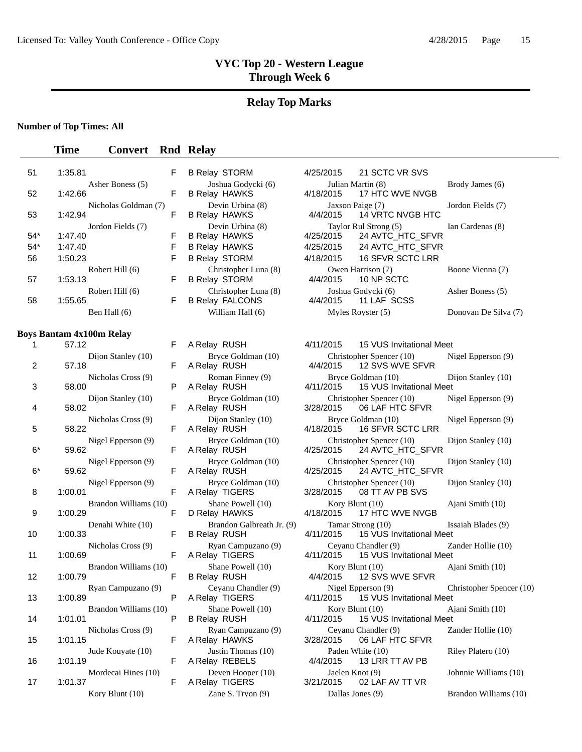# VYC Top 20 - Western League
## Through Week 6

## Relay Top Marks

**Number of Top Times: All**

| | Time | Convert | Rnd | Relay | Date | Meet | |
|---|---|---|---|---|---|---|---|
| 51 | 1:35.81 | | F | B Relay STORM | 4/25/2015 | 21 SCTC VR SVS | |
| | Asher Boness (5) | | | Joshua Godycki (6) | Julian Martin (8) | | Brody James (6) |
| 52 | 1:42.66 | | F | B Relay HAWKS | 4/18/2015 | 17 HTC WVE NVGB | |
| | Nicholas Goldman (7) | | | Devin Urbina (8) | Jaxson Paige (7) | | Jordon Fields (7) |
| 53 | 1:42.94 | | F | B Relay HAWKS | 4/4/2015 | 14 VRTC NVGB HTC | |
| | Jordon Fields (7) | | | Devin Urbina (8) | Taylor Rul Strong (5) | | Ian Cardenas (8) |
| 54* | 1:47.40 | | F | B Relay HAWKS | 4/25/2015 | 24 AVTC_HTC_SFVR | |
| 54* | 1:47.40 | | F | B Relay HAWKS | 4/25/2015 | 24 AVTC_HTC_SFVR | |
| 56 | 1:50.23 | | F | B Relay STORM | 4/18/2015 | 16 SFVR SCTC LRR | |
| | Robert Hill (6) | | | Christopher Luna (8) | Owen Harrison (7) | | Boone Vienna (7) |
| 57 | 1:53.13 | | F | B Relay STORM | 4/4/2015 | 10 NP SCTC | |
| | Robert Hill (6) | | | Christopher Luna (8) | Joshua Godycki (6) | | Asher Boness (5) |
| 58 | 1:55.65 | | F | B Relay FALCONS | 4/4/2015 | 11 LAF SCSS | |
| | Ben Hall (6) | | | William Hall (6) | Myles Royster (5) | | Donovan De Silva (7) |

**Boys Bantam 4x100m Relay**

| | Time | Convert | Rnd | Relay | Date | Meet | |
|---|---|---|---|---|---|---|---|
| 1 | 57.12 | | F | A Relay RUSH | 4/11/2015 | 15 VUS Invitational Meet | |
| | Dijon Stanley (10) | | | Bryce Goldman (10) | Christopher Spencer (10) | | Nigel Epperson (9) |
| 2 | 57.18 | | F | A Relay RUSH | 4/4/2015 | 12 SVS WVE SFVR | |
| | Nicholas Cross (9) | | | Roman Finney (9) | Bryce Goldman (10) | | Dijon Stanley (10) |
| 3 | 58.00 | | P | A Relay RUSH | 4/11/2015 | 15 VUS Invitational Meet | |
| | Dijon Stanley (10) | | | Bryce Goldman (10) | Christopher Spencer (10) | | Nigel Epperson (9) |
| 4 | 58.02 | | F | A Relay RUSH | 3/28/2015 | 06 LAF HTC SFVR | |
| | Nicholas Cross (9) | | | Dijon Stanley (10) | Bryce Goldman (10) | | Nigel Epperson (9) |
| 5 | 58.22 | | F | A Relay RUSH | 4/18/2015 | 16 SFVR SCTC LRR | |
| | Nigel Epperson (9) | | | Bryce Goldman (10) | Christopher Spencer (10) | | Dijon Stanley (10) |
| 6* | 59.62 | | F | A Relay RUSH | 4/25/2015 | 24 AVTC_HTC_SFVR | |
| | Nigel Epperson (9) | | | Bryce Goldman (10) | Christopher Spencer (10) | | Dijon Stanley (10) |
| 6* | 59.62 | | F | A Relay RUSH | 4/25/2015 | 24 AVTC_HTC_SFVR | |
| | Nigel Epperson (9) | | | Bryce Goldman (10) | Christopher Spencer (10) | | Dijon Stanley (10) |
| 8 | 1:00.01 | | F | A Relay TIGERS | 3/28/2015 | 08 TT AV PB SVS | |
| | Brandon Williams (10) | | | Shane Powell (10) | Kory Blunt (10) | | Ajani Smith (10) |
| 9 | 1:00.29 | | F | D Relay HAWKS | 4/18/2015 | 17 HTC WVE NVGB | |
| | Denahi White (10) | | | Brandon Galbreath Jr. (9) | Tamar Strong (10) | | Issaiah Blades (9) |
| 10 | 1:00.33 | | F | B Relay RUSH | 4/11/2015 | 15 VUS Invitational Meet | |
| | Nicholas Cross (9) | | | Ryan Campuzano (9) | Ceyanu Chandler (9) | | Zander Hollie (10) |
| 11 | 1:00.69 | | F | A Relay TIGERS | 4/11/2015 | 15 VUS Invitational Meet | |
| | Brandon Williams (10) | | | Shane Powell (10) | Kory Blunt (10) | | Ajani Smith (10) |
| 12 | 1:00.79 | | F | B Relay RUSH | 4/4/2015 | 12 SVS WVE SFVR | |
| | Ryan Campuzano (9) | | | Ceyanu Chandler (9) | Nigel Epperson (9) | | Christopher Spencer (10) |
| 13 | 1:00.89 | | P | A Relay TIGERS | 4/11/2015 | 15 VUS Invitational Meet | |
| | Brandon Williams (10) | | | Shane Powell (10) | Kory Blunt (10) | | Ajani Smith (10) |
| 14 | 1:01.01 | | P | B Relay RUSH | 4/11/2015 | 15 VUS Invitational Meet | |
| | Nicholas Cross (9) | | | Ryan Campuzano (9) | Ceyanu Chandler (9) | | Zander Hollie (10) |
| 15 | 1:01.15 | | F | A Relay HAWKS | 3/28/2015 | 06 LAF HTC SFVR | |
| | Jude Kouyate (10) | | | Justin Thomas (10) | Paden White (10) | | Riley Platero (10) |
| 16 | 1:01.19 | | F | A Relay REBELS | 4/4/2015 | 13 LRR TT AV PB | |
| | Mordecai Hines (10) | | | Deven Hooper (10) | Jaelen Knot (9) | | Johnnie Williams (10) |
| 17 | 1:01.37 | | F | A Relay TIGERS | 3/21/2015 | 02 LAF AV TT VR | |
| | Kory Blunt (10) | | | Zane S. Tryon (9) | Dallas Jones (9) | | Brandon Williams (10) |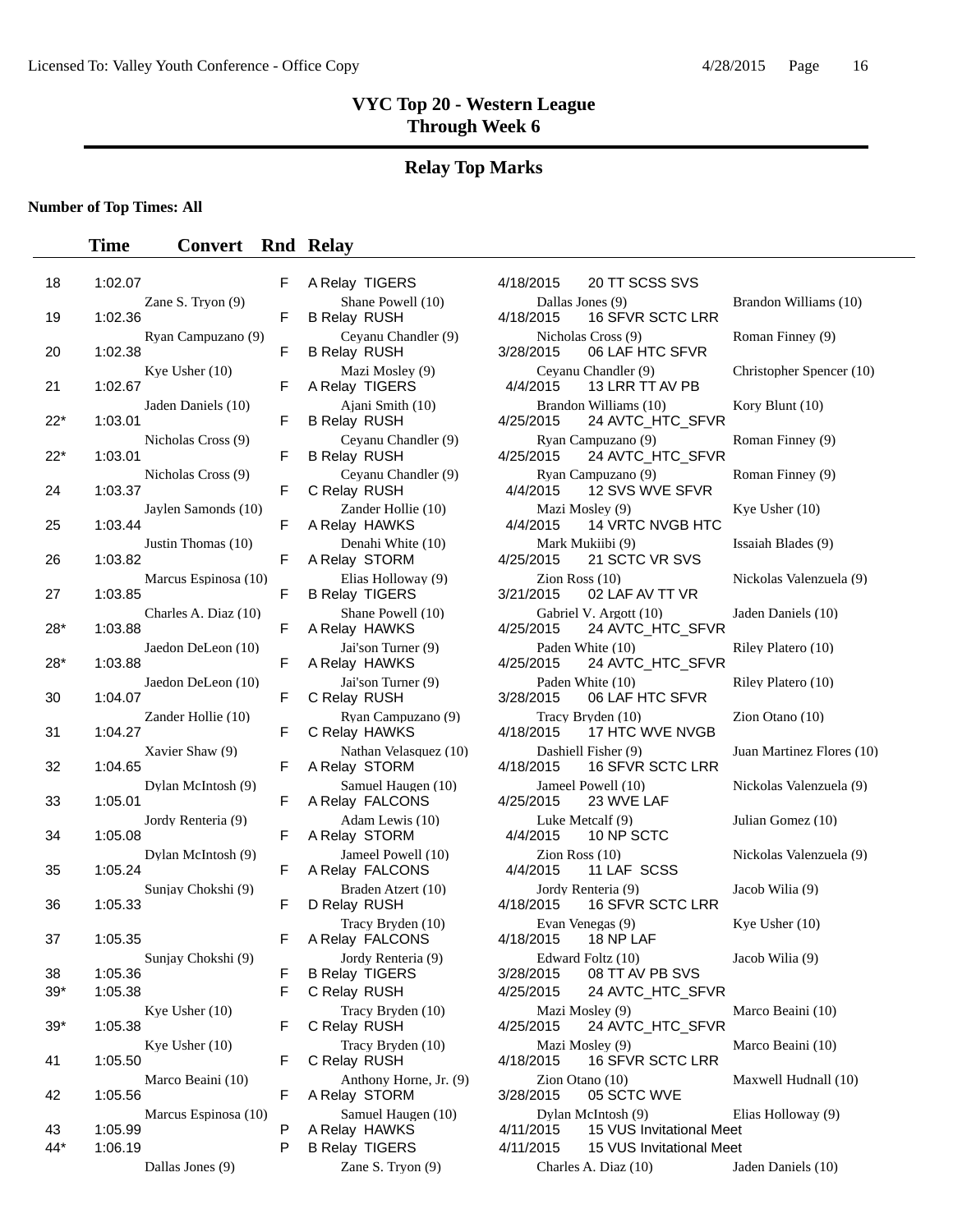# VYC Top 20 - Western League
## Through Week 6

## Relay Top Marks

**Number of Top Times: All**

| | Time | Convert | Rnd | Relay | Date | Meet |
|---|---|---|---|---|---|---|
| 18 | 1:02.07 | | F | A Relay TIGERS | 4/18/2015 | 20 TT SCSS SVS |
| | Zane S. Tryon (9) | | | Shane Powell (10) | Dallas Jones (9) | Brandon Williams (10) |
| 19 | 1:02.36 | | F | B Relay RUSH | 4/18/2015 | 16 SFVR SCTC LRR |
| | Ryan Campuzano (9) | | | Ceyanu Chandler (9) | Nicholas Cross (9) | Roman Finney (9) |
| 20 | 1:02.38 | | F | B Relay RUSH | 3/28/2015 | 06 LAF HTC SFVR |
| | Kye Usher (10) | | | Mazi Mosley (9) | Ceyanu Chandler (9) | Christopher Spencer (10) |
| 21 | 1:02.67 | | F | A Relay TIGERS | 4/4/2015 | 13 LRR TT AV PB |
| | Jaden Daniels (10) | | | Ajani Smith (10) | Brandon Williams (10) | Kory Blunt (10) |
| 22* | 1:03.01 | | F | B Relay RUSH | 4/25/2015 | 24 AVTC_HTC_SFVR |
| | Nicholas Cross (9) | | | Ceyanu Chandler (9) | Ryan Campuzano (9) | Roman Finney (9) |
| 22* | 1:03.01 | | F | B Relay RUSH | 4/25/2015 | 24 AVTC_HTC_SFVR |
| | Nicholas Cross (9) | | | Ceyanu Chandler (9) | Ryan Campuzano (9) | Roman Finney (9) |
| 24 | 1:03.37 | | F | C Relay RUSH | 4/4/2015 | 12 SVS WVE SFVR |
| | Jaylen Samonds (10) | | | Zander Hollie (10) | Mazi Mosley (9) | Kye Usher (10) |
| 25 | 1:03.44 | | F | A Relay HAWKS | 4/4/2015 | 14 VRTC NVGB HTC |
| | Justin Thomas (10) | | | Denahi White (10) | Mark Mukiibi (9) | Issaiah Blades (9) |
| 26 | 1:03.82 | | F | A Relay STORM | 4/25/2015 | 21 SCTC VR SVS |
| | Marcus Espinosa (10) | | | Elias Holloway (9) | Zion Ross (10) | Nickolas Valenzuela (9) |
| 27 | 1:03.85 | | F | B Relay TIGERS | 3/21/2015 | 02 LAF AV TT VR |
| | Charles A. Diaz (10) | | | Shane Powell (10) | Gabriel V. Argott (10) | Jaden Daniels (10) |
| 28* | 1:03.88 | | F | A Relay HAWKS | 4/25/2015 | 24 AVTC_HTC_SFVR |
| | Jaedon DeLeon (10) | | | Jai'son Turner (9) | Paden White (10) | Riley Platero (10) |
| 28* | 1:03.88 | | F | A Relay HAWKS | 4/25/2015 | 24 AVTC_HTC_SFVR |
| | Jaedon DeLeon (10) | | | Jai'son Turner (9) | Paden White (10) | Riley Platero (10) |
| 30 | 1:04.07 | | F | C Relay RUSH | 3/28/2015 | 06 LAF HTC SFVR |
| | Zander Hollie (10) | | | Ryan Campuzano (9) | Tracy Bryden (10) | Zion Otano (10) |
| 31 | 1:04.27 | | F | C Relay HAWKS | 4/18/2015 | 17 HTC WVE NVGB |
| | Xavier Shaw (9) | | | Nathan Velasquez (10) | Dashiell Fisher (9) | Juan Martinez Flores (10) |
| 32 | 1:04.65 | | F | A Relay STORM | 4/18/2015 | 16 SFVR SCTC LRR |
| | Dylan McIntosh (9) | | | Samuel Haugen (10) | Jameel Powell (10) | Nickolas Valenzuela (9) |
| 33 | 1:05.01 | | F | A Relay FALCONS | 4/25/2015 | 23 WVE LAF |
| | Jordy Renteria (9) | | | Adam Lewis (10) | Luke Metcalf (9) | Julian Gomez (10) |
| 34 | 1:05.08 | | F | A Relay STORM | 4/4/2015 | 10 NP SCTC |
| | Dylan McIntosh (9) | | | Jameel Powell (10) | Zion Ross (10) | Nickolas Valenzuela (9) |
| 35 | 1:05.24 | | F | A Relay FALCONS | 4/4/2015 | 11 LAF SCSS |
| | Sunjay Chokshi (9) | | | Braden Atzert (10) | Jordy Renteria (9) | Jacob Wilia (9) |
| 36 | 1:05.33 | | F | D Relay RUSH | 4/18/2015 | 16 SFVR SCTC LRR |
| | | | | Tracy Bryden (10) | Evan Venegas (9) | Kye Usher (10) |
| 37 | 1:05.35 | | F | A Relay FALCONS | 4/18/2015 | 18 NP LAF |
| | Sunjay Chokshi (9) | | | Jordy Renteria (9) | Edward Foltz (10) | Jacob Wilia (9) |
| 38 | 1:05.36 | | F | B Relay TIGERS | 3/28/2015 | 08 TT AV PB SVS |
| 39* | 1:05.38 | | F | C Relay RUSH | 4/25/2015 | 24 AVTC_HTC_SFVR |
| | Kye Usher (10) | | | Tracy Bryden (10) | Mazi Mosley (9) | Marco Beaini (10) |
| 39* | 1:05.38 | | F | C Relay RUSH | 4/25/2015 | 24 AVTC_HTC_SFVR |
| | Kye Usher (10) | | | Tracy Bryden (10) | Mazi Mosley (9) | Marco Beaini (10) |
| 41 | 1:05.50 | | F | C Relay RUSH | 4/18/2015 | 16 SFVR SCTC LRR |
| | Marco Beaini (10) | | | Anthony Horne, Jr. (9) | Zion Otano (10) | Maxwell Hudnall (10) |
| 42 | 1:05.56 | | F | A Relay STORM | 3/28/2015 | 05 SCTC WVE |
| | Marcus Espinosa (10) | | | Samuel Haugen (10) | Dylan McIntosh (9) | Elias Holloway (9) |
| 43 | 1:05.99 | | P | A Relay HAWKS | 4/11/2015 | 15 VUS Invitational Meet |
| 44* | 1:06.19 | | P | B Relay TIGERS | 4/11/2015 | 15 VUS Invitational Meet |
| | Dallas Jones (9) | | | Zane S. Tryon (9) | Charles A. Diaz (10) | Jaden Daniels (10) |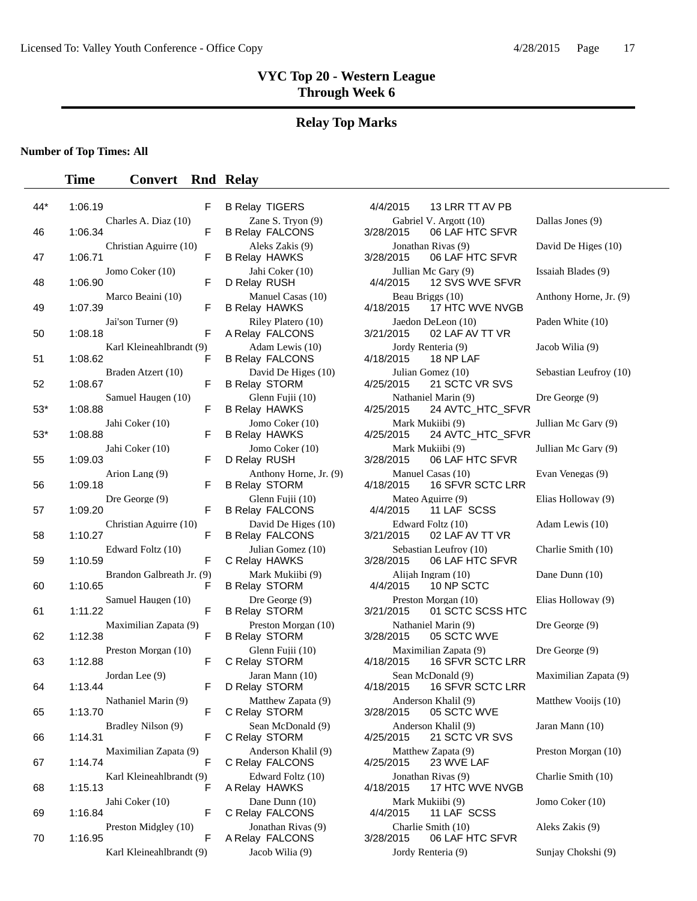# VYC Top 20 - Western League
## Through Week 6

## Relay Top Marks

**Number of Top Times: All**

| | Time | Convert | Rnd | Relay | | |
|---|---|---|---|---|---|---|
| 44* | 1:06.19 | | F | B Relay TIGERS | 4/4/2015 | 13 LRR TT AV PB |
| | Charles A. Diaz (10) | | | Zane S. Tryon (9) | Gabriel V. Argott (10) | Dallas Jones (9) |
| 46 | 1:06.34 | | F | B Relay FALCONS | 3/28/2015 | 06 LAF HTC SFVR |
| | Christian Aguirre (10) | | | Aleks Zakis (9) | Jonathan Rivas (9) | David De Higes (10) |
| 47 | 1:06.71 | | F | B Relay HAWKS | 3/28/2015 | 06 LAF HTC SFVR |
| | Jomo Coker (10) | | | Jahi Coker (10) | Jullian Mc Gary (9) | Issaiah Blades (9) |
| 48 | 1:06.90 | | F | D Relay RUSH | 4/4/2015 | 12 SVS WVE SFVR |
| | Marco Beaini (10) | | | Manuel Casas (10) | Beau Briggs (10) | Anthony Horne, Jr. (9) |
| 49 | 1:07.39 | | F | B Relay HAWKS | 4/18/2015 | 17 HTC WVE NVGB |
| | Jai'son Turner (9) | | | Riley Platero (10) | Jaedon DeLeon (10) | Paden White (10) |
| 50 | 1:08.18 | | F | A Relay FALCONS | 3/21/2015 | 02 LAF AV TT VR |
| | Karl Kleineahlbrandt (9) | | | Adam Lewis (10) | Jordy Renteria (9) | Jacob Wilia (9) |
| 51 | 1:08.62 | | F | B Relay FALCONS | 4/18/2015 | 18 NP LAF |
| | Braden Atzert (10) | | | David De Higes (10) | Julian Gomez (10) | Sebastian Leufroy (10) |
| 52 | 1:08.67 | | F | B Relay STORM | 4/25/2015 | 21 SCTC VR SVS |
| | Samuel Haugen (10) | | | Glenn Fujii (10) | Nathaniel Marin (9) | Dre George (9) |
| 53* | 1:08.88 | | F | B Relay HAWKS | 4/25/2015 | 24 AVTC_HTC_SFVR |
| | Jahi Coker (10) | | | Jomo Coker (10) | Mark Mukiibi (9) | Jullian Mc Gary (9) |
| 53* | 1:08.88 | | F | B Relay HAWKS | 4/25/2015 | 24 AVTC_HTC_SFVR |
| | Jahi Coker (10) | | | Jomo Coker (10) | Mark Mukiibi (9) | Jullian Mc Gary (9) |
| 55 | 1:09.03 | | F | D Relay RUSH | 3/28/2015 | 06 LAF HTC SFVR |
| | Arion Lang (9) | | | Anthony Horne, Jr. (9) | Manuel Casas (10) | Evan Venegas (9) |
| 56 | 1:09.18 | | F | B Relay STORM | 4/18/2015 | 16 SFVR SCTC LRR |
| | Dre George (9) | | | Glenn Fujii (10) | Mateo Aguirre (9) | Elias Holloway (9) |
| 57 | 1:09.20 | | F | B Relay FALCONS | 4/4/2015 | 11 LAF SCSS |
| | Christian Aguirre (10) | | | David De Higes (10) | Edward Foltz (10) | Adam Lewis (10) |
| 58 | 1:10.27 | | F | B Relay FALCONS | 3/21/2015 | 02 LAF AV TT VR |
| | Edward Foltz (10) | | | Julian Gomez (10) | Sebastian Leufroy (10) | Charlie Smith (10) |
| 59 | 1:10.59 | | F | C Relay HAWKS | 3/28/2015 | 06 LAF HTC SFVR |
| | Brandon Galbreath Jr. (9) | | | Mark Mukiibi (9) | Alijah Ingram (10) | Dane Dunn (10) |
| 60 | 1:10.65 | | F | B Relay STORM | 4/4/2015 | 10 NP SCTC |
| | Samuel Haugen (10) | | | Dre George (9) | Preston Morgan (10) | Elias Holloway (9) |
| 61 | 1:11.22 | | F | B Relay STORM | 3/21/2015 | 01 SCTC SCSS HTC |
| | Maximilian Zapata (9) | | | Preston Morgan (10) | Nathaniel Marin (9) | Dre George (9) |
| 62 | 1:12.38 | | F | B Relay STORM | 3/28/2015 | 05 SCTC WVE |
| | Preston Morgan (10) | | | Glenn Fujii (10) | Maximilian Zapata (9) | Dre George (9) |
| 63 | 1:12.88 | | F | C Relay STORM | 4/18/2015 | 16 SFVR SCTC LRR |
| | Jordan Lee (9) | | | Jaran Mann (10) | Sean McDonald (9) | Maximilian Zapata (9) |
| 64 | 1:13.44 | | F | D Relay STORM | 4/18/2015 | 16 SFVR SCTC LRR |
| | Nathaniel Marin (9) | | | Matthew Zapata (9) | Anderson Khalil (9) | Matthew Vooijs (10) |
| 65 | 1:13.70 | | F | C Relay STORM | 3/28/2015 | 05 SCTC WVE |
| | Bradley Nilson (9) | | | Sean McDonald (9) | Anderson Khalil (9) | Jaran Mann (10) |
| 66 | 1:14.31 | | F | C Relay STORM | 4/25/2015 | 21 SCTC VR SVS |
| | Maximilian Zapata (9) | | | Anderson Khalil (9) | Matthew Zapata (9) | Preston Morgan (10) |
| 67 | 1:14.74 | | F | C Relay FALCONS | 4/25/2015 | 23 WVE LAF |
| | Karl Kleineahlbrandt (9) | | | Edward Foltz (10) | Jonathan Rivas (9) | Charlie Smith (10) |
| 68 | 1:15.13 | | F | A Relay HAWKS | 4/18/2015 | 17 HTC WVE NVGB |
| | Jahi Coker (10) | | | Dane Dunn (10) | Mark Mukiibi (9) | Jomo Coker (10) |
| 69 | 1:16.84 | | F | C Relay FALCONS | 4/4/2015 | 11 LAF SCSS |
| | Preston Midgley (10) | | | Jonathan Rivas (9) | Charlie Smith (10) | Aleks Zakis (9) |
| 70 | 1:16.95 | | F | A Relay FALCONS | 3/28/2015 | 06 LAF HTC SFVR |
| | Karl Kleineahlbrandt (9) | | | Jacob Wilia (9) | Jordy Renteria (9) | Sunjay Chokshi (9) |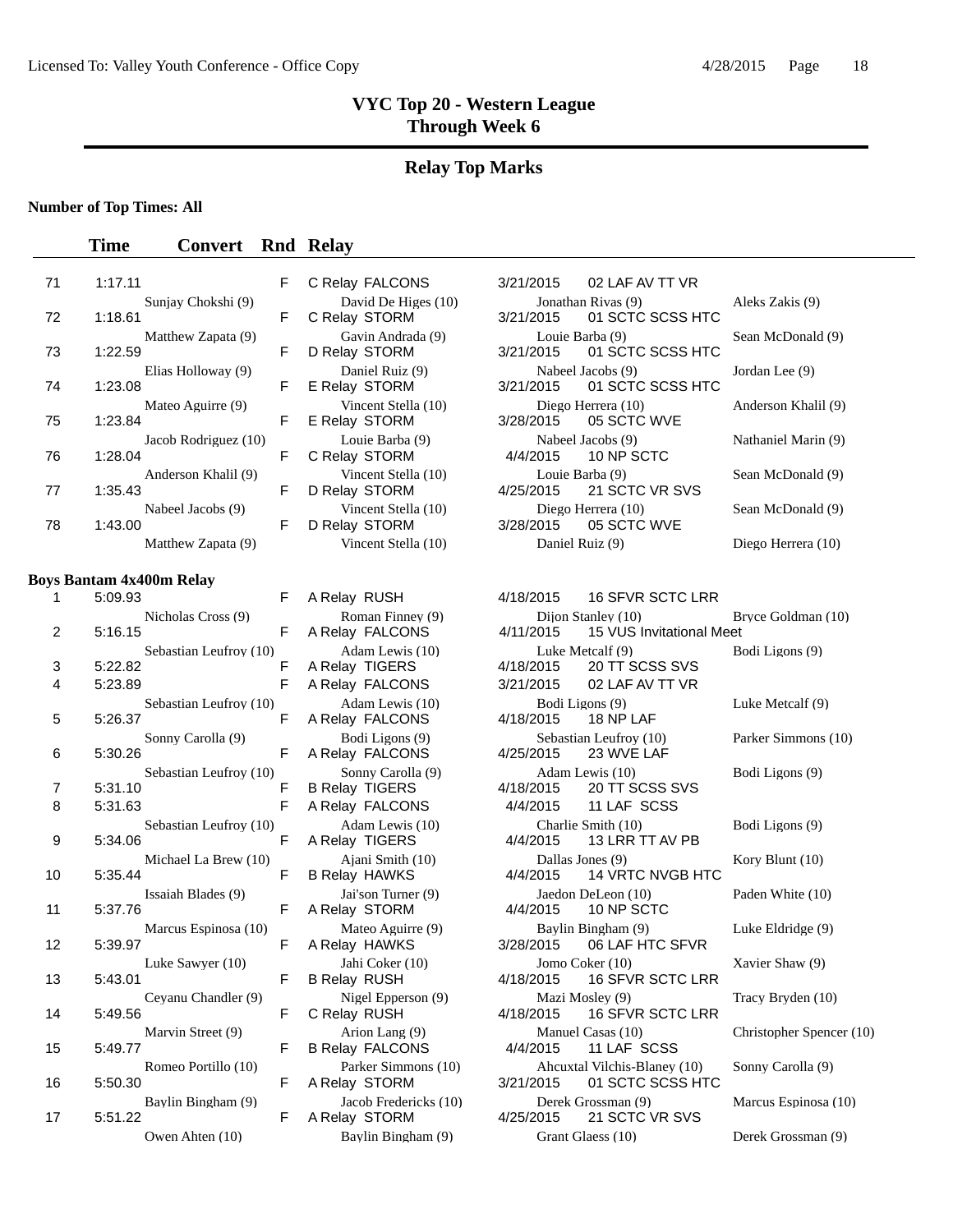# VYC Top 20 - Western League
## Through Week 6

## Relay Top Marks

**Number of Top Times: All**

| | Time | Convert | Rnd | Relay | Date | Meet | |
|---|---|---|---|---|---|---|---|
| 71 | 1:17.11 | | F | C Relay FALCONS | 3/21/2015 | 02 LAF AV TT VR | |
| | | Sunjay Chokshi (9) | | David De Higes (10) | Jonathan Rivas (9) | | Aleks Zakis (9) |
| 72 | 1:18.61 | | F | C Relay STORM | 3/21/2015 | 01 SCTC SCSS HTC | |
| | | Matthew Zapata (9) | | Gavin Andrada (9) | Louie Barba (9) | | Sean McDonald (9) |
| 73 | 1:22.59 | | F | D Relay STORM | 3/21/2015 | 01 SCTC SCSS HTC | |
| | | Elias Holloway (9) | | Daniel Ruiz (9) | Nabeel Jacobs (9) | | Jordan Lee (9) |
| 74 | 1:23.08 | | F | E Relay STORM | 3/21/2015 | 01 SCTC SCSS HTC | |
| | | Mateo Aguirre (9) | | Vincent Stella (10) | Diego Herrera (10) | | Anderson Khalil (9) |
| 75 | 1:23.84 | | F | E Relay STORM | 3/28/2015 | 05 SCTC WVE | |
| | | Jacob Rodriguez (10) | | Louie Barba (9) | Nabeel Jacobs (9) | | Nathaniel Marin (9) |
| 76 | 1:28.04 | | F | C Relay STORM | 4/4/2015 | 10 NP SCTC | |
| | | Anderson Khalil (9) | | Vincent Stella (10) | Louie Barba (9) | | Sean McDonald (9) |
| 77 | 1:35.43 | | F | D Relay STORM | 4/25/2015 | 21 SCTC VR SVS | |
| | | Nabeel Jacobs (9) | | Vincent Stella (10) | Diego Herrera (10) | | Sean McDonald (9) |
| 78 | 1:43.00 | | F | D Relay STORM | 3/28/2015 | 05 SCTC WVE | |
| | | Matthew Zapata (9) | | Vincent Stella (10) | Daniel Ruiz (9) | | Diego Herrera (10) |

**Boys Bantam 4x400m Relay**

| | Time | Convert | Rnd | Relay | Date | Meet | |
|---|---|---|---|---|---|---|---|
| 1 | 5:09.93 | | F | A Relay RUSH | 4/18/2015 | 16 SFVR SCTC LRR | |
| | | Nicholas Cross (9) | | Roman Finney (9) | Dijon Stanley (10) | | Bryce Goldman (10) |
| 2 | 5:16.15 | | F | A Relay FALCONS | 4/11/2015 | 15 VUS Invitational Meet | |
| | | Sebastian Leufroy (10) | | Adam Lewis (10) | Luke Metcalf (9) | | Bodi Ligons (9) |
| 3 | 5:22.82 | | F | A Relay TIGERS | 4/18/2015 | 20 TT SCSS SVS | |
| 4 | 5:23.89 | | F | A Relay FALCONS | 3/21/2015 | 02 LAF AV TT VR | |
| | | Sebastian Leufroy (10) | | Adam Lewis (10) | Bodi Ligons (9) | | Luke Metcalf (9) |
| 5 | 5:26.37 | | F | A Relay FALCONS | 4/18/2015 | 18 NP LAF | |
| | | Sonny Carolla (9) | | Bodi Ligons (9) | Sebastian Leufroy (10) | | Parker Simmons (10) |
| 6 | 5:30.26 | | F | A Relay FALCONS | 4/25/2015 | 23 WVE LAF | |
| | | Sebastian Leufroy (10) | | Sonny Carolla (9) | Adam Lewis (10) | | Bodi Ligons (9) |
| 7 | 5:31.10 | | F | B Relay TIGERS | 4/18/2015 | 20 TT SCSS SVS | |
| 8 | 5:31.63 | | F | A Relay FALCONS | 4/4/2015 | 11 LAF SCSS | |
| | | Sebastian Leufroy (10) | | Adam Lewis (10) | Charlie Smith (10) | | Bodi Ligons (9) |
| 9 | 5:34.06 | | F | A Relay TIGERS | 4/4/2015 | 13 LRR TT AV PB | |
| | | Michael La Brew (10) | | Ajani Smith (10) | Dallas Jones (9) | | Kory Blunt (10) |
| 10 | 5:35.44 | | F | B Relay HAWKS | 4/4/2015 | 14 VRTC NVGB HTC | |
| | | Issaiah Blades (9) | | Jai'son Turner (9) | Jaedon DeLeon (10) | | Paden White (10) |
| 11 | 5:37.76 | | F | A Relay STORM | 4/4/2015 | 10 NP SCTC | |
| | | Marcus Espinosa (10) | | Mateo Aguirre (9) | Baylin Bingham (9) | | Luke Eldridge (9) |
| 12 | 5:39.97 | | F | A Relay HAWKS | 3/28/2015 | 06 LAF HTC SFVR | |
| | | Luke Sawyer (10) | | Jahi Coker (10) | Jomo Coker (10) | | Xavier Shaw (9) |
| 13 | 5:43.01 | | F | B Relay RUSH | 4/18/2015 | 16 SFVR SCTC LRR | |
| | | Ceyanu Chandler (9) | | Nigel Epperson (9) | Mazi Mosley (9) | | Tracy Bryden (10) |
| 14 | 5:49.56 | | F | C Relay RUSH | 4/18/2015 | 16 SFVR SCTC LRR | |
| | | Marvin Street (9) | | Arion Lang (9) | Manuel Casas (10) | | Christopher Spencer (10) |
| 15 | 5:49.77 | | F | B Relay FALCONS | 4/4/2015 | 11 LAF SCSS | |
| | | Romeo Portillo (10) | | Parker Simmons (10) | Ahcuxtal Vilchis-Blaney (10) | | Sonny Carolla (9) |
| 16 | 5:50.30 | | F | A Relay STORM | 3/21/2015 | 01 SCTC SCSS HTC | |
| | | Baylin Bingham (9) | | Jacob Fredericks (10) | Derek Grossman (9) | | Marcus Espinosa (10) |
| 17 | 5:51.22 | | F | A Relay STORM | 4/25/2015 | 21 SCTC VR SVS | |
| | | Owen Ahten (10) | | Baylin Bingham (9) | Grant Glaess (10) | | Derek Grossman (9) |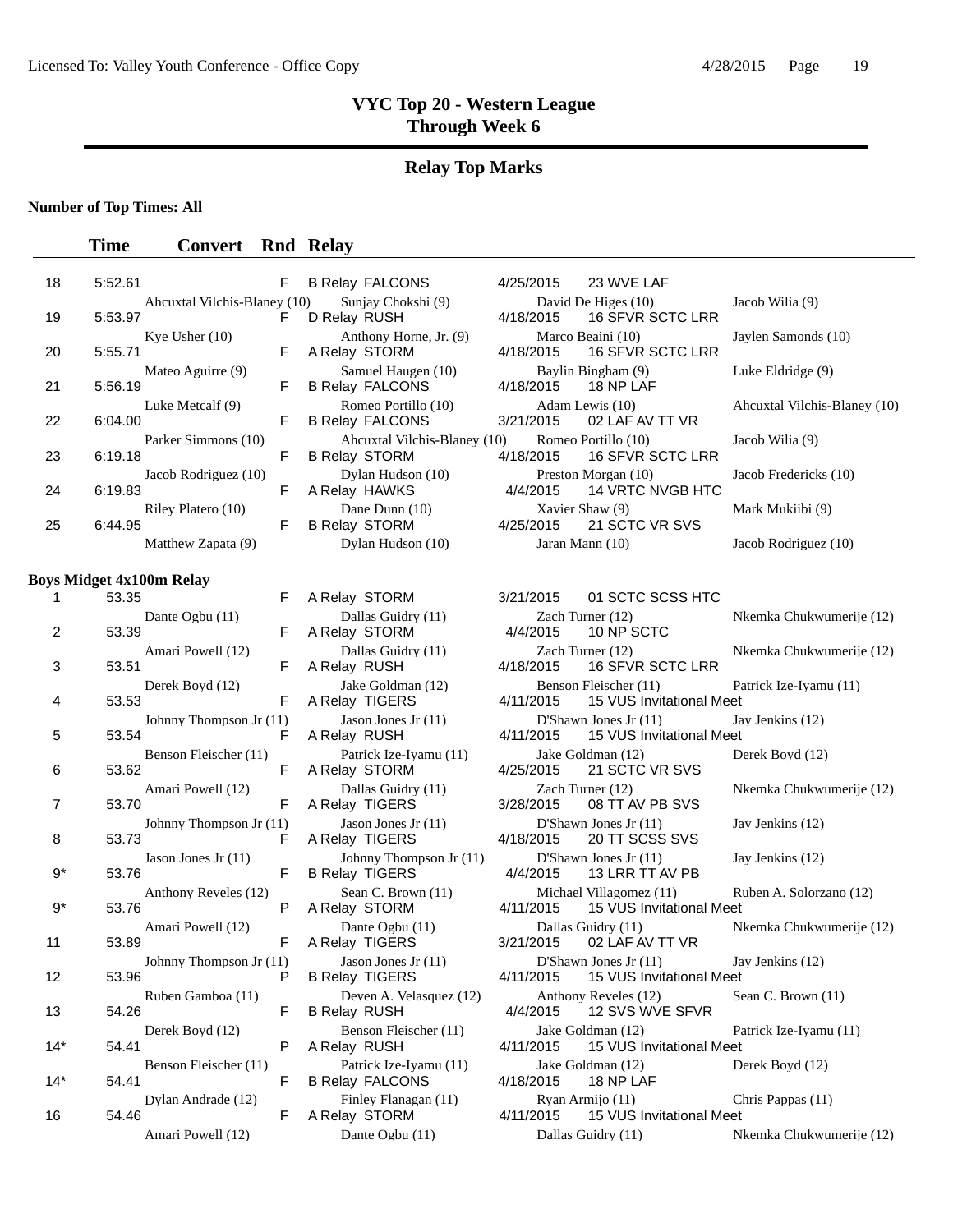# VYC Top 20 - Western League
## Through Week 6

## Relay Top Marks

**Number of Top Times: All**

| | Time | Convert | Rnd | Relay | | | |
|---|---|---|---|---|---|---|---|
| 18 | 5:52.61 | | F | B Relay FALCONS | 4/25/2015 | 23 WVE LAF | |
| | Ahcuxtal Vilchis-Blaney (10) | | | Sunjay Chokshi (9) | David De Higes (10) | | Jacob Wilia (9) |
| 19 | 5:53.97 | | F | D Relay RUSH | 4/18/2015 | 16 SFVR SCTC LRR | |
| | Kye Usher (10) | | | Anthony Horne, Jr. (9) | Marco Beaini (10) | | Jaylen Samonds (10) |
| 20 | 5:55.71 | | F | A Relay STORM | 4/18/2015 | 16 SFVR SCTC LRR | |
| | Mateo Aguirre (9) | | | Samuel Haugen (10) | Baylin Bingham (9) | | Luke Eldridge (9) |
| 21 | 5:56.19 | | F | B Relay FALCONS | 4/18/2015 | 18 NP LAF | |
| | Luke Metcalf (9) | | | Romeo Portillo (10) | Adam Lewis (10) | | Ahcuxtal Vilchis-Blaney (10) |
| 22 | 6:04.00 | | F | B Relay FALCONS | 3/21/2015 | 02 LAF AV TT VR | |
| | Parker Simmons (10) | | | Ahcuxtal Vilchis-Blaney (10) | Romeo Portillo (10) | | Jacob Wilia (9) |
| 23 | 6:19.18 | | F | B Relay STORM | 4/18/2015 | 16 SFVR SCTC LRR | |
| | Jacob Rodriguez (10) | | | Dylan Hudson (10) | Preston Morgan (10) | | Jacob Fredericks (10) |
| 24 | 6:19.83 | | F | A Relay HAWKS | 4/4/2015 | 14 VRTC NVGB HTC | |
| | Riley Platero (10) | | | Dane Dunn (10) | Xavier Shaw (9) | | Mark Mukiibi (9) |
| 25 | 6:44.95 | | F | B Relay STORM | 4/25/2015 | 21 SCTC VR SVS | |
| | Matthew Zapata (9) | | | Dylan Hudson (10) | Jaran Mann (10) | | Jacob Rodriguez (10) |

**Boys Midget 4x100m Relay**

| | Time | Convert | Rnd | Relay | | | |
|---|---|---|---|---|---|---|---|
| 1 | 53.35 | | F | A Relay STORM | 3/21/2015 | 01 SCTC SCSS HTC | |
| | Dante Ogbu (11) | | | Dallas Guidry (11) | Zach Turner (12) | | Nkemka Chukwumerije (12) |
| 2 | 53.39 | | F | A Relay STORM | 4/4/2015 | 10 NP SCTC | |
| | Amari Powell (12) | | | Dallas Guidry (11) | Zach Turner (12) | | Nkemka Chukwumerije (12) |
| 3 | 53.51 | | F | A Relay RUSH | 4/18/2015 | 16 SFVR SCTC LRR | |
| | Derek Boyd (12) | | | Jake Goldman (12) | Benson Fleischer (11) | | Patrick Ize-Iyamu (11) |
| 4 | 53.53 | | F | A Relay TIGERS | 4/11/2015 | 15 VUS Invitational Meet | |
| | Johnny Thompson Jr (11) | | | Jason Jones Jr (11) | D'Shawn Jones Jr (11) | | Jay Jenkins (12) |
| 5 | 53.54 | | F | A Relay RUSH | 4/11/2015 | 15 VUS Invitational Meet | |
| | Benson Fleischer (11) | | | Patrick Ize-Iyamu (11) | Jake Goldman (12) | | Derek Boyd (12) |
| 6 | 53.62 | | F | A Relay STORM | 4/25/2015 | 21 SCTC VR SVS | |
| | Amari Powell (12) | | | Dallas Guidry (11) | Zach Turner (12) | | Nkemka Chukwumerije (12) |
| 7 | 53.70 | | F | A Relay TIGERS | 3/28/2015 | 08 TT AV PB SVS | |
| | Johnny Thompson Jr (11) | | | Jason Jones Jr (11) | D'Shawn Jones Jr (11) | | Jay Jenkins (12) |
| 8 | 53.73 | | F | A Relay TIGERS | 4/18/2015 | 20 TT SCSS SVS | |
| | Jason Jones Jr (11) | | | Johnny Thompson Jr (11) | D'Shawn Jones Jr (11) | | Jay Jenkins (12) |
| 9* | 53.76 | | F | B Relay TIGERS | 4/4/2015 | 13 LRR TT AV PB | |
| | Anthony Reveles (12) | | | Sean C. Brown (11) | Michael Villagomez (11) | | Ruben A. Solorzano (12) |
| 9* | 53.76 | | P | A Relay STORM | 4/11/2015 | 15 VUS Invitational Meet | |
| | Amari Powell (12) | | | Dante Ogbu (11) | Dallas Guidry (11) | | Nkemka Chukwumerije (12) |
| 11 | 53.89 | | F | A Relay TIGERS | 3/21/2015 | 02 LAF AV TT VR | |
| | Johnny Thompson Jr (11) | | | Jason Jones Jr (11) | D'Shawn Jones Jr (11) | | Jay Jenkins (12) |
| 12 | 53.96 | | P | B Relay TIGERS | 4/11/2015 | 15 VUS Invitational Meet | |
| | Ruben Gamboa (11) | | | Deven A. Velasquez (12) | Anthony Reveles (12) | | Sean C. Brown (11) |
| 13 | 54.26 | | F | B Relay RUSH | 4/4/2015 | 12 SVS WVE SFVR | |
| | Derek Boyd (12) | | | Benson Fleischer (11) | Jake Goldman (12) | | Patrick Ize-Iyamu (11) |
| 14* | 54.41 | | P | A Relay RUSH | 4/11/2015 | 15 VUS Invitational Meet | |
| | Benson Fleischer (11) | | | Patrick Ize-Iyamu (11) | Jake Goldman (12) | | Derek Boyd (12) |
| 14* | 54.41 | | F | B Relay FALCONS | 4/18/2015 | 18 NP LAF | |
| | Dylan Andrade (12) | | | Finley Flanagan (11) | Ryan Armijo (11) | | Chris Pappas (11) |
| 16 | 54.46 | | F | A Relay STORM | 4/11/2015 | 15 VUS Invitational Meet | |
| | Amari Powell (12) | | | Dante Ogbu (11) | Dallas Guidry (11) | | Nkemka Chukwumerije (12) |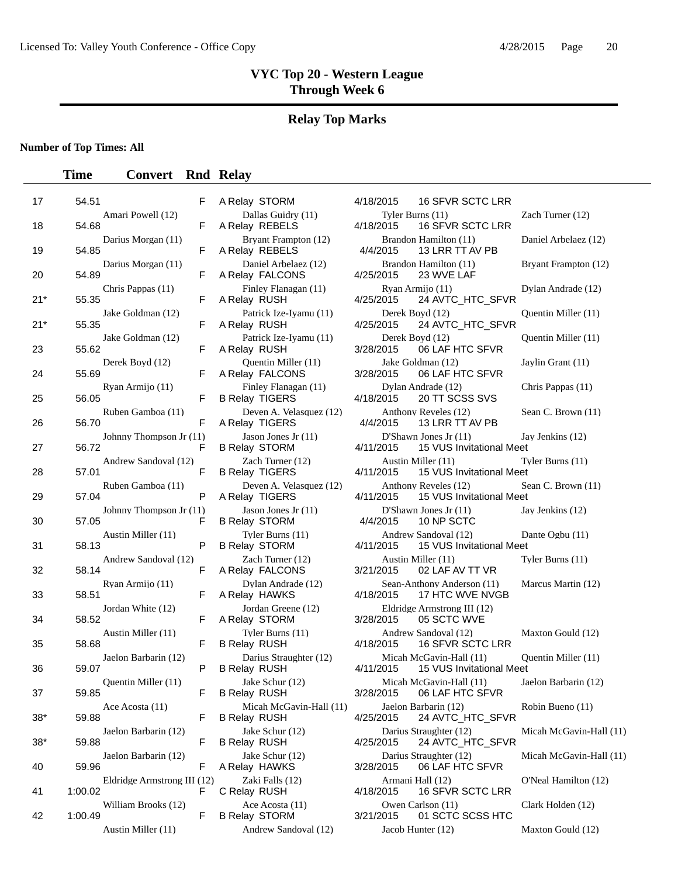# VYC Top 20 - Western League
## Through Week 6

## Relay Top Marks

**Number of Top Times: All**

| | Time | Convert | Rnd | Relay | | | |
|---|---|---|---|---|---|---|---|
| 17 | 54.51 | | F | A Relay STORM | 4/18/2015 | 16 SFVR SCTC LRR | |
| | Amari Powell (12) | | | Dallas Guidry (11) | Tyler Burns (11) | | Zach Turner (12) |
| 18 | 54.68 | | F | A Relay REBELS | 4/18/2015 | 16 SFVR SCTC LRR | |
| | Darius Morgan (11) | | | Bryant Frampton (12) | Brandon Hamilton (11) | | Daniel Arbelaez (12) |
| 19 | 54.85 | | F | A Relay REBELS | 4/4/2015 | 13 LRR TT AV PB | |
| | Darius Morgan (11) | | | Daniel Arbelaez (12) | Brandon Hamilton (11) | | Bryant Frampton (12) |
| 20 | 54.89 | | F | A Relay FALCONS | 4/25/2015 | 23 WVE LAF | |
| | Chris Pappas (11) | | | Finley Flanagan (11) | Ryan Armijo (11) | | Dylan Andrade (12) |
| 21* | 55.35 | | F | A Relay RUSH | 4/25/2015 | 24 AVTC_HTC_SFVR | |
| | Jake Goldman (12) | | | Patrick Ize-Iyamu (11) | Derek Boyd (12) | | Quentin Miller (11) |
| 21* | 55.35 | | F | A Relay RUSH | 4/25/2015 | 24 AVTC_HTC_SFVR | |
| | Jake Goldman (12) | | | Patrick Ize-Iyamu (11) | Derek Boyd (12) | | Quentin Miller (11) |
| 23 | 55.62 | | F | A Relay RUSH | 3/28/2015 | 06 LAF HTC SFVR | |
| | Derek Boyd (12) | | | Quentin Miller (11) | Jake Goldman (12) | | Jaylin Grant (11) |
| 24 | 55.69 | | F | A Relay FALCONS | 3/28/2015 | 06 LAF HTC SFVR | |
| | Ryan Armijo (11) | | | Finley Flanagan (11) | Dylan Andrade (12) | | Chris Pappas (11) |
| 25 | 56.05 | | F | B Relay TIGERS | 4/18/2015 | 20 TT SCSS SVS | |
| | Ruben Gamboa (11) | | | Deven A. Velasquez (12) | Anthony Reveles (12) | | Sean C. Brown (11) |
| 26 | 56.70 | | F | A Relay TIGERS | 4/4/2015 | 13 LRR TT AV PB | |
| | Johnny Thompson Jr (11) | | | Jason Jones Jr (11) | D'Shawn Jones Jr (11) | | Jay Jenkins (12) |
| 27 | 56.72 | | F | B Relay STORM | 4/11/2015 | 15 VUS Invitational Meet | |
| | Andrew Sandoval (12) | | | Zach Turner (12) | Austin Miller (11) | | Tyler Burns (11) |
| 28 | 57.01 | | F | B Relay TIGERS | 4/11/2015 | 15 VUS Invitational Meet | |
| | Ruben Gamboa (11) | | | Deven A. Velasquez (12) | Anthony Reveles (12) | | Sean C. Brown (11) |
| 29 | 57.04 | | P | A Relay TIGERS | 4/11/2015 | 15 VUS Invitational Meet | |
| | Johnny Thompson Jr (11) | | | Jason Jones Jr (11) | D'Shawn Jones Jr (11) | | Jay Jenkins (12) |
| 30 | 57.05 | | F | B Relay STORM | 4/4/2015 | 10 NP SCTC | |
| | Austin Miller (11) | | | Tyler Burns (11) | Andrew Sandoval (12) | | Dante Ogbu (11) |
| 31 | 58.13 | | P | B Relay STORM | 4/11/2015 | 15 VUS Invitational Meet | |
| | Andrew Sandoval (12) | | | Zach Turner (12) | Austin Miller (11) | | Tyler Burns (11) |
| 32 | 58.14 | | F | A Relay FALCONS | 3/21/2015 | 02 LAF AV TT VR | |
| | Ryan Armijo (11) | | | Dylan Andrade (12) | Sean-Anthony Anderson (11) | | Marcus Martin (12) |
| 33 | 58.51 | | F | A Relay HAWKS | 4/18/2015 | 17 HTC WVE NVGB | |
| | Jordan White (12) | | | Jordan Greene (12) | Eldridge Armstrong III (12) | | |
| 34 | 58.52 | | F | A Relay STORM | 3/28/2015 | 05 SCTC WVE | |
| | Austin Miller (11) | | | Tyler Burns (11) | Andrew Sandoval (12) | | Maxton Gould (12) |
| 35 | 58.68 | | F | B Relay RUSH | 4/18/2015 | 16 SFVR SCTC LRR | |
| | Jaelon Barbarin (12) | | | Darius Straughter (12) | Micah McGavin-Hall (11) | | Quentin Miller (11) |
| 36 | 59.07 | | P | B Relay RUSH | 4/11/2015 | 15 VUS Invitational Meet | |
| | Quentin Miller (11) | | | Jake Schur (12) | Micah McGavin-Hall (11) | | Jaelon Barbarin (12) |
| 37 | 59.85 | | F | B Relay RUSH | 3/28/2015 | 06 LAF HTC SFVR | |
| | Ace Acosta (11) | | | Micah McGavin-Hall (11) | Jaelon Barbarin (12) | | Robin Bueno (11) |
| 38* | 59.88 | | F | B Relay RUSH | 4/25/2015 | 24 AVTC_HTC_SFVR | |
| | Jaelon Barbarin (12) | | | Jake Schur (12) | Darius Straughter (12) | | Micah McGavin-Hall (11) |
| 38* | 59.88 | | F | B Relay RUSH | 4/25/2015 | 24 AVTC_HTC_SFVR | |
| | Jaelon Barbarin (12) | | | Jake Schur (12) | Darius Straughter (12) | | Micah McGavin-Hall (11) |
| 40 | 59.96 | | F | A Relay HAWKS | 3/28/2015 | 06 LAF HTC SFVR | |
| | Eldridge Armstrong III (12) | | | Zaki Falls (12) | Armani Hall (12) | | O'Neal Hamilton (12) |
| 41 | 1:00.02 | | F | C Relay RUSH | 4/18/2015 | 16 SFVR SCTC LRR | |
| | William Brooks (12) | | | Ace Acosta (11) | Owen Carlson (11) | | Clark Holden (12) |
| 42 | 1:00.49 | | F | B Relay STORM | 3/21/2015 | 01 SCTC SCSS HTC | |
| | Austin Miller (11) | | | Andrew Sandoval (12) | Jacob Hunter (12) | | Maxton Gould (12) |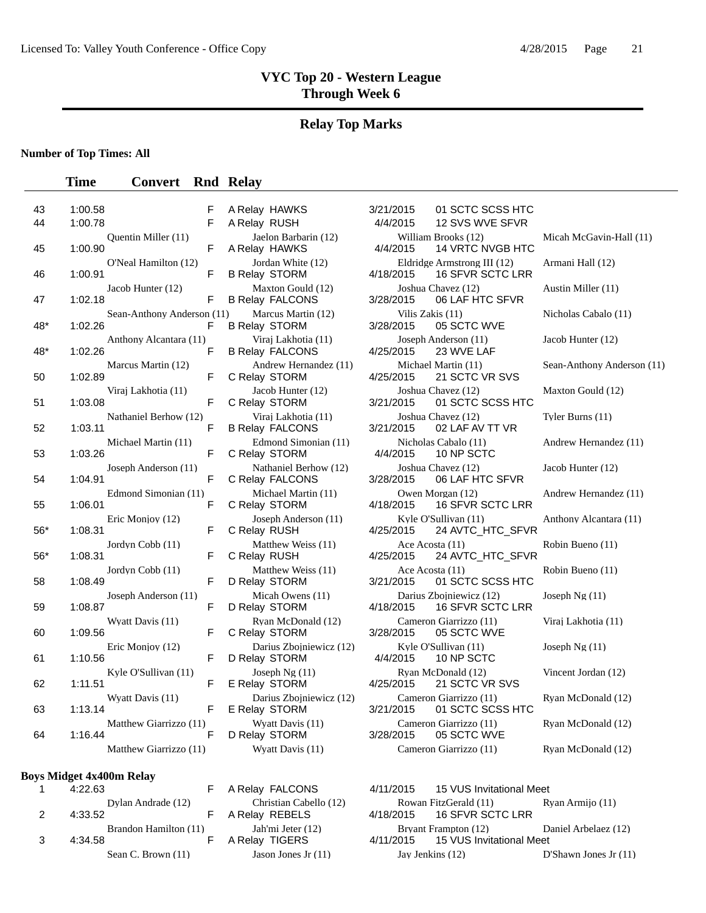# VYC Top 20 - Western League
## Through Week 6

## Relay Top Marks

**Number of Top Times: All**

| | Time | Convert | Rnd | Relay | | | |
|---|---|---|---|---|---|---|---|
| 43 | 1:00.58 | | F | A Relay HAWKS | 3/21/2015 | 01 SCTC SCSS HTC | |
| 44 | 1:00.78 | | F | A Relay RUSH | 4/4/2015 | 12 SVS WVE SFVR | |
| | | Quentin Miller (11) | | Jaelon Barbarin (12) | William Brooks (12) | | Micah McGavin-Hall (11) |
| 45 | 1:00.90 | | F | A Relay HAWKS | 4/4/2015 | 14 VRTC NVGB HTC | |
| | | O'Neal Hamilton (12) | | Jordan White (12) | Eldridge Armstrong III (12) | | Armani Hall (12) |
| 46 | 1:00.91 | | F | B Relay STORM | 4/18/2015 | 16 SFVR SCTC LRR | |
| | | Jacob Hunter (12) | | Maxton Gould (12) | Joshua Chavez (12) | | Austin Miller (11) |
| 47 | 1:02.18 | | F | B Relay FALCONS | 3/28/2015 | 06 LAF HTC SFVR | |
| | | Sean-Anthony Anderson (11) | | Marcus Martin (12) | Vilis Zakis (11) | | Nicholas Cabalo (11) |
| 48* | 1:02.26 | | F | B Relay STORM | 3/28/2015 | 05 SCTC WVE | |
| | | Anthony Alcantara (11) | | Viraj Lakhotia (11) | Joseph Anderson (11) | | Jacob Hunter (12) |
| 48* | 1:02.26 | | F | B Relay FALCONS | 4/25/2015 | 23 WVE LAF | |
| | | Marcus Martin (12) | | Andrew Hernandez (11) | Michael Martin (11) | | Sean-Anthony Anderson (11) |
| 50 | 1:02.89 | | F | C Relay STORM | 4/25/2015 | 21 SCTC VR SVS | |
| | | Viraj Lakhotia (11) | | Jacob Hunter (12) | Joshua Chavez (12) | | Maxton Gould (12) |
| 51 | 1:03.08 | | F | C Relay STORM | 3/21/2015 | 01 SCTC SCSS HTC | |
| | | Nathaniel Berhow (12) | | Viraj Lakhotia (11) | Joshua Chavez (12) | | Tyler Burns (11) |
| 52 | 1:03.11 | | F | B Relay FALCONS | 3/21/2015 | 02 LAF AV TT VR | |
| | | Michael Martin (11) | | Edmond Simonian (11) | Nicholas Cabalo (11) | | Andrew Hernandez (11) |
| 53 | 1:03.26 | | F | C Relay STORM | 4/4/2015 | 10 NP SCTC | |
| | | Joseph Anderson (11) | | Nathaniel Berhow (12) | Joshua Chavez (12) | | Jacob Hunter (12) |
| 54 | 1:04.91 | | F | C Relay FALCONS | 3/28/2015 | 06 LAF HTC SFVR | |
| | | Edmond Simonian (11) | | Michael Martin (11) | Owen Morgan (12) | | Andrew Hernandez (11) |
| 55 | 1:06.01 | | F | C Relay STORM | 4/18/2015 | 16 SFVR SCTC LRR | |
| | | Eric Monjoy (12) | | Joseph Anderson (11) | Kyle O'Sullivan (11) | | Anthony Alcantara (11) |
| 56* | 1:08.31 | | F | C Relay RUSH | 4/25/2015 | 24 AVTC_HTC_SFVR | |
| | | Jordyn Cobb (11) | | Matthew Weiss (11) | Ace Acosta (11) | | Robin Bueno (11) |
| 56* | 1:08.31 | | F | C Relay RUSH | 4/25/2015 | 24 AVTC_HTC_SFVR | |
| | | Jordyn Cobb (11) | | Matthew Weiss (11) | Ace Acosta (11) | | Robin Bueno (11) |
| 58 | 1:08.49 | | F | D Relay STORM | 3/21/2015 | 01 SCTC SCSS HTC | |
| | | Joseph Anderson (11) | | Micah Owens (11) | Darius Zbojniewicz (12) | | Joseph Ng (11) |
| 59 | 1:08.87 | | F | D Relay STORM | 4/18/2015 | 16 SFVR SCTC LRR | |
| | | Wyatt Davis (11) | | Ryan McDonald (12) | Cameron Giarrizzo (11) | | Viraj Lakhotia (11) |
| 60 | 1:09.56 | | F | C Relay STORM | 3/28/2015 | 05 SCTC WVE | |
| | | Eric Monjoy (12) | | Darius Zbojniewicz (12) | Kyle O'Sullivan (11) | | Joseph Ng (11) |
| 61 | 1:10.56 | | F | D Relay STORM | 4/4/2015 | 10 NP SCTC | |
| | | Kyle O'Sullivan (11) | | Joseph Ng (11) | Ryan McDonald (12) | | Vincent Jordan (12) |
| 62 | 1:11.51 | | F | E Relay STORM | 4/25/2015 | 21 SCTC VR SVS | |
| | | Wyatt Davis (11) | | Darius Zbojniewicz (12) | Cameron Giarrizzo (11) | | Ryan McDonald (12) |
| 63 | 1:13.14 | | F | E Relay STORM | 3/21/2015 | 01 SCTC SCSS HTC | |
| | | Matthew Giarrizzo (11) | | Wyatt Davis (11) | Cameron Giarrizzo (11) | | Ryan McDonald (12) |
| 64 | 1:16.44 | | F | D Relay STORM | 3/28/2015 | 05 SCTC WVE | |
| | | Matthew Giarrizzo (11) | | Wyatt Davis (11) | Cameron Giarrizzo (11) | | Ryan McDonald (12) |

**Boys Midget 4x400m Relay**

| | Time | Convert | Rnd | Relay | | | |
|---|---|---|---|---|---|---|---|
| 1 | 4:22.63 | | F | A Relay FALCONS | 4/11/2015 | 15 VUS Invitational Meet | |
| | | Dylan Andrade (12) | | Christian Cabello (12) | Rowan FitzGerald (11) | | Ryan Armijo (11) |
| 2 | 4:33.52 | | F | A Relay REBELS | 4/18/2015 | 16 SFVR SCTC LRR | |
| | | Brandon Hamilton (11) | | Jah'mi Jeter (12) | Bryant Frampton (12) | | Daniel Arbelaez (12) |
| 3 | 4:34.58 | | F | A Relay TIGERS | 4/11/2015 | 15 VUS Invitational Meet | |
| | | Sean C. Brown (11) | | Jason Jones Jr (11) | Jay Jenkins (12) | | D'Shawn Jones Jr (11) |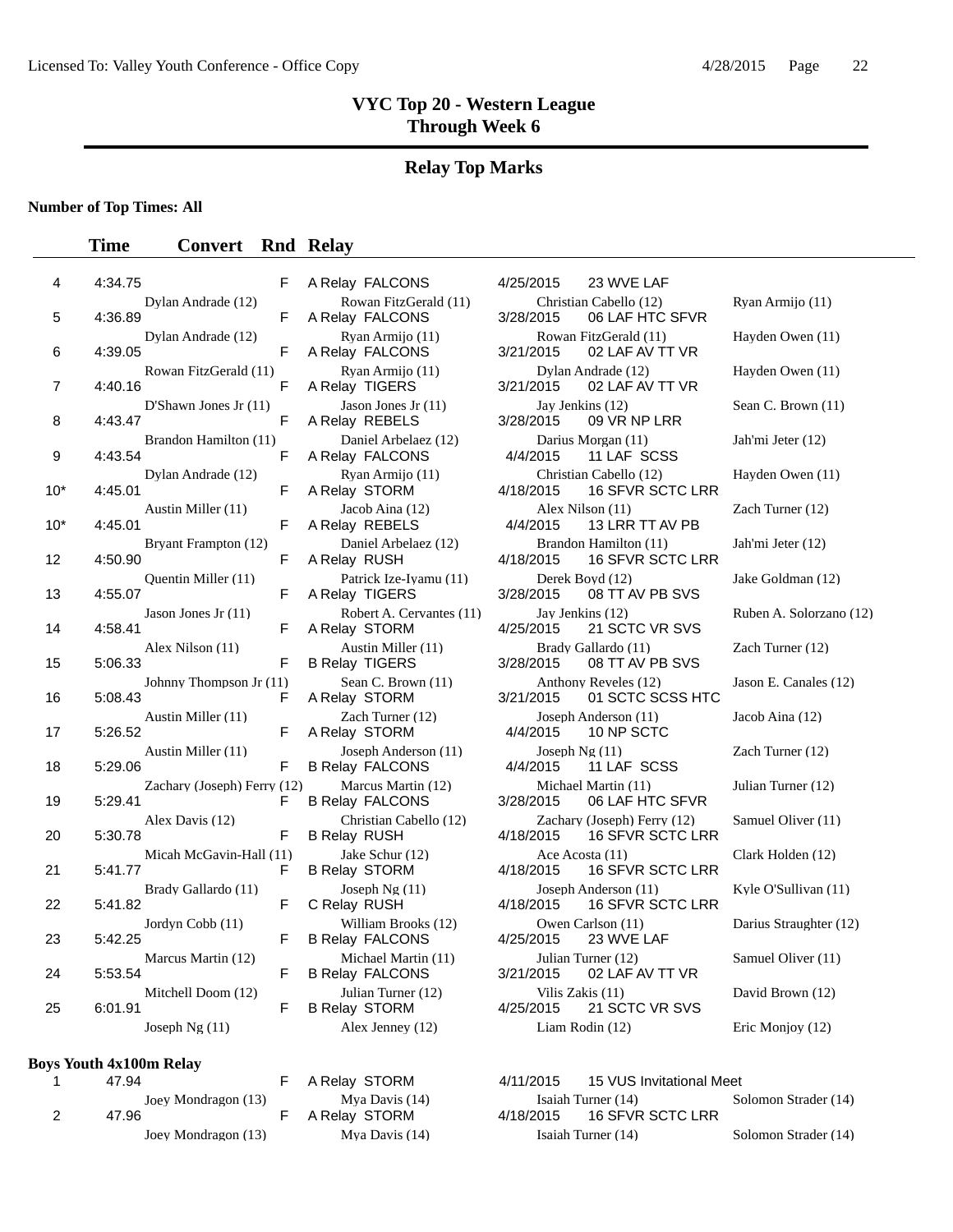# VYC Top 20 - Western League
## Through Week 6

## Relay Top Marks

**Number of Top Times: All**

| | Time | Convert | Rnd | Relay | Date | Meet | |
|---|---|---|---|---|---|---|---|
| 4 | 4:34.75 | | F | A Relay FALCONS | 4/25/2015 | 23 WVE LAF | |
| | Dylan Andrade (12) | | | Rowan FitzGerald (11) | Christian Cabello (12) | | Ryan Armijo (11) |
| 5 | 4:36.89 | | F | A Relay FALCONS | 3/28/2015 | 06 LAF HTC SFVR | |
| | Dylan Andrade (12) | | | Ryan Armijo (11) | Rowan FitzGerald (11) | | Hayden Owen (11) |
| 6 | 4:39.05 | | F | A Relay FALCONS | 3/21/2015 | 02 LAF AV TT VR | |
| | Rowan FitzGerald (11) | | | Ryan Armijo (11) | Dylan Andrade (12) | | Hayden Owen (11) |
| 7 | 4:40.16 | | F | A Relay TIGERS | 3/21/2015 | 02 LAF AV TT VR | |
| | D'Shawn Jones Jr (11) | | | Jason Jones Jr (11) | Jay Jenkins (12) | | Sean C. Brown (11) |
| 8 | 4:43.47 | | F | A Relay REBELS | 3/28/2015 | 09 VR NP LRR | |
| | Brandon Hamilton (11) | | | Daniel Arbelaez (12) | Darius Morgan (11) | | Jah'mi Jeter (12) |
| 9 | 4:43.54 | | F | A Relay FALCONS | 4/4/2015 | 11 LAF SCSS | |
| | Dylan Andrade (12) | | | Ryan Armijo (11) | Christian Cabello (12) | | Hayden Owen (11) |
| 10* | 4:45.01 | | F | A Relay STORM | 4/18/2015 | 16 SFVR SCTC LRR | |
| | Austin Miller (11) | | | Jacob Aina (12) | Alex Nilson (11) | | Zach Turner (12) |
| 10* | 4:45.01 | | F | A Relay REBELS | 4/4/2015 | 13 LRR TT AV PB | |
| | Bryant Frampton (12) | | | Daniel Arbelaez (12) | Brandon Hamilton (11) | | Jah'mi Jeter (12) |
| 12 | 4:50.90 | | F | A Relay RUSH | 4/18/2015 | 16 SFVR SCTC LRR | |
| | Quentin Miller (11) | | | Patrick Ize-Iyamu (11) | Derek Boyd (12) | | Jake Goldman (12) |
| 13 | 4:55.07 | | F | A Relay TIGERS | 3/28/2015 | 08 TT AV PB SVS | |
| | Jason Jones Jr (11) | | | Robert A. Cervantes (11) | Jay Jenkins (12) | | Ruben A. Solorzano (12) |
| 14 | 4:58.41 | | F | A Relay STORM | 4/25/2015 | 21 SCTC VR SVS | |
| | Alex Nilson (11) | | | Austin Miller (11) | Brady Gallardo (11) | | Zach Turner (12) |
| 15 | 5:06.33 | | F | B Relay TIGERS | 3/28/2015 | 08 TT AV PB SVS | |
| | Johnny Thompson Jr (11) | | | Sean C. Brown (11) | Anthony Reveles (12) | | Jason E. Canales (12) |
| 16 | 5:08.43 | | F | A Relay STORM | 3/21/2015 | 01 SCTC SCSS HTC | |
| | Austin Miller (11) | | | Zach Turner (12) | Joseph Anderson (11) | | Jacob Aina (12) |
| 17 | 5:26.52 | | F | A Relay STORM | 4/4/2015 | 10 NP SCTC | |
| | Austin Miller (11) | | | Joseph Anderson (11) | Joseph Ng (11) | | Zach Turner (12) |
| 18 | 5:29.06 | | F | B Relay FALCONS | 4/4/2015 | 11 LAF SCSS | |
| | Zachary (Joseph) Ferry (12) | | | Marcus Martin (12) | Michael Martin (11) | | Julian Turner (12) |
| 19 | 5:29.41 | | F | B Relay FALCONS | 3/28/2015 | 06 LAF HTC SFVR | |
| | Alex Davis (12) | | | Christian Cabello (12) | Zachary (Joseph) Ferry (12) | | Samuel Oliver (11) |
| 20 | 5:30.78 | | F | B Relay RUSH | 4/18/2015 | 16 SFVR SCTC LRR | |
| | Micah McGavin-Hall (11) | | | Jake Schur (12) | Ace Acosta (11) | | Clark Holden (12) |
| 21 | 5:41.77 | | F | B Relay STORM | 4/18/2015 | 16 SFVR SCTC LRR | |
| | Brady Gallardo (11) | | | Joseph Ng (11) | Joseph Anderson (11) | | Kyle O'Sullivan (11) |
| 22 | 5:41.82 | | F | C Relay RUSH | 4/18/2015 | 16 SFVR SCTC LRR | |
| | Jordyn Cobb (11) | | | William Brooks (12) | Owen Carlson (11) | | Darius Straughter (12) |
| 23 | 5:42.25 | | F | B Relay FALCONS | 4/25/2015 | 23 WVE LAF | |
| | Marcus Martin (12) | | | Michael Martin (11) | Julian Turner (12) | | Samuel Oliver (11) |
| 24 | 5:53.54 | | F | B Relay FALCONS | 3/21/2015 | 02 LAF AV TT VR | |
| | Mitchell Doom (12) | | | Julian Turner (12) | Vilis Zakis (11) | | David Brown (12) |
| 25 | 6:01.91 | | F | B Relay STORM | 4/25/2015 | 21 SCTC VR SVS | |
| | Joseph Ng (11) | | | Alex Jenney (12) | Liam Rodin (12) | | Eric Monjoy (12) |

**Boys Youth 4x100m Relay**

| | Time | Convert | Rnd | Relay | Date | Meet | |
|---|---|---|---|---|---|---|---|
| 1 | 47.94 | | F | A Relay STORM | 4/11/2015 | 15 VUS Invitational Meet | |
| | Joey Mondragon (13) | | | Mya Davis (14) | Isaiah Turner (14) | | Solomon Strader (14) |
| 2 | 47.96 | | F | A Relay STORM | 4/18/2015 | 16 SFVR SCTC LRR | |
| | Joey Mondragon (13) | | | Mya Davis (14) | Isaiah Turner (14) | | Solomon Strader (14) |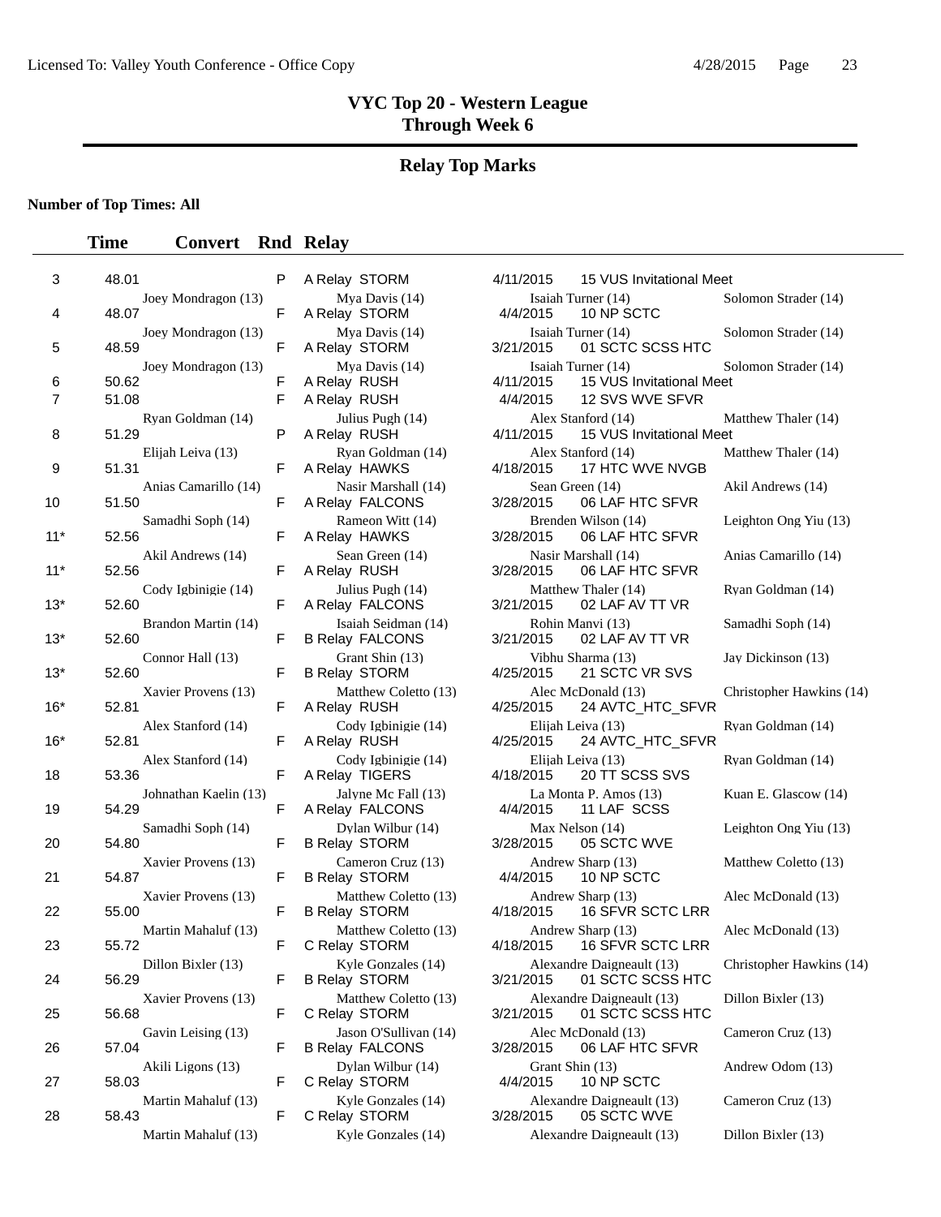## VYC Top 20 - Western League
## Through Week 6

### Relay Top Marks

**Number of Top Times: All**

| | Time | Convert | Rnd | Relay | Date | Meet |
|---|---|---|---|---|---|---|
| 3 | 48.01 | | P | A Relay STORM | 4/11/2015 | 15 VUS Invitational Meet |
| | Joey Mondragon (13) | | | Mya Davis (14) | Isaiah Turner (14) | Solomon Strader (14) |
| 4 | 48.07 | | F | A Relay STORM | 4/4/2015 | 10 NP SCTC |
| | Joey Mondragon (13) | | | Mya Davis (14) | Isaiah Turner (14) | Solomon Strader (14) |
| 5 | 48.59 | | F | A Relay STORM | 3/21/2015 | 01 SCTC SCSS HTC |
| | Joey Mondragon (13) | | | Mya Davis (14) | Isaiah Turner (14) | Solomon Strader (14) |
| 6 | 50.62 | | F | A Relay RUSH | 4/11/2015 | 15 VUS Invitational Meet |
| 7 | 51.08 | | F | A Relay RUSH | 4/4/2015 | 12 SVS WVE SFVR |
| | Ryan Goldman (14) | | | Julius Pugh (14) | Alex Stanford (14) | Matthew Thaler (14) |
| 8 | 51.29 | | P | A Relay RUSH | 4/11/2015 | 15 VUS Invitational Meet |
| | Elijah Leiva (13) | | | Ryan Goldman (14) | Alex Stanford (14) | Matthew Thaler (14) |
| 9 | 51.31 | | F | A Relay HAWKS | 4/18/2015 | 17 HTC WVE NVGB |
| | Anias Camarillo (14) | | | Nasir Marshall (14) | Sean Green (14) | Akil Andrews (14) |
| 10 | 51.50 | | F | A Relay FALCONS | 3/28/2015 | 06 LAF HTC SFVR |
| | Samadhi Soph (14) | | | Rameon Witt (14) | Brenden Wilson (14) | Leighton Ong Yiu (13) |
| 11* | 52.56 | | F | A Relay HAWKS | 3/28/2015 | 06 LAF HTC SFVR |
| | Akil Andrews (14) | | | Sean Green (14) | Nasir Marshall (14) | Anias Camarillo (14) |
| 11* | 52.56 | | F | A Relay RUSH | 3/28/2015 | 06 LAF HTC SFVR |
| | Cody Igbinigie (14) | | | Julius Pugh (14) | Matthew Thaler (14) | Ryan Goldman (14) |
| 13* | 52.60 | | F | A Relay FALCONS | 3/21/2015 | 02 LAF AV TT VR |
| | Brandon Martin (14) | | | Isaiah Seidman (14) | Rohin Manvi (13) | Samadhi Soph (14) |
| 13* | 52.60 | | F | B Relay FALCONS | 3/21/2015 | 02 LAF AV TT VR |
| | Connor Hall (13) | | | Grant Shin (13) | Vibhu Sharma (13) | Jay Dickinson (13) |
| 13* | 52.60 | | F | B Relay STORM | 4/25/2015 | 21 SCTC VR SVS |
| | Xavier Provens (13) | | | Matthew Coletto (13) | Alec McDonald (13) | Christopher Hawkins (14) |
| 16* | 52.81 | | F | A Relay RUSH | 4/25/2015 | 24 AVTC_HTC_SFVR |
| | Alex Stanford (14) | | | Cody Igbinigie (14) | Elijah Leiva (13) | Ryan Goldman (14) |
| 16* | 52.81 | | F | A Relay RUSH | 4/25/2015 | 24 AVTC_HTC_SFVR |
| | Alex Stanford (14) | | | Cody Igbinigie (14) | Elijah Leiva (13) | Ryan Goldman (14) |
| 18 | 53.36 | | F | A Relay TIGERS | 4/18/2015 | 20 TT SCSS SVS |
| | Johnathan Kaelin (13) | | | Jalyne Mc Fall (13) | La Monta P. Amos (13) | Kuan E. Glascow (14) |
| 19 | 54.29 | | F | A Relay FALCONS | 4/4/2015 | 11 LAF SCSS |
| | Samadhi Soph (14) | | | Dylan Wilbur (14) | Max Nelson (14) | Leighton Ong Yiu (13) |
| 20 | 54.80 | | F | B Relay STORM | 3/28/2015 | 05 SCTC WVE |
| | Xavier Provens (13) | | | Cameron Cruz (13) | Andrew Sharp (13) | Matthew Coletto (13) |
| 21 | 54.87 | | F | B Relay STORM | 4/4/2015 | 10 NP SCTC |
| | Xavier Provens (13) | | | Matthew Coletto (13) | Andrew Sharp (13) | Alec McDonald (13) |
| 22 | 55.00 | | F | B Relay STORM | 4/18/2015 | 16 SFVR SCTC LRR |
| | Martin Mahaluf (13) | | | Matthew Coletto (13) | Andrew Sharp (13) | Alec McDonald (13) |
| 23 | 55.72 | | F | C Relay STORM | 4/18/2015 | 16 SFVR SCTC LRR |
| | Dillon Bixler (13) | | | Kyle Gonzales (14) | Alexandre Daigneault (13) | Christopher Hawkins (14) |
| 24 | 56.29 | | F | B Relay STORM | 3/21/2015 | 01 SCTC SCSS HTC |
| | Xavier Provens (13) | | | Matthew Coletto (13) | Alexandre Daigneault (13) | Dillon Bixler (13) |
| 25 | 56.68 | | F | C Relay STORM | 3/21/2015 | 01 SCTC SCSS HTC |
| | Gavin Leising (13) | | | Jason O'Sullivan (14) | Alec McDonald (13) | Cameron Cruz (13) |
| 26 | 57.04 | | F | B Relay FALCONS | 3/28/2015 | 06 LAF HTC SFVR |
| | Akili Ligons (13) | | | Dylan Wilbur (14) | Grant Shin (13) | Andrew Odom (13) |
| 27 | 58.03 | | F | C Relay STORM | 4/4/2015 | 10 NP SCTC |
| | Martin Mahaluf (13) | | | Kyle Gonzales (14) | Alexandre Daigneault (13) | Cameron Cruz (13) |
| 28 | 58.43 | | F | C Relay STORM | 3/28/2015 | 05 SCTC WVE |
| | Martin Mahaluf (13) | | | Kyle Gonzales (14) | Alexandre Daigneault (13) | Dillon Bixler (13) |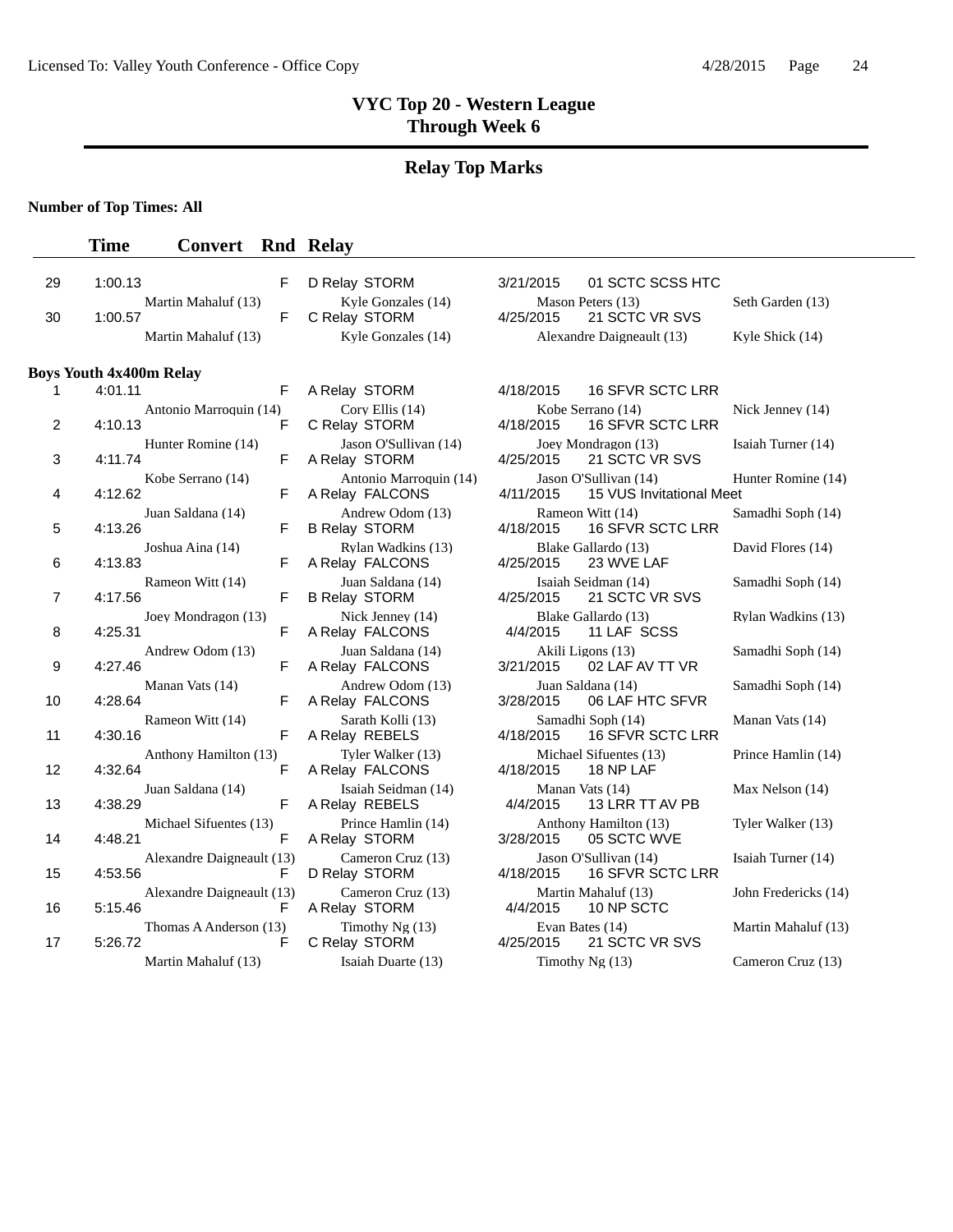# VYC Top 20 - Western League
## Through Week 6

## Relay Top Marks

**Number of Top Times: All**

| | Time | Convert | Rnd | Relay | | |
|---|---|---|---|---|---|---|
| 29 | 1:00.13 | | F | D Relay STORM | 3/21/2015 | 01 SCTC SCSS HTC |
| | | Martin Mahaluf (13) | | Kyle Gonzales (14) | Mason Peters (13) | Seth Garden (13) |
| 30 | 1:00.57 | | F | C Relay STORM | 4/25/2015 | 21 SCTC VR SVS |
| | | Martin Mahaluf (13) | | Kyle Gonzales (14) | Alexandre Daigneault (13) | Kyle Shick (14) |

**Boys Youth 4x400m Relay**

| | Time | Convert | Rnd | Relay | | |
|---|---|---|---|---|---|---|
| 1 | 4:01.11 | | F | A Relay STORM | 4/18/2015 | 16 SFVR SCTC LRR |
| | | Antonio Marroquin (14) | | Cory Ellis (14) | Kobe Serrano (14) | Nick Jenney (14) |
| 2 | 4:10.13 | | F | C Relay STORM | 4/18/2015 | 16 SFVR SCTC LRR |
| | | Hunter Romine (14) | | Jason O'Sullivan (14) | Joey Mondragon (13) | Isaiah Turner (14) |
| 3 | 4:11.74 | | F | A Relay STORM | 4/25/2015 | 21 SCTC VR SVS |
| | | Kobe Serrano (14) | | Antonio Marroquin (14) | Jason O'Sullivan (14) | Hunter Romine (14) |
| 4 | 4:12.62 | | F | A Relay FALCONS | 4/11/2015 | 15 VUS Invitational Meet |
| | | Juan Saldana (14) | | Andrew Odom (13) | Rameon Witt (14) | Samadhi Soph (14) |
| 5 | 4:13.26 | | F | B Relay STORM | 4/18/2015 | 16 SFVR SCTC LRR |
| | | Joshua Aina (14) | | Rylan Wadkins (13) | Blake Gallardo (13) | David Flores (14) |
| 6 | 4:13.83 | | F | A Relay FALCONS | 4/25/2015 | 23 WVE LAF |
| | | Rameon Witt (14) | | Juan Saldana (14) | Isaiah Seidman (14) | Samadhi Soph (14) |
| 7 | 4:17.56 | | F | B Relay STORM | 4/25/2015 | 21 SCTC VR SVS |
| | | Joey Mondragon (13) | | Nick Jenney (14) | Blake Gallardo (13) | Rylan Wadkins (13) |
| 8 | 4:25.31 | | F | A Relay FALCONS | 4/4/2015 | 11 LAF SCSS |
| | | Andrew Odom (13) | | Juan Saldana (14) | Akili Ligons (13) | Samadhi Soph (14) |
| 9 | 4:27.46 | | F | A Relay FALCONS | 3/21/2015 | 02 LAF AV TT VR |
| | | Manan Vats (14) | | Andrew Odom (13) | Juan Saldana (14) | Samadhi Soph (14) |
| 10 | 4:28.64 | | F | A Relay FALCONS | 3/28/2015 | 06 LAF HTC SFVR |
| | | Rameon Witt (14) | | Sarath Kolli (13) | Samadhi Soph (14) | Manan Vats (14) |
| 11 | 4:30.16 | | F | A Relay REBELS | 4/18/2015 | 16 SFVR SCTC LRR |
| | | Anthony Hamilton (13) | | Tyler Walker (13) | Michael Sifuentes (13) | Prince Hamlin (14) |
| 12 | 4:32.64 | | F | A Relay FALCONS | 4/18/2015 | 18 NP LAF |
| | | Juan Saldana (14) | | Isaiah Seidman (14) | Manan Vats (14) | Max Nelson (14) |
| 13 | 4:38.29 | | F | A Relay REBELS | 4/4/2015 | 13 LRR TT AV PB |
| | | Michael Sifuentes (13) | | Prince Hamlin (14) | Anthony Hamilton (13) | Tyler Walker (13) |
| 14 | 4:48.21 | | F | A Relay STORM | 3/28/2015 | 05 SCTC WVE |
| | | Alexandre Daigneault (13) | | Cameron Cruz (13) | Jason O'Sullivan (14) | Isaiah Turner (14) |
| 15 | 4:53.56 | | F | D Relay STORM | 4/18/2015 | 16 SFVR SCTC LRR |
| | | Alexandre Daigneault (13) | | Cameron Cruz (13) | Martin Mahaluf (13) | John Fredericks (14) |
| 16 | 5:15.46 | | F | A Relay STORM | 4/4/2015 | 10 NP SCTC |
| | | Thomas A Anderson (13) | | Timothy Ng (13) | Evan Bates (14) | Martin Mahaluf (13) |
| 17 | 5:26.72 | | F | C Relay STORM | 4/25/2015 | 21 SCTC VR SVS |
| | | Martin Mahaluf (13) | | Isaiah Duarte (13) | Timothy Ng (13) | Cameron Cruz (13) |